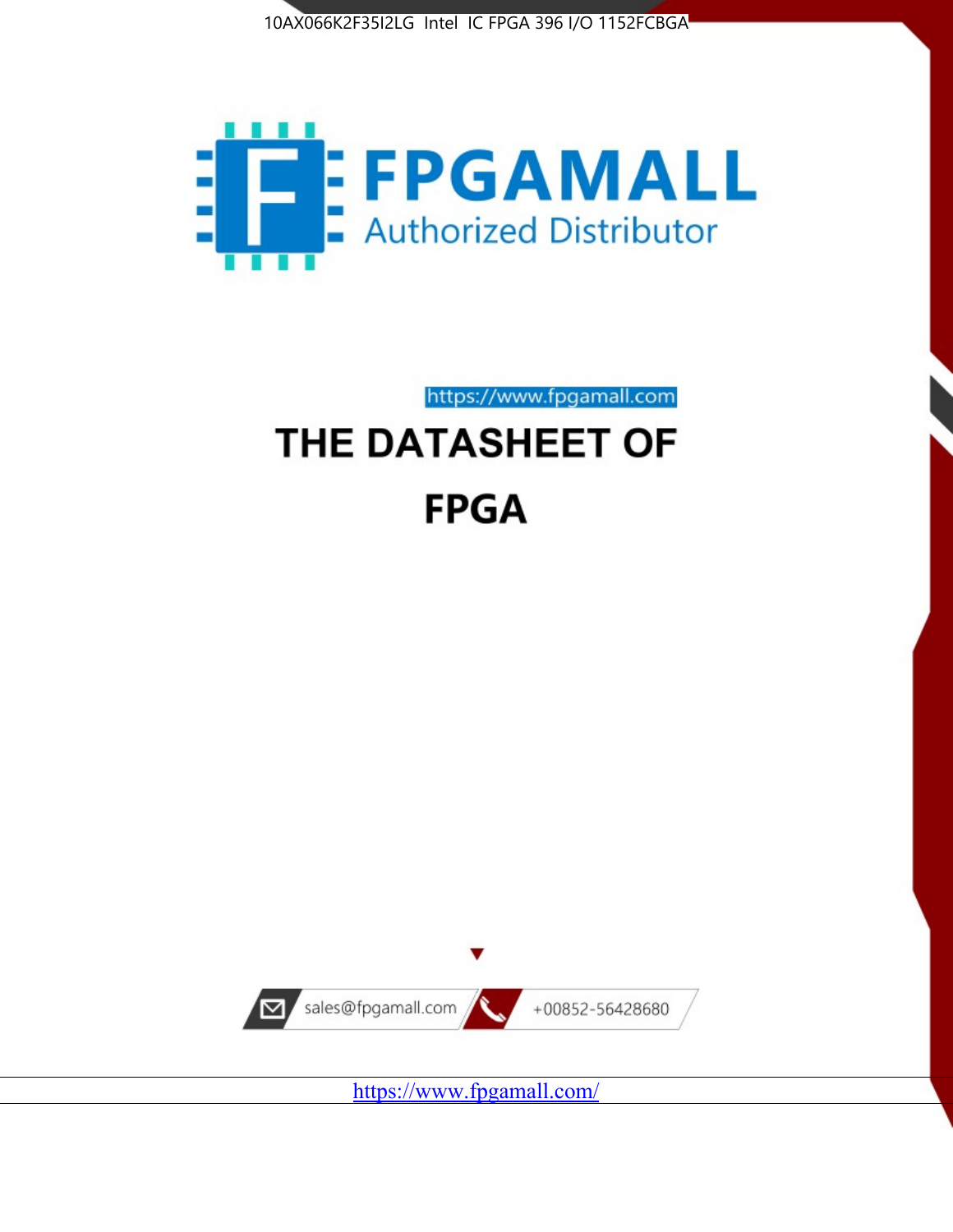10AX066K2F35I2LG Intel IC FPGA 396 I/O 1152FCBGA

FPGAMALL

Authorized Distributor

https://www.fpgamall.com

# THE DATASHEET OF

# FPGA

sales@fpgamall.com

+00852-56428680

https://www.fpgamall.com/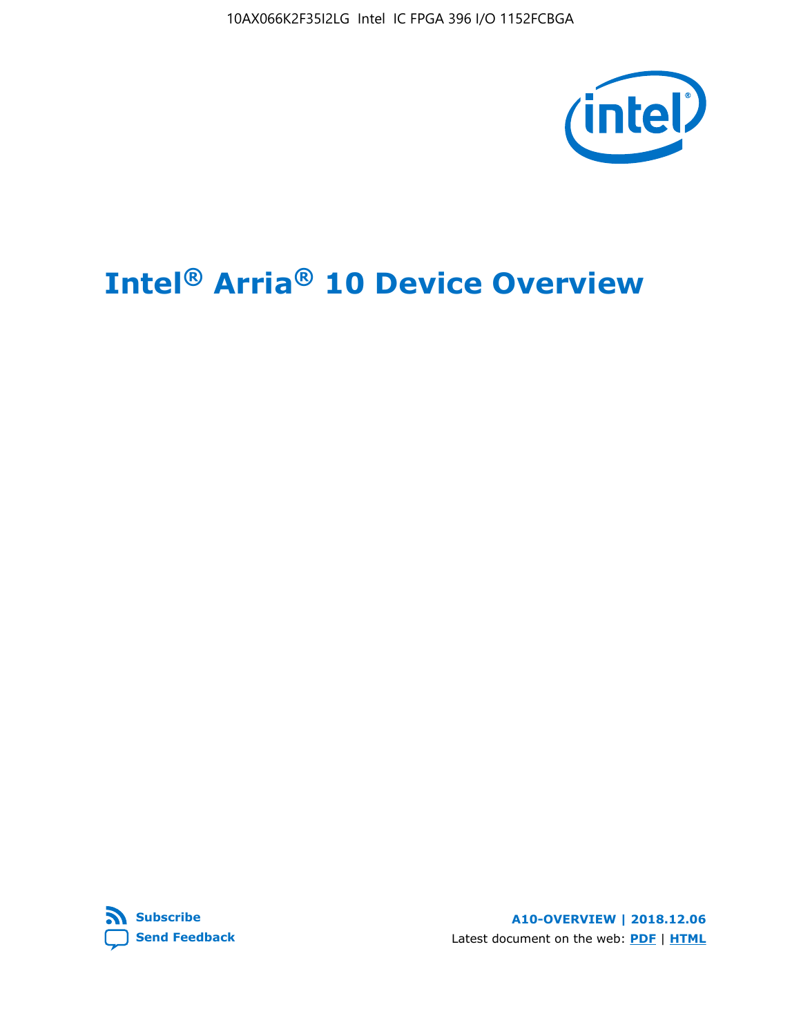# Intel® Arria® 10 Device Overview

Subscribe

Send Feedback

**A10-OVERVIEW | 2018.12.06**

Latest document on the web: **PDF** | **HTML**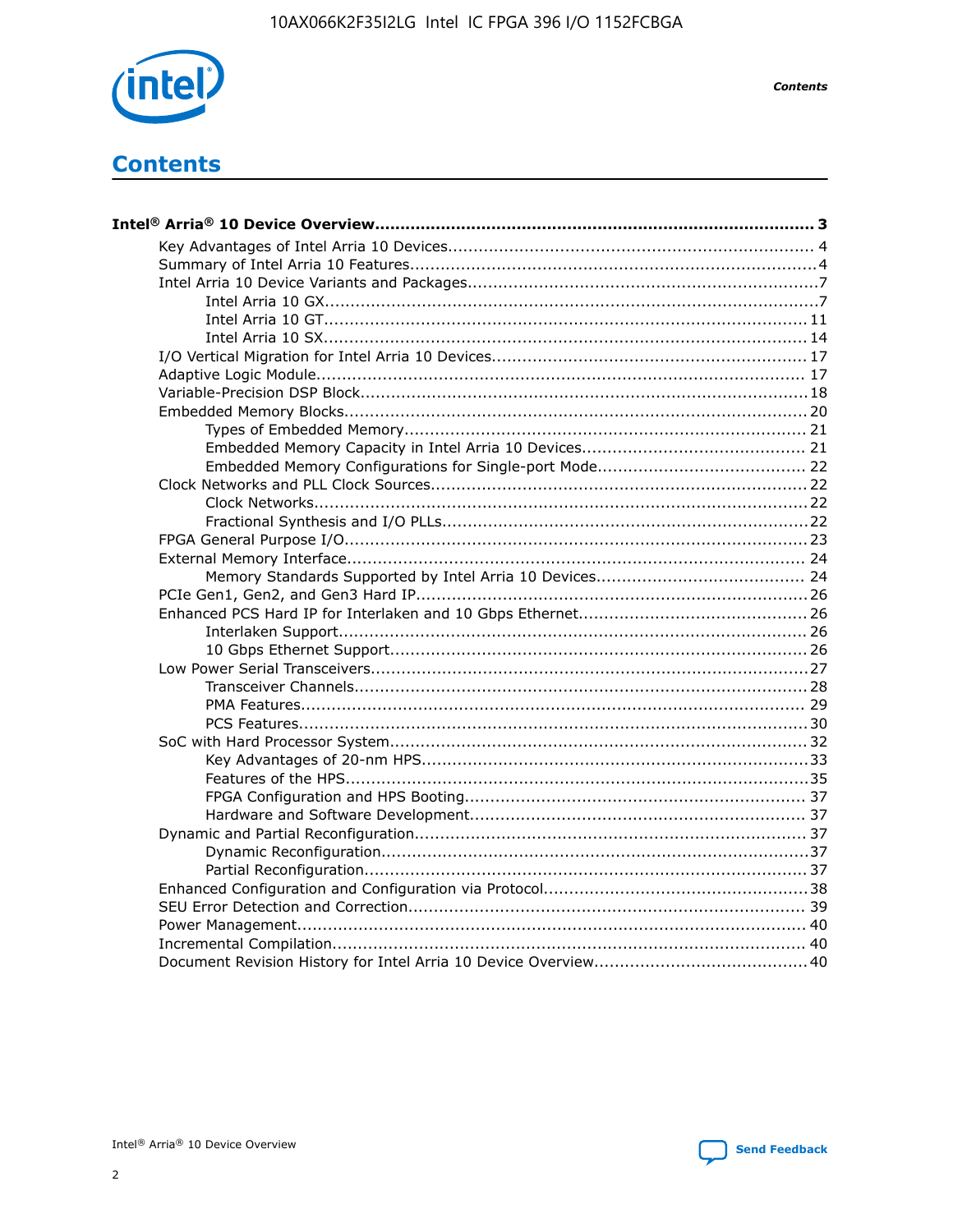# Contents

**Intel® Arria® 10 Device Overview....................................................................................... 3**

- Key Advantages of Intel Arria 10 Devices........................................................................ 4
- Summary of Intel Arria 10 Features................................................................................4
- Intel Arria 10 Device Variants and Packages.....................................................................7
  - Intel Arria 10 GX.................................................................................................7
  - Intel Arria 10 GT............................................................................................... 11
  - Intel Arria 10 SX............................................................................................... 14
- I/O Vertical Migration for Intel Arria 10 Devices.............................................................. 17
- Adaptive Logic Module................................................................................................ 17
- Variable-Precision DSP Block........................................................................................18
- Embedded Memory Blocks........................................................................................... 20
  - Types of Embedded Memory............................................................................... 21
  - Embedded Memory Capacity in Intel Arria 10 Devices............................................ 21
  - Embedded Memory Configurations for Single-port Mode......................................... 22
- Clock Networks and PLL Clock Sources.......................................................................... 22
  - Clock Networks................................................................................................. 22
  - Fractional Synthesis and I/O PLLs........................................................................22
- FPGA General Purpose I/O...........................................................................................23
- External Memory Interface.......................................................................................... 24
  - Memory Standards Supported by Intel Arria 10 Devices......................................... 24
- PCIe Gen1, Gen2, and Gen3 Hard IP.............................................................................26
- Enhanced PCS Hard IP for Interlaken and 10 Gbps Ethernet.............................................26
  - Interlaken Support............................................................................................ 26
  - 10 Gbps Ethernet Support.................................................................................. 26
- Low Power Serial Transceivers......................................................................................27
  - Transceiver Channels.........................................................................................28
  - PMA Features................................................................................................... 29
  - PCS Features....................................................................................................30
- SoC with Hard Processor System.................................................................................. 32
  - Key Advantages of 20-nm HPS............................................................................33
  - Features of the HPS...........................................................................................35
  - FPGA Configuration and HPS Booting................................................................... 37
  - Hardware and Software Development.................................................................. 37
- Dynamic and Partial Reconfiguration............................................................................. 37
  - Dynamic Reconfiguration....................................................................................37
  - Partial Reconfiguration.......................................................................................37
- Enhanced Configuration and Configuration via Protocol....................................................38
- SEU Error Detection and Correction.............................................................................. 39
- Power Management.................................................................................................... 40
- Incremental Compilation............................................................................................. 40
- Document Revision History for Intel Arria 10 Device Overview.......................................... 40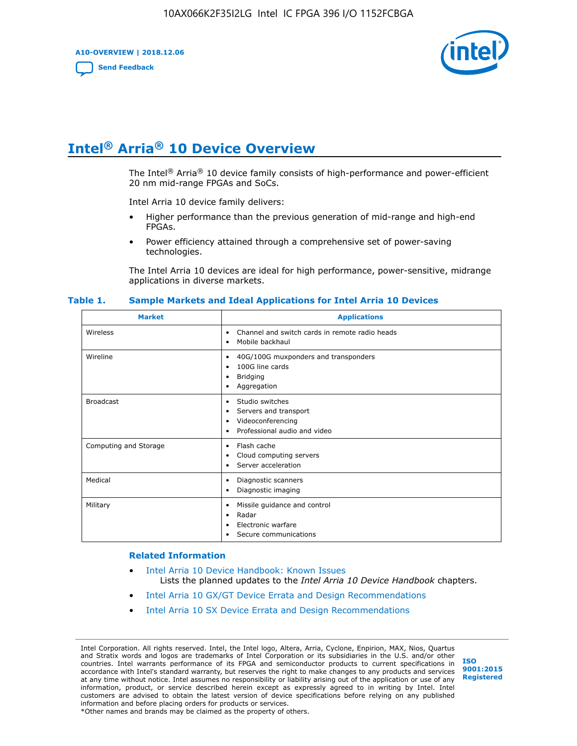# Intel® Arria® 10 Device Overview

The Intel® Arria® 10 device family consists of high-performance and power-efficient 20 nm mid-range FPGAs and SoCs.

Intel Arria 10 device family delivers:

- Higher performance than the previous generation of mid-range and high-end FPGAs.
- Power efficiency attained through a comprehensive set of power-saving technologies.

The Intel Arria 10 devices are ideal for high performance, power-sensitive, midrange applications in diverse markets.

**Table 1. Sample Markets and Ideal Applications for Intel Arria 10 Devices**

| Market | Applications |
|---|---|
| Wireless | • Channel and switch cards in remote radio heads<br>• Mobile backhaul |
| Wireline | • 40G/100G muxponders and transponders<br>• 100G line cards<br>• Bridging<br>• Aggregation |
| Broadcast | • Studio switches<br>• Servers and transport<br>• Videoconferencing<br>• Professional audio and video |
| Computing and Storage | • Flash cache<br>• Cloud computing servers<br>• Server acceleration |
| Medical | • Diagnostic scanners<br>• Diagnostic imaging |
| Military | • Missile guidance and control<br>• Radar<br>• Electronic warfare<br>• Secure communications |

### Related Information

- Intel Arria 10 Device Handbook: Known Issues
  Lists the planned updates to the *Intel Arria 10 Device Handbook* chapters.
- Intel Arria 10 GX/GT Device Errata and Design Recommendations
- Intel Arria 10 SX Device Errata and Design Recommendations

Intel Corporation. All rights reserved. Intel, the Intel logo, Altera, Arria, Cyclone, Enpirion, MAX, Nios, Quartus and Stratix words and logos are trademarks of Intel Corporation or its subsidiaries in the U.S. and/or other countries. Intel warrants performance of its FPGA and semiconductor products to current specifications in accordance with Intel's standard warranty, but reserves the right to make changes to any products and services at any time without notice. Intel assumes no responsibility or liability arising out of the application or use of any information, product, or service described herein except as expressly agreed to in writing by Intel. Intel customers are advised to obtain the latest version of device specifications before relying on any published information and before placing orders for products or services.
*Other names and brands may be claimed as the property of others.

ISO 9001:2015 Registered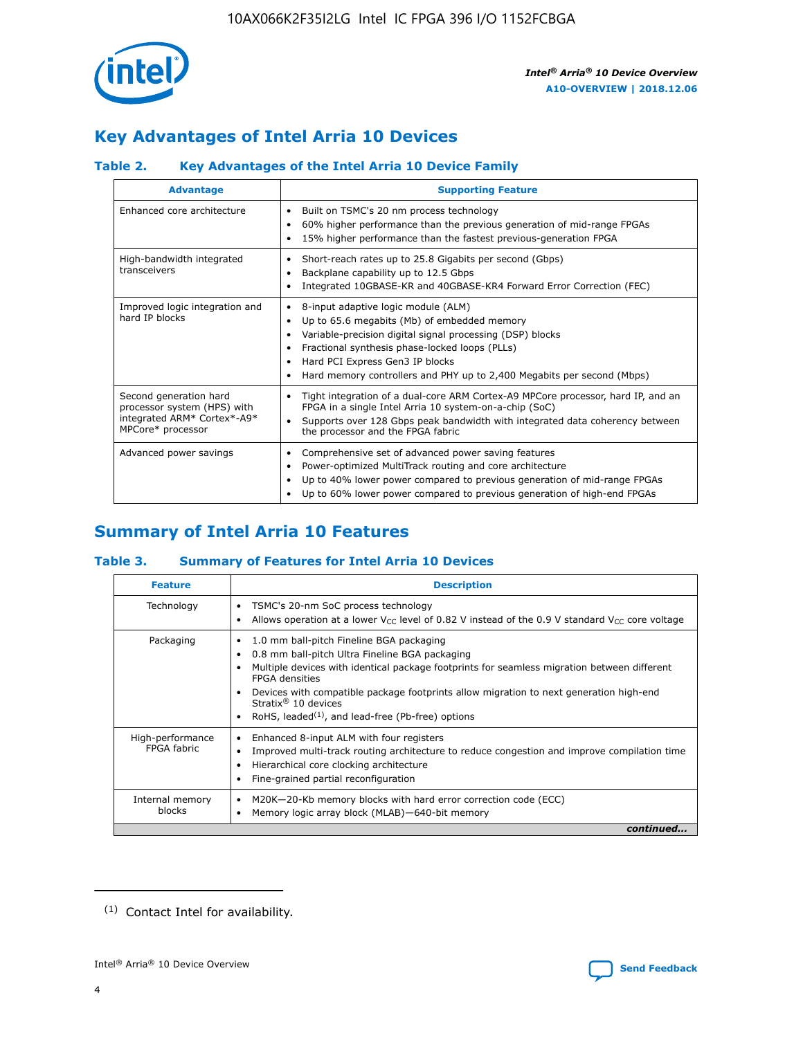## Key Advantages of Intel Arria 10 Devices

### Table 2. Key Advantages of the Intel Arria 10 Device Family

| Advantage | Supporting Feature |
|---|---|
| Enhanced core architecture | • Built on TSMC's 20 nm process technology<br>• 60% higher performance than the previous generation of mid-range FPGAs<br>• 15% higher performance than the fastest previous-generation FPGA |
| High-bandwidth integrated transceivers | • Short-reach rates up to 25.8 Gigabits per second (Gbps)<br>• Backplane capability up to 12.5 Gbps<br>• Integrated 10GBASE-KR and 40GBASE-KR4 Forward Error Correction (FEC) |
| Improved logic integration and hard IP blocks | • 8-input adaptive logic module (ALM)<br>• Up to 65.6 megabits (Mb) of embedded memory<br>• Variable-precision digital signal processing (DSP) blocks<br>• Fractional synthesis phase-locked loops (PLLs)<br>• Hard PCI Express Gen3 IP blocks<br>• Hard memory controllers and PHY up to 2,400 Megabits per second (Mbps) |
| Second generation hard processor system (HPS) with integrated ARM* Cortex*-A9* MPCore* processor | • Tight integration of a dual-core ARM Cortex-A9 MPCore processor, hard IP, and an FPGA in a single Intel Arria 10 system-on-a-chip (SoC)<br>• Supports over 128 Gbps peak bandwidth with integrated data coherency between the processor and the FPGA fabric |
| Advanced power savings | • Comprehensive set of advanced power saving features<br>• Power-optimized MultiTrack routing and core architecture<br>• Up to 40% lower power compared to previous generation of mid-range FPGAs<br>• Up to 60% lower power compared to previous generation of high-end FPGAs |

## Summary of Intel Arria 10 Features

### Table 3. Summary of Features for Intel Arria 10 Devices

| Feature | Description |
|---|---|
| Technology | • TSMC's 20-nm SoC process technology<br>• Allows operation at a lower $V_{CC}$ level of 0.82 V instead of the 0.9 V standard $V_{CC}$ core voltage |
| Packaging | • 1.0 mm ball-pitch Fineline BGA packaging<br>• 0.8 mm ball-pitch Ultra Fineline BGA packaging<br>• Multiple devices with identical package footprints for seamless migration between different FPGA densities<br>• Devices with compatible package footprints allow migration to next generation high-end Stratix® 10 devices<br>• RoHS, leaded[(1)], and lead-free (Pb-free) options |
| High-performance FPGA fabric | • Enhanced 8-input ALM with four registers<br>• Improved multi-track routing architecture to reduce congestion and improve compilation time<br>• Hierarchical core clocking architecture<br>• Fine-grained partial reconfiguration |
| Internal memory blocks | • M20K—20-Kb memory blocks with hard error correction code (ECC)<br>• Memory logic array block (MLAB)—640-bit memory |

*continued...*

(1) Contact Intel for availability.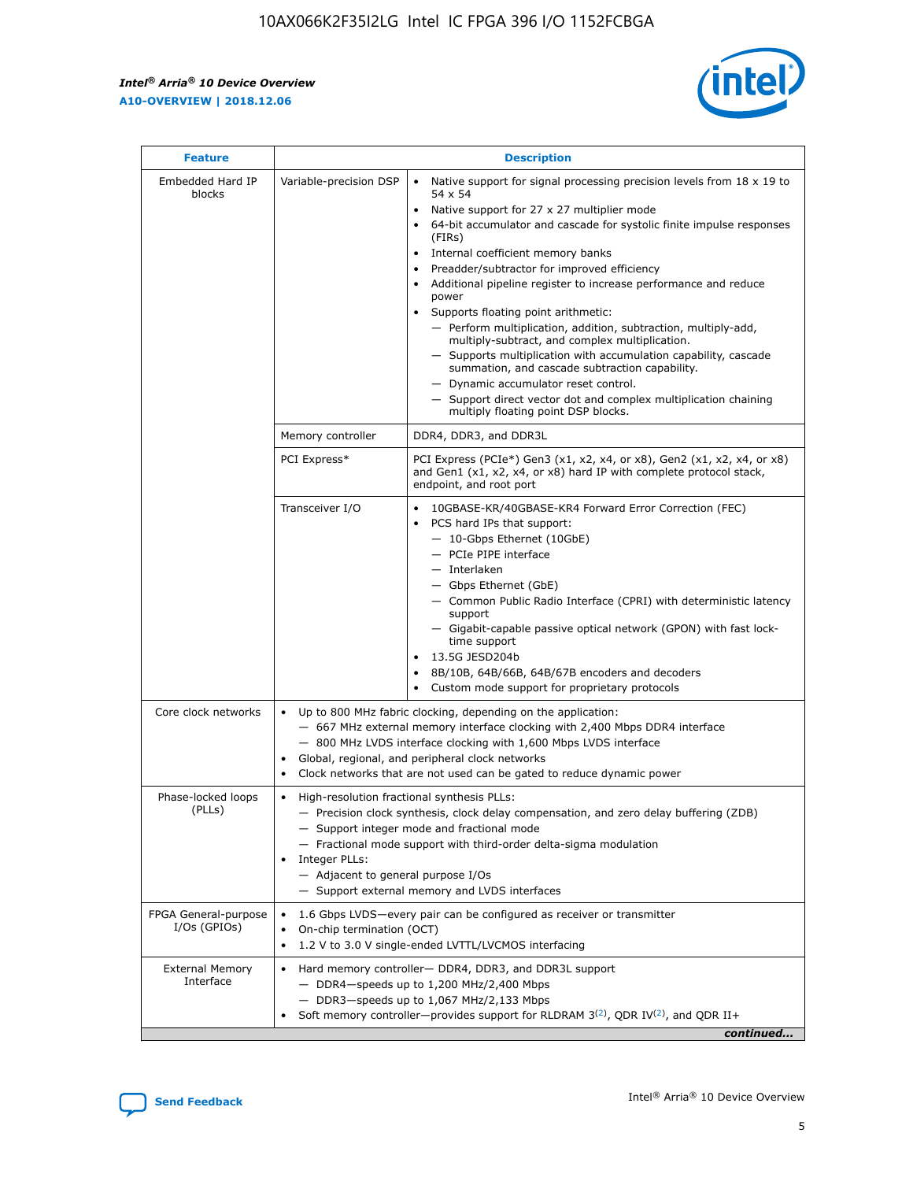| Feature | Description | |
|---|---|---|
| Embedded Hard IP blocks | Variable-precision DSP | • Native support for signal processing precision levels from 18 x 19 to 54 x 54<br>• Native support for 27 x 27 multiplier mode<br>• 64-bit accumulator and cascade for systolic finite impulse responses (FIRs)<br>• Internal coefficient memory banks<br>• Preadder/subtractor for improved efficiency<br>• Additional pipeline register to increase performance and reduce power<br>• Supports floating point arithmetic:<br>— Perform multiplication, addition, subtraction, multiply-add, multiply-subtract, and complex multiplication.<br>— Supports multiplication with accumulation capability, cascade summation, and cascade subtraction capability.<br>— Dynamic accumulator reset control.<br>— Support direct vector dot and complex multiplication chaining multiply floating point DSP blocks. |
| | Memory controller | DDR4, DDR3, and DDR3L |
| | PCI Express* | PCI Express (PCIe*) Gen3 (x1, x2, x4, or x8), Gen2 (x1, x2, x4, or x8) and Gen1 (x1, x2, x4, or x8) hard IP with complete protocol stack, endpoint, and root port |
| | Transceiver I/O | • 10GBASE-KR/40GBASE-KR4 Forward Error Correction (FEC)<br>• PCS hard IPs that support:<br>— 10-Gbps Ethernet (10GbE)<br>— PCIe PIPE interface<br>— Interlaken<br>— Gbps Ethernet (GbE)<br>— Common Public Radio Interface (CPRI) with deterministic latency support<br>— Gigabit-capable passive optical network (GPON) with fast lock-time support<br>• 13.5G JESD204b<br>• 8B/10B, 64B/66B, 64B/67B encoders and decoders<br>• Custom mode support for proprietary protocols |
| Core clock networks | • Up to 800 MHz fabric clocking, depending on the application:<br>— 667 MHz external memory interface clocking with 2,400 Mbps DDR4 interface<br>— 800 MHz LVDS interface clocking with 1,600 Mbps LVDS interface<br>• Global, regional, and peripheral clock networks<br>• Clock networks that are not used can be gated to reduce dynamic power | |
| Phase-locked loops (PLLs) | • High-resolution fractional synthesis PLLs:<br>— Precision clock synthesis, clock delay compensation, and zero delay buffering (ZDB)<br>— Support integer mode and fractional mode<br>— Fractional mode support with third-order delta-sigma modulation<br>• Integer PLLs:<br>— Adjacent to general purpose I/Os<br>— Support external memory and LVDS interfaces | |
| FPGA General-purpose I/Os (GPIOs) | • 1.6 Gbps LVDS—every pair can be configured as receiver or transmitter<br>• On-chip termination (OCT)<br>• 1.2 V to 3.0 V single-ended LVTTL/LVCMOS interfacing | |
| External Memory Interface | • Hard memory controller— DDR4, DDR3, and DDR3L support<br>— DDR4—speeds up to 1,200 MHz/2,400 Mbps<br>— DDR3—speeds up to 1,067 MHz/2,133 Mbps<br>• Soft memory controller—provides support for RLDRAM 3[(2)], QDR IV[(2)], and QDR II+ | |

*continued...*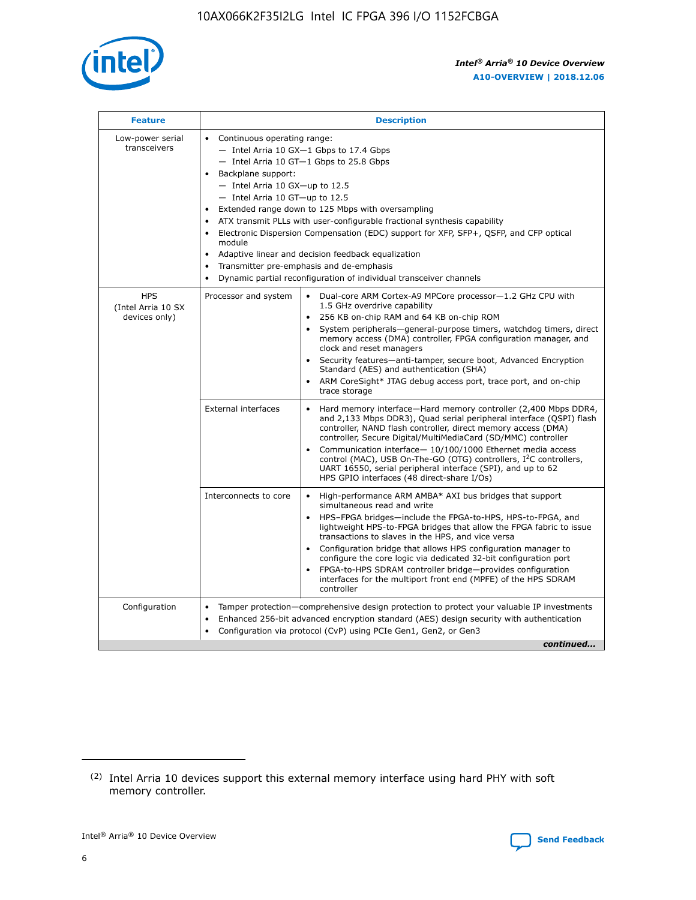| Feature | Description | |
|---|---|---|
| Low-power serial transceivers | • Continuous operating range:<br>— Intel Arria 10 GX—1 Gbps to 17.4 Gbps<br>— Intel Arria 10 GT—1 Gbps to 25.8 Gbps<br>• Backplane support:<br>— Intel Arria 10 GX—up to 12.5<br>— Intel Arria 10 GT—up to 12.5<br>• Extended range down to 125 Mbps with oversampling<br>• ATX transmit PLLs with user-configurable fractional synthesis capability<br>• Electronic Dispersion Compensation (EDC) support for XFP, SFP+, QSFP, and CFP optical module<br>• Adaptive linear and decision feedback equalization<br>• Transmitter pre-emphasis and de-emphasis<br>• Dynamic partial reconfiguration of individual transceiver channels | |
| HPS (Intel Arria 10 SX devices only) | Processor and system | • Dual-core ARM Cortex-A9 MPCore processor—1.2 GHz CPU with 1.5 GHz overdrive capability<br>• 256 KB on-chip RAM and 64 KB on-chip ROM<br>• System peripherals—general-purpose timers, watchdog timers, direct memory access (DMA) controller, FPGA configuration manager, and clock and reset managers<br>• Security features—anti-tamper, secure boot, Advanced Encryption Standard (AES) and authentication (SHA)<br>• ARM CoreSight* JTAG debug access port, trace port, and on-chip trace storage |
| | External interfaces | • Hard memory interface—Hard memory controller (2,400 Mbps DDR4, and 2,133 Mbps DDR3), Quad serial peripheral interface (QSPI) flash controller, NAND flash controller, direct memory access (DMA) controller, Secure Digital/MultiMediaCard (SD/MMC) controller<br>• Communication interface— 10/100/1000 Ethernet media access control (MAC), USB On-The-GO (OTG) controllers, I²C controllers, UART 16550, serial peripheral interface (SPI), and up to 62 HPS GPIO interfaces (48 direct-share I/Os) |
| | Interconnects to core | • High-performance ARM AMBA* AXI bus bridges that support simultaneous read and write<br>• HPS–FPGA bridges—include the FPGA-to-HPS, HPS-to-FPGA, and lightweight HPS-to-FPGA bridges that allow the FPGA fabric to issue transactions to slaves in the HPS, and vice versa<br>• Configuration bridge that allows HPS configuration manager to configure the core logic via dedicated 32-bit configuration port<br>• FPGA-to-HPS SDRAM controller bridge—provides configuration interfaces for the multiport front end (MPFE) of the HPS SDRAM controller |
| Configuration | • Tamper protection—comprehensive design protection to protect your valuable IP investments<br>• Enhanced 256-bit advanced encryption standard (AES) design security with authentication<br>• Configuration via protocol (CvP) using PCIe Gen1, Gen2, or Gen3 | |

*continued...*

(2) Intel Arria 10 devices support this external memory interface using hard PHY with soft memory controller.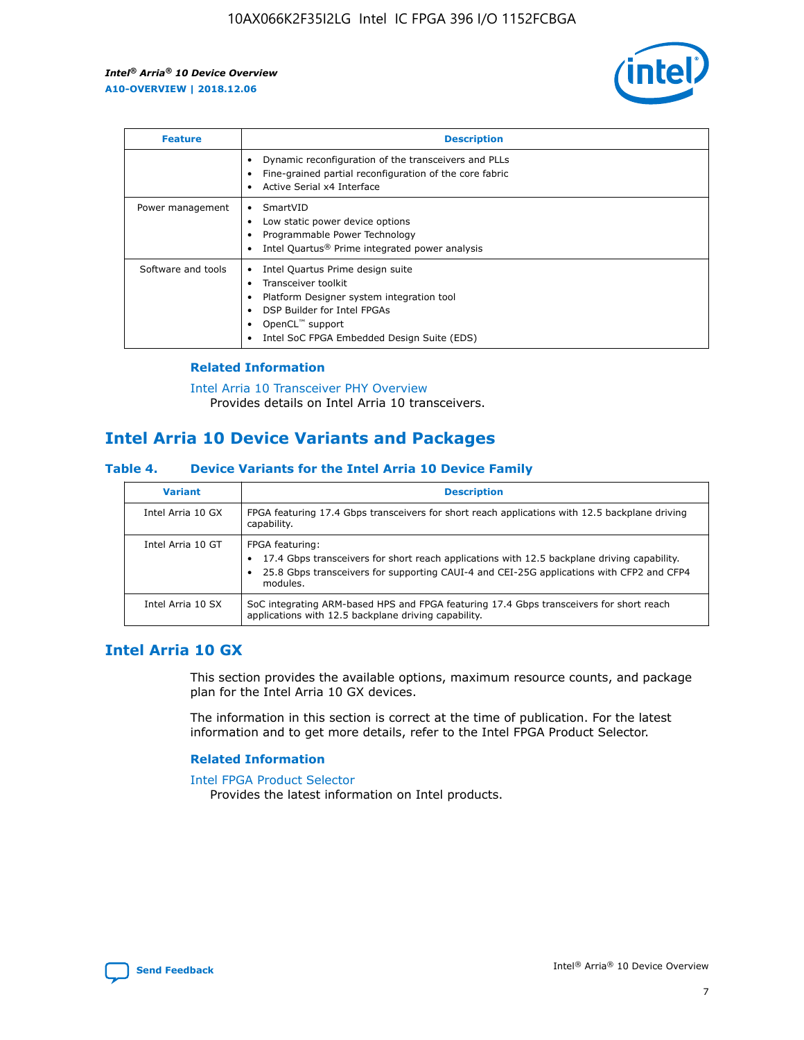| Feature | Description |
| --- | --- |
| | • Dynamic reconfiguration of the transceivers and PLLs<br>• Fine-grained partial reconfiguration of the core fabric<br>• Active Serial x4 Interface |
| Power management | • SmartVID<br>• Low static power device options<br>• Programmable Power Technology<br>• Intel Quartus® Prime integrated power analysis |
| Software and tools | • Intel Quartus Prime design suite<br>• Transceiver toolkit<br>• Platform Designer system integration tool<br>• DSP Builder for Intel FPGAs<br>• OpenCL™ support<br>• Intel SoC FPGA Embedded Design Suite (EDS) |

### Related Information

Intel Arria 10 Transceiver PHY Overview
Provides details on Intel Arria 10 transceivers.

## Intel Arria 10 Device Variants and Packages

### Table 4. Device Variants for the Intel Arria 10 Device Family

| Variant | Description |
| --- | --- |
| Intel Arria 10 GX | FPGA featuring 17.4 Gbps transceivers for short reach applications with 12.5 backplane driving capability. |
| Intel Arria 10 GT | FPGA featuring:<br>• 17.4 Gbps transceivers for short reach applications with 12.5 backplane driving capability.<br>• 25.8 Gbps transceivers for supporting CAUI-4 and CEI-25G applications with CFP2 and CFP4 modules. |
| Intel Arria 10 SX | SoC integrating ARM-based HPS and FPGA featuring 17.4 Gbps transceivers for short reach applications with 12.5 backplane driving capability. |

## Intel Arria 10 GX

This section provides the available options, maximum resource counts, and package plan for the Intel Arria 10 GX devices.

The information in this section is correct at the time of publication. For the latest information and to get more details, refer to the Intel FPGA Product Selector.

### Related Information

Intel FPGA Product Selector
Provides the latest information on Intel products.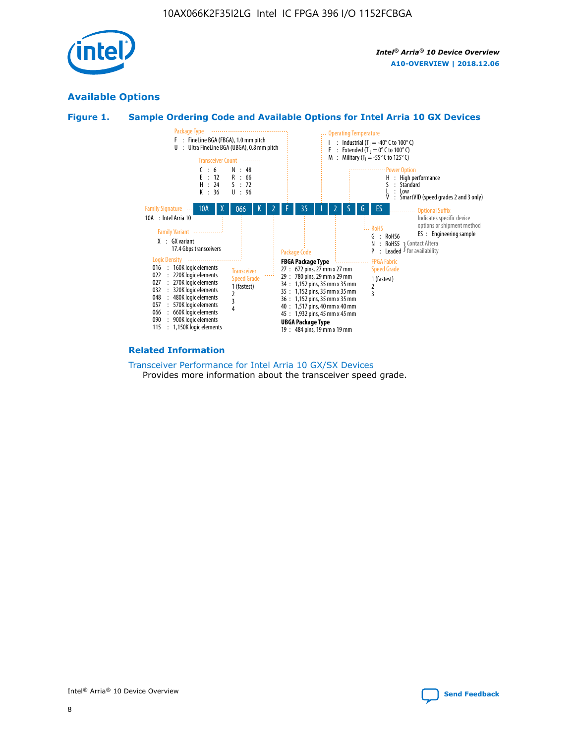## Available Options

### Figure 1. Sample Ordering Code and Available Options for Intel Arria 10 GX Devices

| 10A | X | 066 | K | 2 | F | 35 | I | 2 | S | G | ES |
|---|---|---|---|---|---|---|---|---|---|---|---|

**Family Signature**
10A : Intel Arria 10

**Family Variant**
X : GX variant
17.4 Gbps transceivers

**Logic Density**
016 : 160K logic elements
022 : 220K logic elements
027 : 270K logic elements
032 : 320K logic elements
048 : 480K logic elements
057 : 570K logic elements
066 : 660K logic elements
090 : 900K logic elements
115 : 1,150K logic elements

**Transceiver Count**
C : 6
E : 12
H : 24
K : 36
N : 48
R : 66
S : 72
U : 96

**Transceiver Speed Grade**
1 (fastest)
2
3
4

**Package Type**
F : FineLine BGA (FBGA), 1.0 mm pitch
U : Ultra FineLine BGA (UBGA), 0.8 mm pitch

**Package Code**

**FBGA Package Type**
27 : 672 pins, 27 mm x 27 mm
29 : 780 pins, 29 mm x 29 mm
34 : 1,152 pins, 35 mm x 35 mm
35 : 1,152 pins, 35 mm x 35 mm
36 : 1,152 pins, 35 mm x 35 mm
40 : 1,517 pins, 40 mm x 40 mm
45 : 1,932 pins, 45 mm x 45 mm

**UBGA Package Type**
19 : 484 pins, 19 mm x 19 mm

**Operating Temperature**
I : Industrial ($T_J$ = -40° C to 100° C)
E : Extended ($T_J$ = 0° C to 100° C)
M : Military ($T_J$ = -55° C to 125° C)

**FPGA Fabric Speed Grade**
1 (fastest)
2
3

**Power Option**
H : High performance
S : Standard
L : Low
V : SmartVID (speed grades 2 and 3 only)

**RoHS**
G : RoHS6
N : RoHS5 (Contact Altera for availability)
P : Leaded (Contact Altera for availability)

**Optional Suffix**
Indicates specific device options or shipment method
ES : Engineering sample

### Related Information

Transceiver Performance for Intel Arria 10 GX/SX Devices
Provides more information about the transceiver speed grade.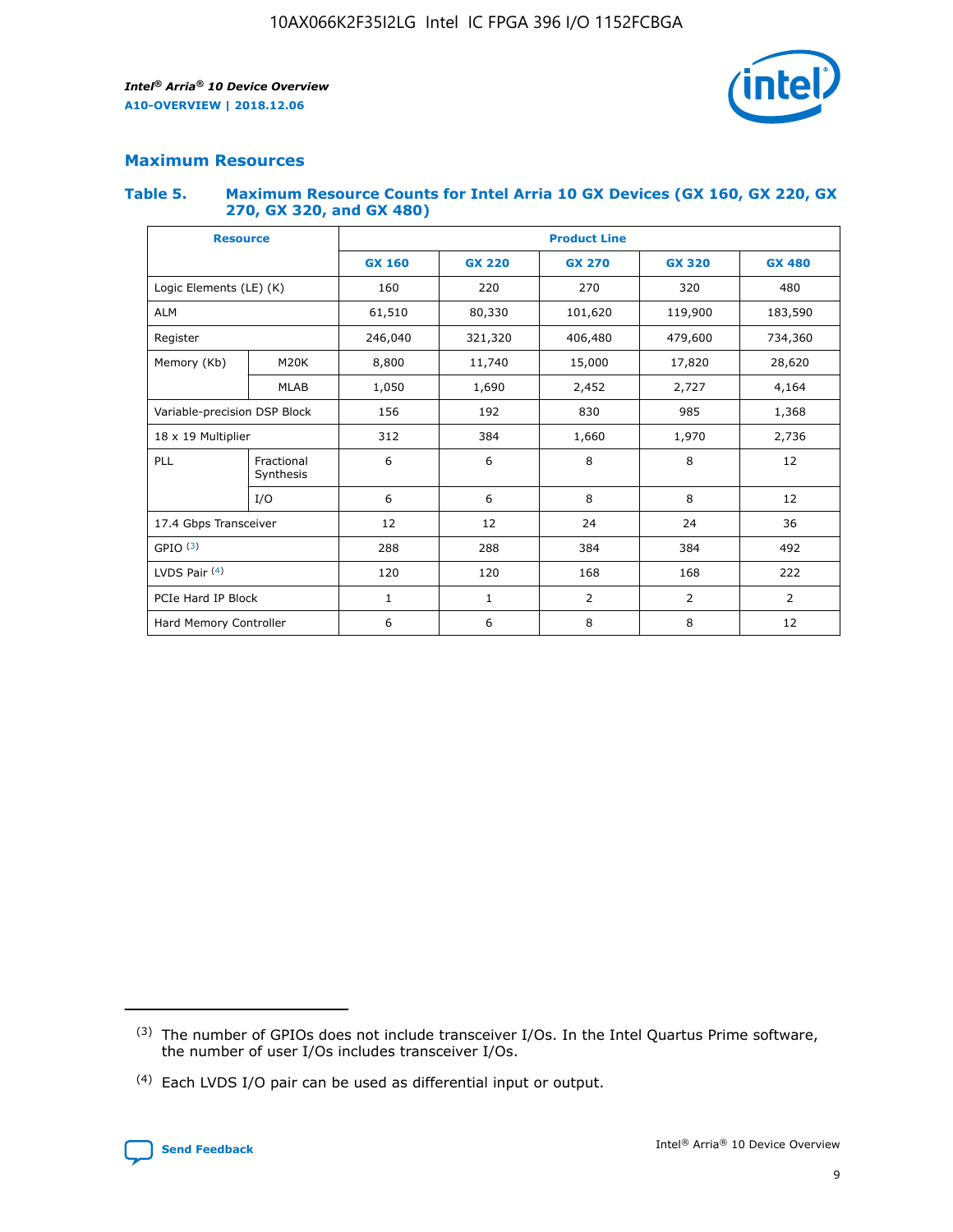## Maximum Resources

### Table 5. Maximum Resource Counts for Intel Arria 10 GX Devices (GX 160, GX 220, GX 270, GX 320, and GX 480)

| Resource | | Product Line | | | | |
|---|---|---|---|---|---|---|
| | | GX 160 | GX 220 | GX 270 | GX 320 | GX 480 |
| Logic Elements (LE) (K) | | 160 | 220 | 270 | 320 | 480 |
| ALM | | 61,510 | 80,330 | 101,620 | 119,900 | 183,590 |
| Register | | 246,040 | 321,320 | 406,480 | 479,600 | 734,360 |
| Memory (Kb) | M20K | 8,800 | 11,740 | 15,000 | 17,820 | 28,620 |
| | MLAB | 1,050 | 1,690 | 2,452 | 2,727 | 4,164 |
| Variable-precision DSP Block | | 156 | 192 | 830 | 985 | 1,368 |
| 18 x 19 Multiplier | | 312 | 384 | 1,660 | 1,970 | 2,736 |
| PLL | Fractional Synthesis | 6 | 6 | 8 | 8 | 12 |
| | I/O | 6 | 6 | 8 | 8 | 12 |
| 17.4 Gbps Transceiver | | 12 | 12 | 24 | 24 | 36 |
| GPIO [(3)] | | 288 | 288 | 384 | 384 | 492 |
| LVDS Pair [(4)] | | 120 | 120 | 168 | 168 | 222 |
| PCIe Hard IP Block | | 1 | 1 | 2 | 2 | 2 |
| Hard Memory Controller | | 6 | 6 | 8 | 8 | 12 |

(3) The number of GPIOs does not include transceiver I/Os. In the Intel Quartus Prime software, the number of user I/Os includes transceiver I/Os.

(4) Each LVDS I/O pair can be used as differential input or output.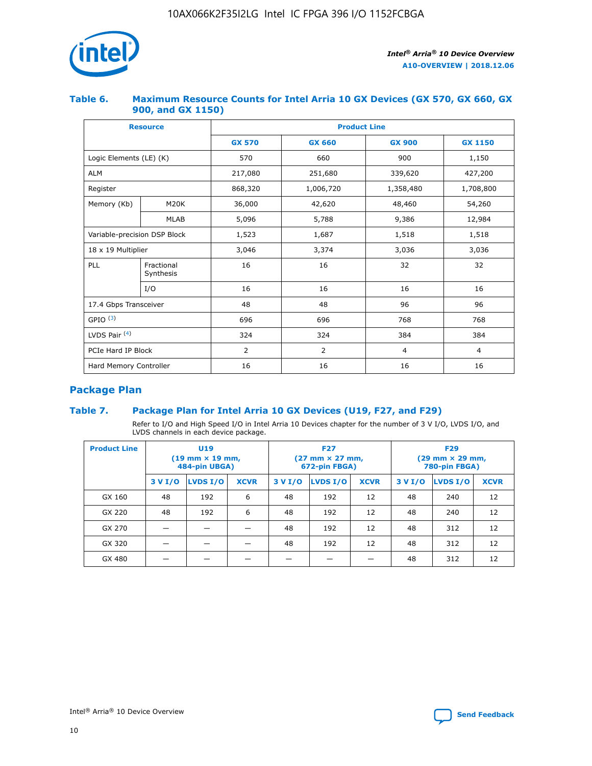## Table 6. Maximum Resource Counts for Intel Arria 10 GX Devices (GX 570, GX 660, GX 900, and GX 1150)

| Resource | | Product Line | | | |
|---|---|---|---|---|---|
| | | GX 570 | GX 660 | GX 900 | GX 1150 |
| Logic Elements (LE) (K) | | 570 | 660 | 900 | 1,150 |
| ALM | | 217,080 | 251,680 | 339,620 | 427,200 |
| Register | | 868,320 | 1,006,720 | 1,358,480 | 1,708,800 |
| Memory (Kb) | M20K | 36,000 | 42,620 | 48,460 | 54,260 |
| | MLAB | 5,096 | 5,788 | 9,386 | 12,984 |
| Variable-precision DSP Block | | 1,523 | 1,687 | 1,518 | 1,518 |
| 18 x 19 Multiplier | | 3,046 | 3,374 | 3,036 | 3,036 |
| PLL | Fractional Synthesis | 16 | 16 | 32 | 32 |
| | I/O | 16 | 16 | 16 | 16 |
| 17.4 Gbps Transceiver | | 48 | 48 | 96 | 96 |
| GPIO [(3)] | | 696 | 696 | 768 | 768 |
| LVDS Pair [(4)] | | 324 | 324 | 384 | 384 |
| PCIe Hard IP Block | | 2 | 2 | 4 | 4 |
| Hard Memory Controller | | 16 | 16 | 16 | 16 |

## Package Plan

### Table 7. Package Plan for Intel Arria 10 GX Devices (U19, F27, and F29)

Refer to I/O and High Speed I/O in Intel Arria 10 Devices chapter for the number of 3 V I/O, LVDS I/O, and LVDS channels in each device package.

| Product Line | U19 (19 mm × 19 mm, 484-pin UBGA) | | | F27 (27 mm × 27 mm, 672-pin FBGA) | | | F29 (29 mm × 29 mm, 780-pin FBGA) | | |
|---|---|---|---|---|---|---|---|---|---|
| | 3 V I/O | LVDS I/O | XCVR | 3 V I/O | LVDS I/O | XCVR | 3 V I/O | LVDS I/O | XCVR |
| GX 160 | 48 | 192 | 6 | 48 | 192 | 12 | 48 | 240 | 12 |
| GX 220 | 48 | 192 | 6 | 48 | 192 | 12 | 48 | 240 | 12 |
| GX 270 | — | — | — | 48 | 192 | 12 | 48 | 312 | 12 |
| GX 320 | — | — | — | 48 | 192 | 12 | 48 | 312 | 12 |
| GX 480 | — | — | — | — | — | — | 48 | 312 | 12 |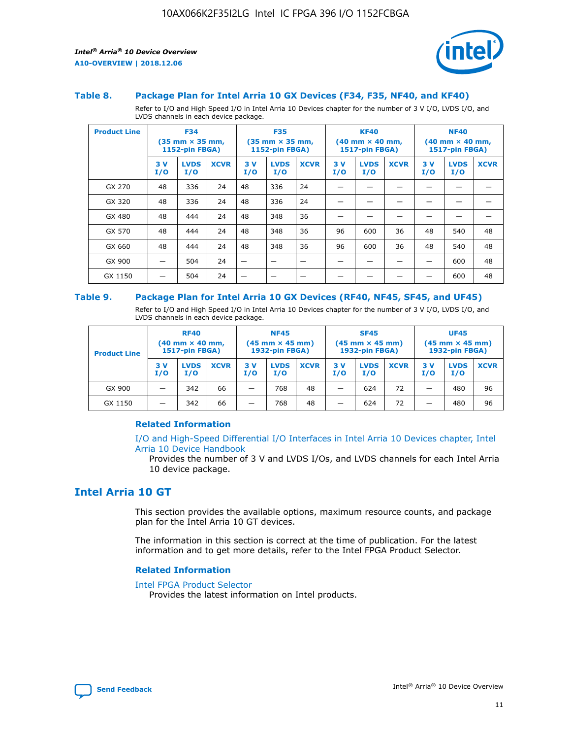### Table 8. Package Plan for Intel Arria 10 GX Devices (F34, F35, NF40, and KF40)

Refer to I/O and High Speed I/O in Intel Arria 10 Devices chapter for the number of 3 V I/O, LVDS I/O, and LVDS channels in each device package.

| Product Line | F34 (35 mm × 35 mm, 1152-pin FBGA) | | | F35 (35 mm × 35 mm, 1152-pin FBGA) | | | KF40 (40 mm × 40 mm, 1517-pin FBGA) | | | NF40 (40 mm × 40 mm, 1517-pin FBGA) | | |
|---|---|---|---|---|---|---|---|---|---|---|---|---|
| | 3 V I/O | LVDS I/O | XCVR | 3 V I/O | LVDS I/O | XCVR | 3 V I/O | LVDS I/O | XCVR | 3 V I/O | LVDS I/O | XCVR |
| GX 270 | 48 | 336 | 24 | 48 | 336 | 24 | — | — | — | — | — | — |
| GX 320 | 48 | 336 | 24 | 48 | 336 | 24 | — | — | — | — | — | — |
| GX 480 | 48 | 444 | 24 | 48 | 348 | 36 | — | — | — | — | — | — |
| GX 570 | 48 | 444 | 24 | 48 | 348 | 36 | 96 | 600 | 36 | 48 | 540 | 48 |
| GX 660 | 48 | 444 | 24 | 48 | 348 | 36 | 96 | 600 | 36 | 48 | 540 | 48 |
| GX 900 | — | 504 | 24 | — | — | — | — | — | — | — | 600 | 48 |
| GX 1150 | — | 504 | 24 | — | — | — | — | — | — | — | 600 | 48 |

### Table 9. Package Plan for Intel Arria 10 GX Devices (RF40, NF45, SF45, and UF45)

Refer to I/O and High Speed I/O in Intel Arria 10 Devices chapter for the number of 3 V I/O, LVDS I/O, and LVDS channels in each device package.

| Product Line | RF40 (40 mm × 40 mm, 1517-pin FBGA) | | | NF45 (45 mm × 45 mm) 1932-pin FBGA) | | | SF45 (45 mm × 45 mm) 1932-pin FBGA) | | | UF45 (45 mm × 45 mm) 1932-pin FBGA) | | |
|---|---|---|---|---|---|---|---|---|---|---|---|---|
| | 3 V I/O | LVDS I/O | XCVR | 3 V I/O | LVDS I/O | XCVR | 3 V I/O | LVDS I/O | XCVR | 3 V I/O | LVDS I/O | XCVR |
| GX 900 | — | 342 | 66 | — | 768 | 48 | — | 624 | 72 | — | 480 | 96 |
| GX 1150 | — | 342 | 66 | — | 768 | 48 | — | 624 | 72 | — | 480 | 96 |

#### Related Information

I/O and High-Speed Differential I/O Interfaces in Intel Arria 10 Devices chapter, Intel Arria 10 Device Handbook

Provides the number of 3 V and LVDS I/Os, and LVDS channels for each Intel Arria 10 device package.

## Intel Arria 10 GT

This section provides the available options, maximum resource counts, and package plan for the Intel Arria 10 GT devices.

The information in this section is correct at the time of publication. For the latest information and to get more details, refer to the Intel FPGA Product Selector.

#### Related Information

Intel FPGA Product Selector

Provides the latest information on Intel products.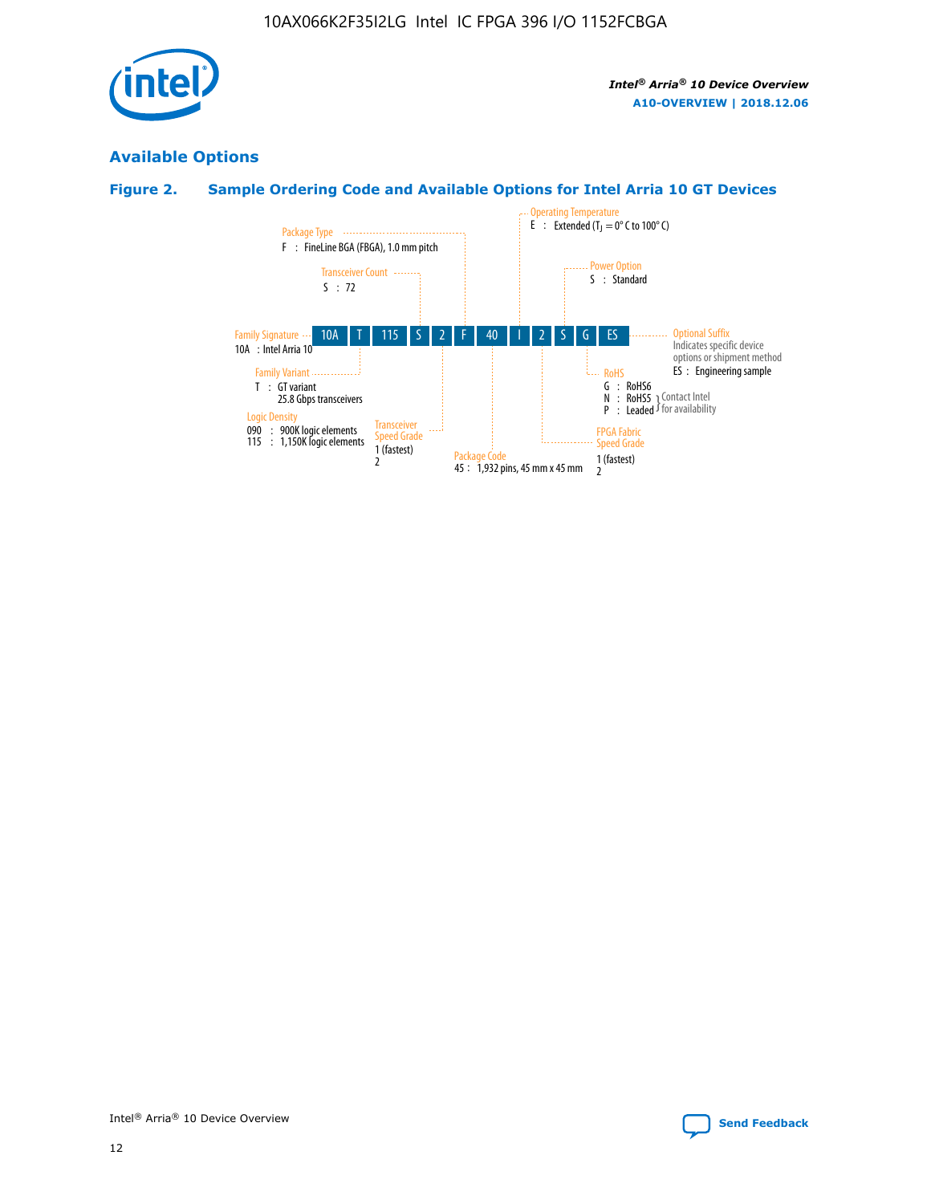## Available Options

### Figure 2. Sample Ordering Code and Available Options for Intel Arria 10 GT Devices

10A T 115 S 2 F 40 I 2 S G ES

- **Family Signature**
  - 10A : Intel Arria 10
- **Family Variant**
  - T : GT variant
    25.8 Gbps transceivers
- **Logic Density**
  - 090 : 900K logic elements
  - 115 : 1,150K logic elements
- **Transceiver Count**
  - S : 72
- **Transceiver Speed Grade**
  - 1 (fastest)
  - 2
- **Package Type**
  - F : FineLine BGA (FBGA), 1.0 mm pitch
- **Package Code**
  - 45 : 1,932 pins, 45 mm x 45 mm
- **Operating Temperature**
  - E : Extended ($T_J$ = 0° C to 100° C)
- **FPGA Fabric Speed Grade**
  - 1 (fastest)
  - 2
- **Power Option**
  - S : Standard
- **RoHS**
  - G : RoHS6
  - N : RoHS5 (Contact Intel for availability)
  - P : Leaded (Contact Intel for availability)
- **Optional Suffix**
  - Indicates specific device options or shipment method
  - ES : Engineering sample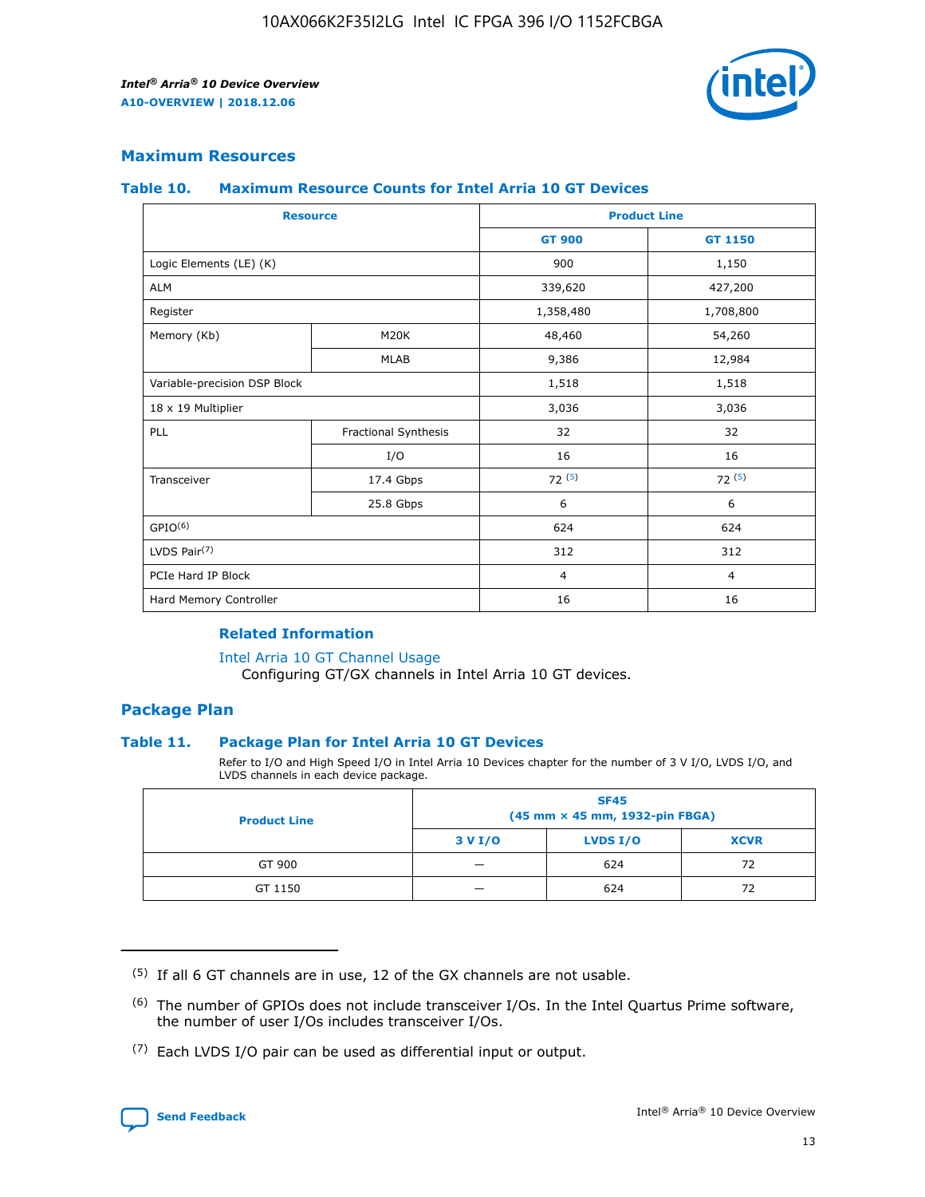## Maximum Resources

### Table 10. Maximum Resource Counts for Intel Arria 10 GT Devices

| Resource | | Product Line | |
|---|---|---|---|
| | | GT 900 | GT 1150 |
| Logic Elements (LE) (K) | | 900 | 1,150 |
| ALM | | 339,620 | 427,200 |
| Register | | 1,358,480 | 1,708,800 |
| Memory (Kb) | M20K | 48,460 | 54,260 |
| | MLAB | 9,386 | 12,984 |
| Variable-precision DSP Block | | 1,518 | 1,518 |
| 18 x 19 Multiplier | | 3,036 | 3,036 |
| PLL | Fractional Synthesis | 32 | 32 |
| | I/O | 16 | 16 |
| Transceiver | 17.4 Gbps | 72 (5) | 72 (5) |
| | 25.8 Gbps | 6 | 6 |
| GPIO(6) | | 624 | 624 |
| LVDS Pair(7) | | 312 | 312 |
| PCIe Hard IP Block | | 4 | 4 |
| Hard Memory Controller | | 16 | 16 |

#### Related Information

Intel Arria 10 GT Channel Usage
Configuring GT/GX channels in Intel Arria 10 GT devices.

## Package Plan

### Table 11. Package Plan for Intel Arria 10 GT Devices

Refer to I/O and High Speed I/O in Intel Arria 10 Devices chapter for the number of 3 V I/O, LVDS I/O, and LVDS channels in each device package.

| Product Line | SF45 (45 mm × 45 mm, 1932-pin FBGA) | | |
|---|---|---|---|
| | 3 V I/O | LVDS I/O | XCVR |
| GT 900 | — | 624 | 72 |
| GT 1150 | — | 624 | 72 |

(5) If all 6 GT channels are in use, 12 of the GX channels are not usable.

(6) The number of GPIOs does not include transceiver I/Os. In the Intel Quartus Prime software, the number of user I/Os includes transceiver I/Os.

(7) Each LVDS I/O pair can be used as differential input or output.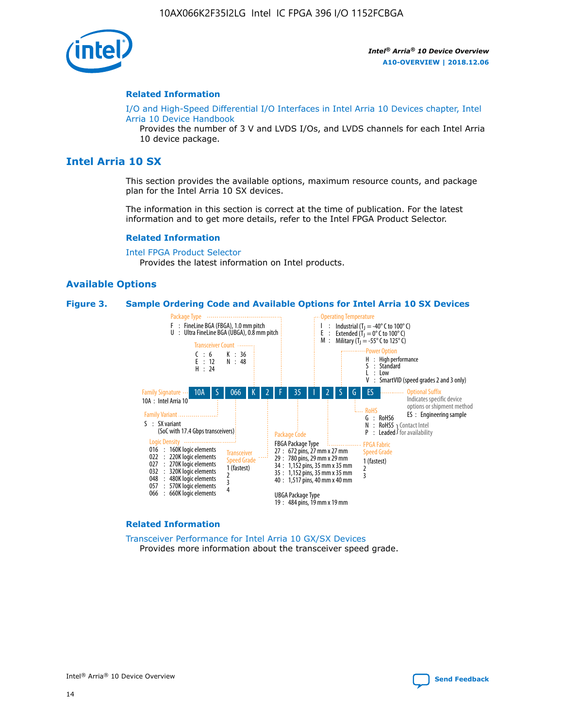### Related Information

I/O and High-Speed Differential I/O Interfaces in Intel Arria 10 Devices chapter, Intel Arria 10 Device Handbook

Provides the number of 3 V and LVDS I/Os, and LVDS channels for each Intel Arria 10 device package.

## Intel Arria 10 SX

This section provides the available options, maximum resource counts, and package plan for the Intel Arria 10 SX devices.

The information in this section is correct at the time of publication. For the latest information and to get more details, refer to the Intel FPGA Product Selector.

### Related Information

Intel FPGA Product Selector

Provides the latest information on Intel products.

### Available Options

**Figure 3. Sample Ordering Code and Available Options for Intel Arria 10 SX Devices**

Sample ordering code: 10A S 066 K 2 F 35 I 2 S G ES

- **Family Signature**
  - 10A : Intel Arria 10
- **Family Variant**
  - S : SX variant (SoC with 17.4 Gbps transceivers)
- **Logic Density**
  - 016 : 160K logic elements
  - 022 : 220K logic elements
  - 027 : 270K logic elements
  - 032 : 320K logic elements
  - 048 : 480K logic elements
  - 057 : 570K logic elements
  - 066 : 660K logic elements
- **Transceiver Count**
  - C : 6
  - E : 12
  - H : 24
  - K : 36
  - N : 48
- **Transceiver Speed Grade**
  - 1 (fastest)
  - 2
  - 3
  - 4
- **Package Type**
  - F : FineLine BGA (FBGA), 1.0 mm pitch
  - U : Ultra FineLine BGA (UBGA), 0.8 mm pitch
- **Package Code**
  - FBGA Package Type
    - 27 : 672 pins, 27 mm x 27 mm
    - 29 : 780 pins, 29 mm x 29 mm
    - 34 : 1,152 pins, 35 mm x 35 mm
    - 35 : 1,152 pins, 35 mm x 35 mm
    - 40 : 1,517 pins, 40 mm x 40 mm
  - UBGA Package Type
    - 19 : 484 pins, 19 mm x 19 mm
- **Operating Temperature**
  - I : Industrial ($T_J$ = -40° C to 100° C)
  - E : Extended ($T_J$ = 0° C to 100° C)
  - M : Military ($T_J$ = -55° C to 125° C)
- **FPGA Fabric Speed Grade**
  - 1 (fastest)
  - 2
  - 3
- **Power Option**
  - H : High performance
  - S : Standard
  - L : Low
  - V : SmartVID (speed grades 2 and 3 only)
- **RoHS**
  - G : RoHS6
  - N : RoHS5 (Contact Intel for availability)
  - P : Leaded (Contact Intel for availability)
- **Optional Suffix**
  - Indicates specific device options or shipment method
  - ES : Engineering sample

### Related Information

Transceiver Performance for Intel Arria 10 GX/SX Devices

Provides more information about the transceiver speed grade.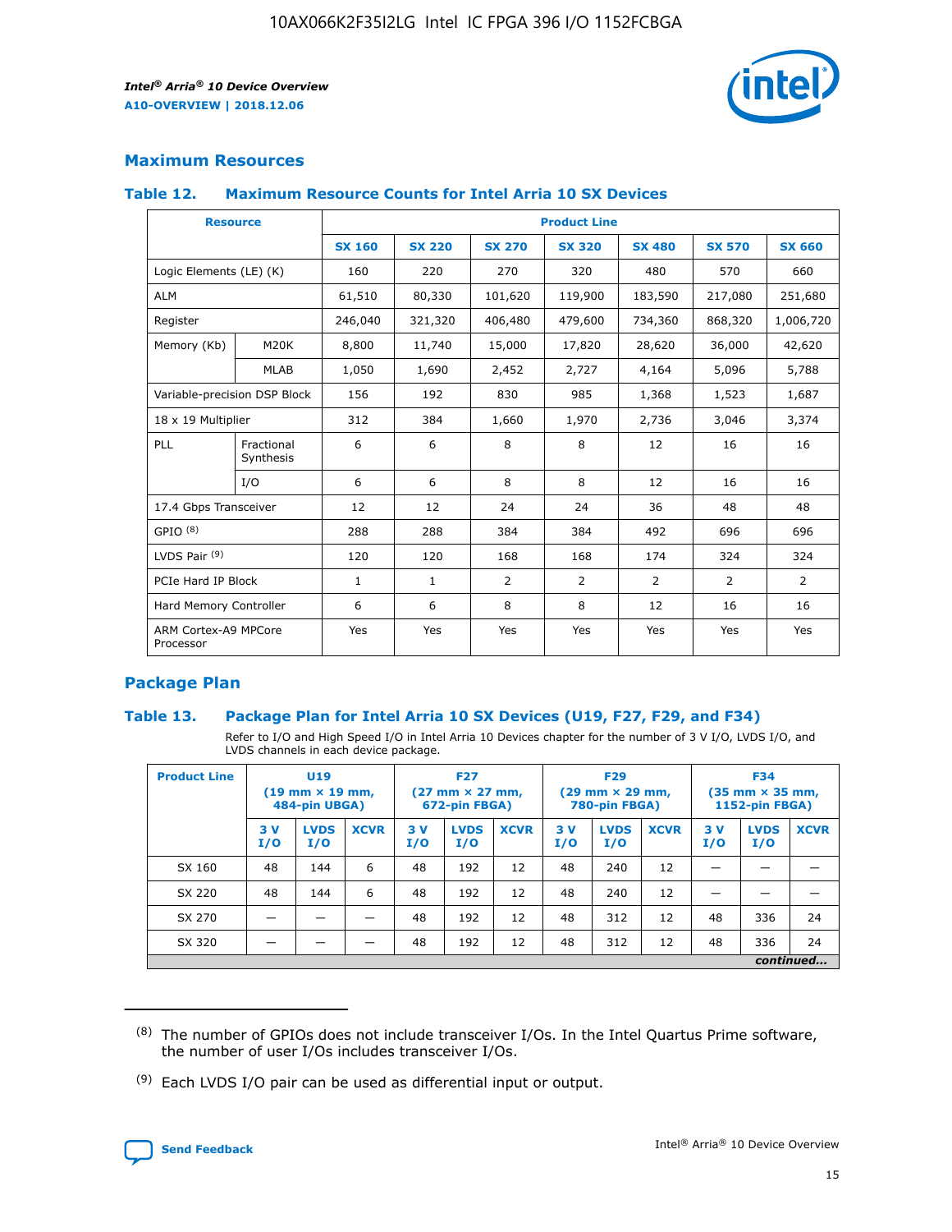## Maximum Resources

### Table 12. Maximum Resource Counts for Intel Arria 10 SX Devices

| Resource | | Product Line | | | | | | |
|---|---|---|---|---|---|---|---|---|
| | | SX 160 | SX 220 | SX 270 | SX 320 | SX 480 | SX 570 | SX 660 |
| Logic Elements (LE) (K) | | 160 | 220 | 270 | 320 | 480 | 570 | 660 |
| ALM | | 61,510 | 80,330 | 101,620 | 119,900 | 183,590 | 217,080 | 251,680 |
| Register | | 246,040 | 321,320 | 406,480 | 479,600 | 734,360 | 868,320 | 1,006,720 |
| Memory (Kb) | M20K | 8,800 | 11,740 | 15,000 | 17,820 | 28,620 | 36,000 | 42,620 |
| | MLAB | 1,050 | 1,690 | 2,452 | 2,727 | 4,164 | 5,096 | 5,788 |
| Variable-precision DSP Block | | 156 | 192 | 830 | 985 | 1,368 | 1,523 | 1,687 |
| 18 x 19 Multiplier | | 312 | 384 | 1,660 | 1,970 | 2,736 | 3,046 | 3,374 |
| PLL | Fractional Synthesis | 6 | 6 | 8 | 8 | 12 | 16 | 16 |
| | I/O | 6 | 6 | 8 | 8 | 12 | 16 | 16 |
| 17.4 Gbps Transceiver | | 12 | 12 | 24 | 24 | 36 | 48 | 48 |
| GPIO [8] | | 288 | 288 | 384 | 384 | 492 | 696 | 696 |
| LVDS Pair [9] | | 120 | 120 | 168 | 168 | 174 | 324 | 324 |
| PCIe Hard IP Block | | 1 | 1 | 2 | 2 | 2 | 2 | 2 |
| Hard Memory Controller | | 6 | 6 | 8 | 8 | 12 | 16 | 16 |
| ARM Cortex-A9 MPCore Processor | | Yes | Yes | Yes | Yes | Yes | Yes | Yes |

## Package Plan

### Table 13. Package Plan for Intel Arria 10 SX Devices (U19, F27, F29, and F34)

Refer to I/O and High Speed I/O in Intel Arria 10 Devices chapter for the number of 3 V I/O, LVDS I/O, and LVDS channels in each device package.

| Product Line | U19 (19 mm × 19 mm, 484-pin UBGA) | | | F27 (27 mm × 27 mm, 672-pin FBGA) | | | F29 (29 mm × 29 mm, 780-pin FBGA) | | | F34 (35 mm × 35 mm, 1152-pin FBGA) | | |
|---|---|---|---|---|---|---|---|---|---|---|---|---|
| | 3 V I/O | LVDS I/O | XCVR | 3 V I/O | LVDS I/O | XCVR | 3 V I/O | LVDS I/O | XCVR | 3 V I/O | LVDS I/O | XCVR |
| SX 160 | 48 | 144 | 6 | 48 | 192 | 12 | 48 | 240 | 12 | — | — | — |
| SX 220 | 48 | 144 | 6 | 48 | 192 | 12 | 48 | 240 | 12 | — | — | — |
| SX 270 | — | — | — | 48 | 192 | 12 | 48 | 312 | 12 | 48 | 336 | 24 |
| SX 320 | — | — | — | 48 | 192 | 12 | 48 | 312 | 12 | 48 | 336 | 24 |

*continued...*

(8) The number of GPIOs does not include transceiver I/Os. In the Intel Quartus Prime software, the number of user I/Os includes transceiver I/Os.

(9) Each LVDS I/O pair can be used as differential input or output.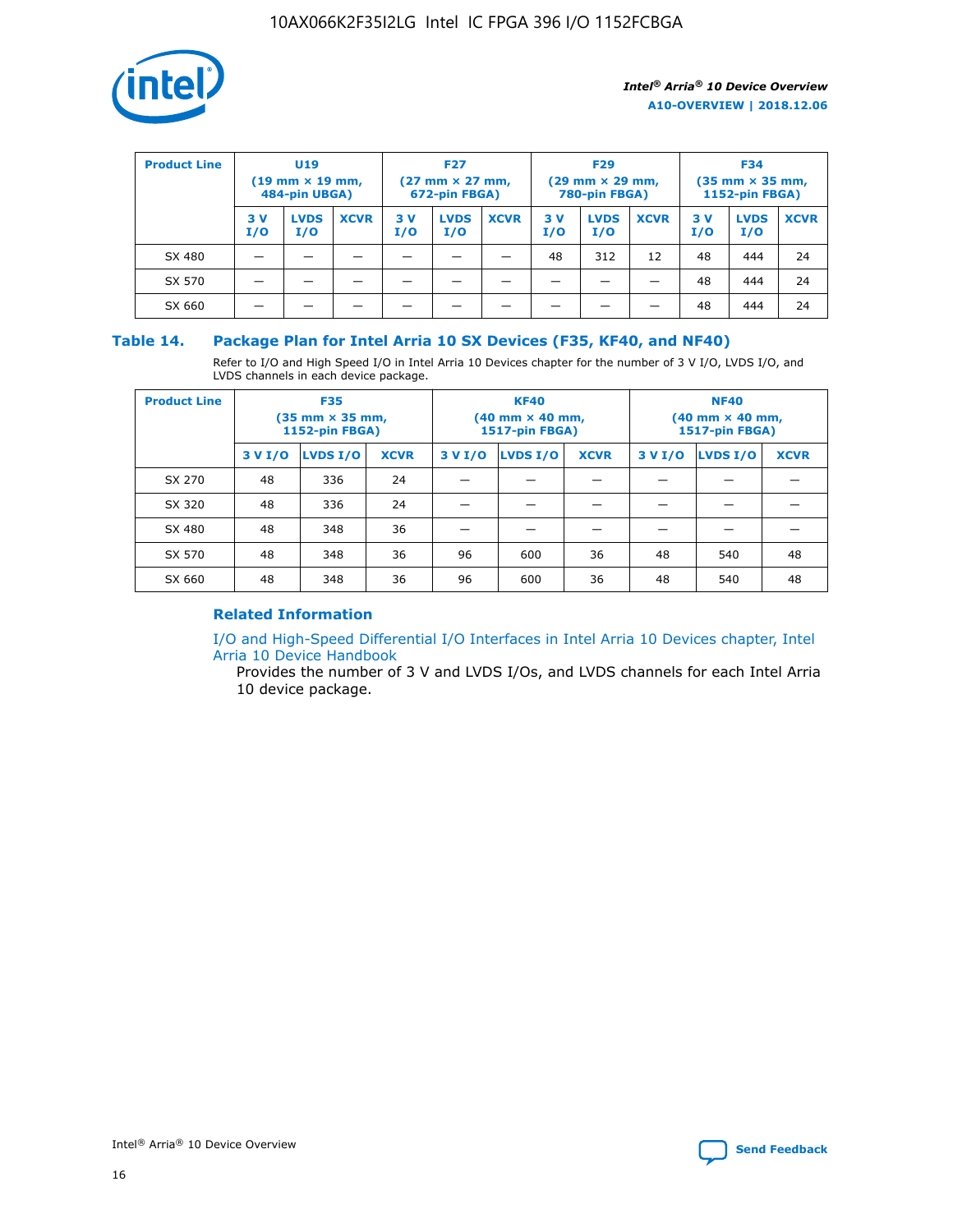| Product Line | U19 (19 mm × 19 mm, 484-pin UBGA) | | | F27 (27 mm × 27 mm, 672-pin FBGA) | | | F29 (29 mm × 29 mm, 780-pin FBGA) | | | F34 (35 mm × 35 mm, 1152-pin FBGA) | | |
|---|---|---|---|---|---|---|---|---|---|---|---|---|
| | 3 V I/O | LVDS I/O | XCVR | 3 V I/O | LVDS I/O | XCVR | 3 V I/O | LVDS I/O | XCVR | 3 V I/O | LVDS I/O | XCVR |
| SX 480 | — | — | — | — | — | — | 48 | 312 | 12 | 48 | 444 | 24 |
| SX 570 | — | — | — | — | — | — | — | — | — | 48 | 444 | 24 |
| SX 660 | — | — | — | — | — | — | — | — | — | 48 | 444 | 24 |

**Table 14. Package Plan for Intel Arria 10 SX Devices (F35, KF40, and NF40)**

Refer to I/O and High Speed I/O in Intel Arria 10 Devices chapter for the number of 3 V I/O, LVDS I/O, and LVDS channels in each device package.

| Product Line | F35 (35 mm × 35 mm, 1152-pin FBGA) | | | KF40 (40 mm × 40 mm, 1517-pin FBGA) | | | NF40 (40 mm × 40 mm, 1517-pin FBGA) | | |
|---|---|---|---|---|---|---|---|---|---|
| | 3 V I/O | LVDS I/O | XCVR | 3 V I/O | LVDS I/O | XCVR | 3 V I/O | LVDS I/O | XCVR |
| SX 270 | 48 | 336 | 24 | — | — | — | — | — | — |
| SX 320 | 48 | 336 | 24 | — | — | — | — | — | — |
| SX 480 | 48 | 348 | 36 | — | — | — | — | — | — |
| SX 570 | 48 | 348 | 36 | 96 | 600 | 36 | 48 | 540 | 48 |
| SX 660 | 48 | 348 | 36 | 96 | 600 | 36 | 48 | 540 | 48 |

### Related Information

I/O and High-Speed Differential I/O Interfaces in Intel Arria 10 Devices chapter, Intel Arria 10 Device Handbook

Provides the number of 3 V and LVDS I/Os, and LVDS channels for each Intel Arria 10 device package.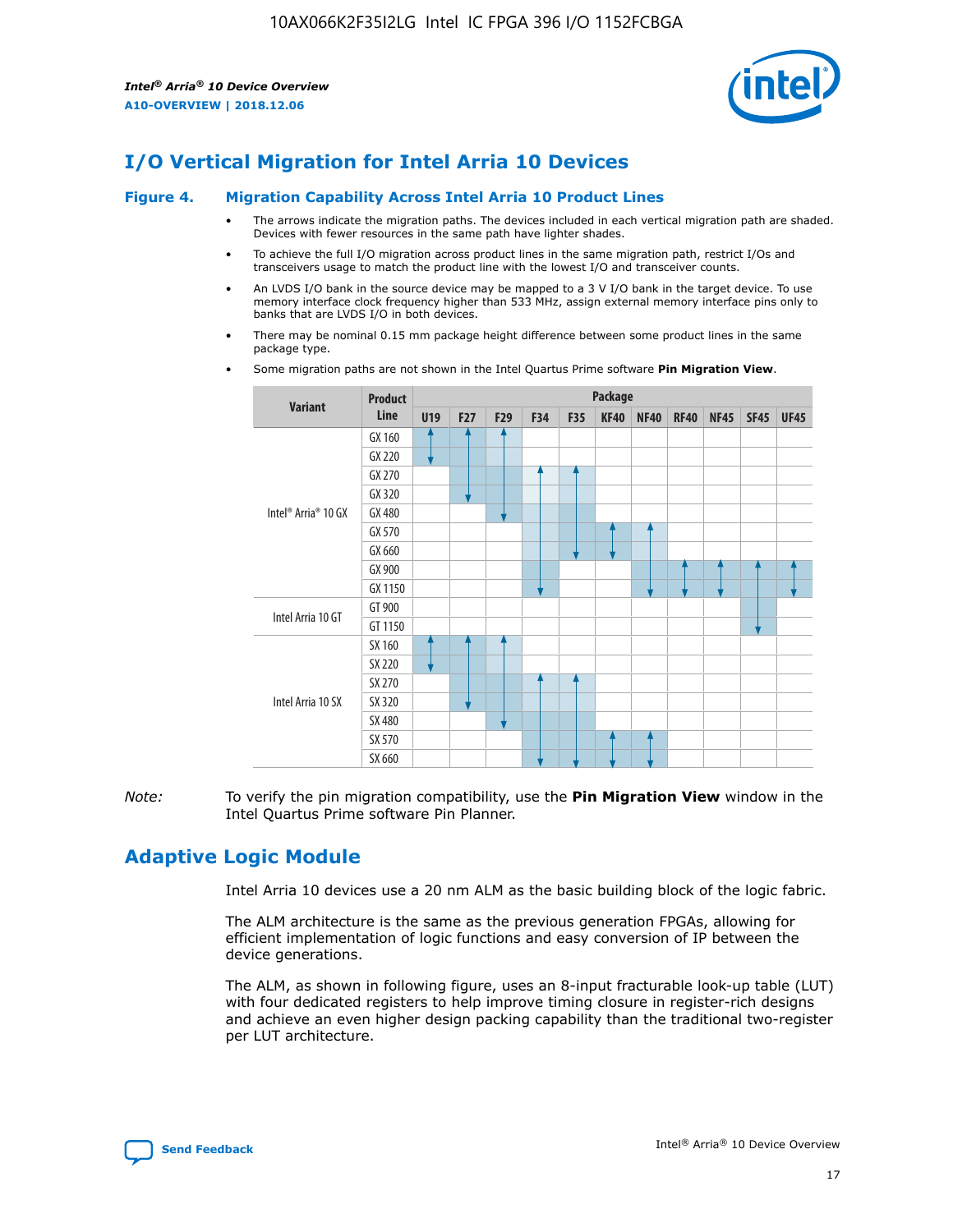# I/O Vertical Migration for Intel Arria 10 Devices

**Figure 4. Migration Capability Across Intel Arria 10 Product Lines**

- The arrows indicate the migration paths. The devices included in each vertical migration path are shaded. Devices with fewer resources in the same path have lighter shades.
- To achieve the full I/O migration across product lines in the same migration path, restrict I/Os and transceivers usage to match the product line with the lowest I/O and transceiver counts.
- An LVDS I/O bank in the source device may be mapped to a 3 V I/O bank in the target device. To use memory interface clock frequency higher than 533 MHz, assign external memory interface pins only to banks that are LVDS I/O in both devices.
- There may be nominal 0.15 mm package height difference between some product lines in the same package type.
- Some migration paths are not shown in the Intel Quartus Prime software **Pin Migration View**.

| Variant | Product Line | Package | | | | | | | | | | |
|---|---|---|---|---|---|---|---|---|---|---|---|---|
| | | U19 | F27 | F29 | F34 | F35 | KF40 | NF40 | RF40 | NF45 | SF45 | UF45 |
| Intel® Arria® 10 GX | GX 160 | | | | | | | | | | | |
| | GX 220 | | | | | | | | | | | |
| | GX 270 | | | | | | | | | | | |
| | GX 320 | | | | | | | | | | | |
| | GX 480 | | | | | | | | | | | |
| | GX 570 | | | | | | | | | | | |
| | GX 660 | | | | | | | | | | | |
| | GX 900 | | | | | | | | | | | |
| | GX 1150 | | | | | | | | | | | |
| Intel Arria 10 GT | GT 900 | | | | | | | | | | | |
| | GT 1150 | | | | | | | | | | | |
| Intel Arria 10 SX | SX 160 | | | | | | | | | | | |
| | SX 220 | | | | | | | | | | | |
| | SX 270 | | | | | | | | | | | |
| | SX 320 | | | | | | | | | | | |
| | SX 480 | | | | | | | | | | | |
| | SX 570 | | | | | | | | | | | |
| | SX 660 | | | | | | | | | | | |

*Note:* To verify the pin migration compatibility, use the **Pin Migration View** window in the Intel Quartus Prime software Pin Planner.

# Adaptive Logic Module

Intel Arria 10 devices use a 20 nm ALM as the basic building block of the logic fabric.

The ALM architecture is the same as the previous generation FPGAs, allowing for efficient implementation of logic functions and easy conversion of IP between the device generations.

The ALM, as shown in following figure, uses an 8-input fracturable look-up table (LUT) with four dedicated registers to help improve timing closure in register-rich designs and achieve an even higher design packing capability than the traditional two-register per LUT architecture.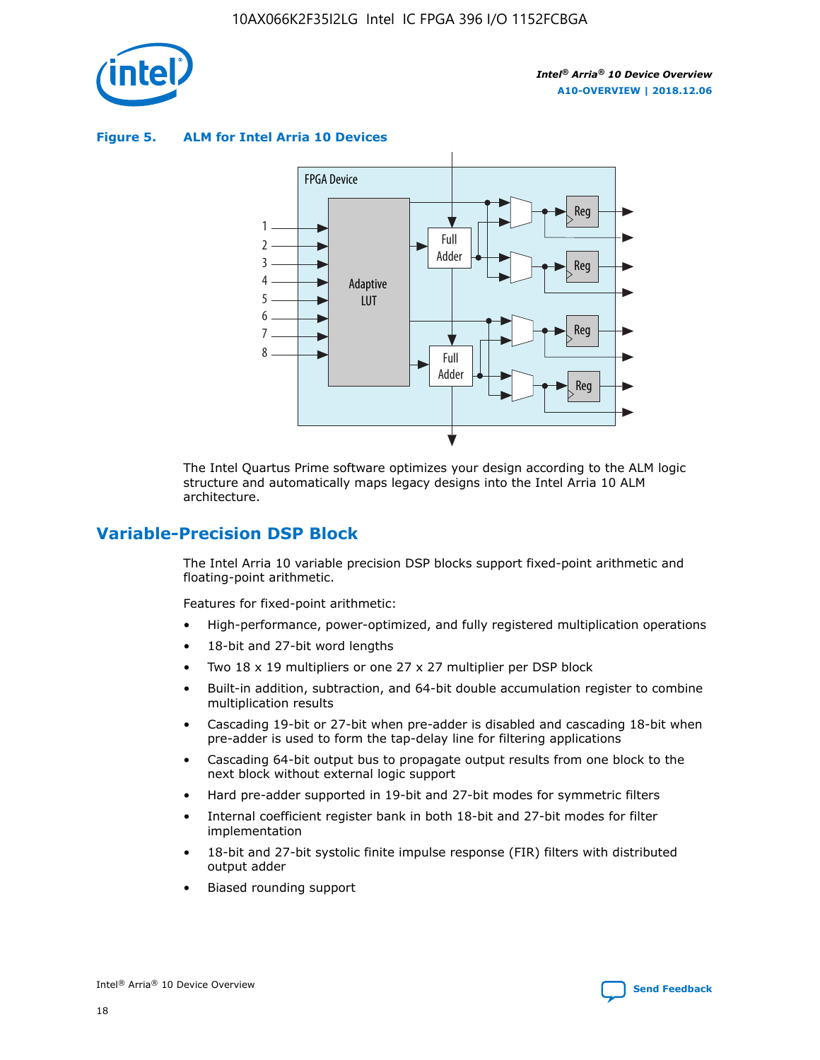**Figure 5. ALM for Intel Arria 10 Devices**

The Intel Quartus Prime software optimizes your design according to the ALM logic structure and automatically maps legacy designs into the Intel Arria 10 ALM architecture.

## Variable-Precision DSP Block

The Intel Arria 10 variable precision DSP blocks support fixed-point arithmetic and floating-point arithmetic.

Features for fixed-point arithmetic:

- High-performance, power-optimized, and fully registered multiplication operations
- 18-bit and 27-bit word lengths
- Two 18 x 19 multipliers or one 27 x 27 multiplier per DSP block
- Built-in addition, subtraction, and 64-bit double accumulation register to combine multiplication results
- Cascading 19-bit or 27-bit when pre-adder is disabled and cascading 18-bit when pre-adder is used to form the tap-delay line for filtering applications
- Cascading 64-bit output bus to propagate output results from one block to the next block without external logic support
- Hard pre-adder supported in 19-bit and 27-bit modes for symmetric filters
- Internal coefficient register bank in both 18-bit and 27-bit modes for filter implementation
- 18-bit and 27-bit systolic finite impulse response (FIR) filters with distributed output adder
- Biased rounding support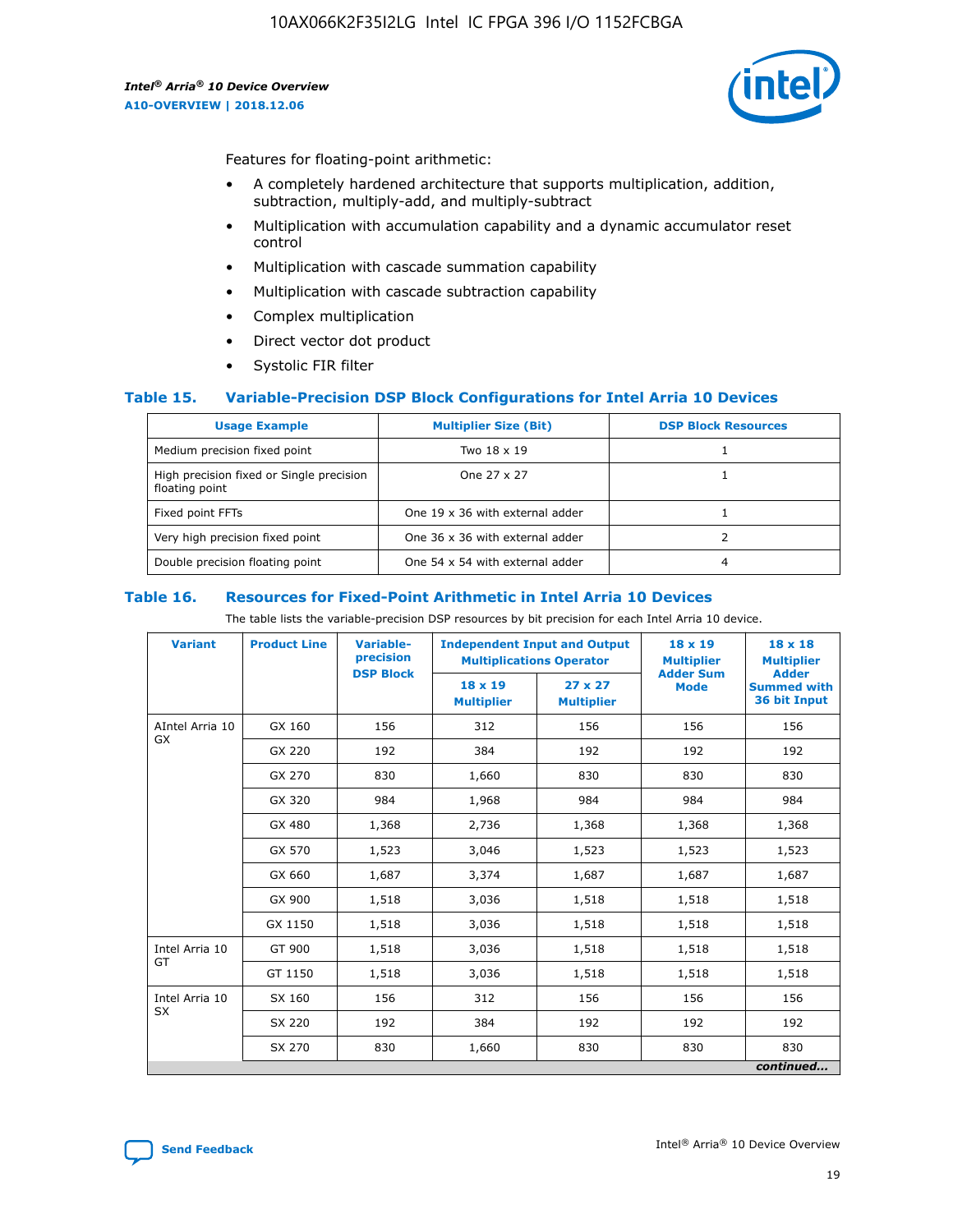Features for floating-point arithmetic:

- A completely hardened architecture that supports multiplication, addition, subtraction, multiply-add, and multiply-subtract
- Multiplication with accumulation capability and a dynamic accumulator reset control
- Multiplication with cascade summation capability
- Multiplication with cascade subtraction capability
- Complex multiplication
- Direct vector dot product
- Systolic FIR filter

### Table 15. Variable-Precision DSP Block Configurations for Intel Arria 10 Devices

| Usage Example | Multiplier Size (Bit) | DSP Block Resources |
|---|---|---|
| Medium precision fixed point | Two 18 x 19 | 1 |
| High precision fixed or Single precision floating point | One 27 x 27 | 1 |
| Fixed point FFTs | One 19 x 36 with external adder | 1 |
| Very high precision fixed point | One 36 x 36 with external adder | 2 |
| Double precision floating point | One 54 x 54 with external adder | 4 |

### Table 16. Resources for Fixed-Point Arithmetic in Intel Arria 10 Devices

The table lists the variable-precision DSP resources by bit precision for each Intel Arria 10 device.

| Variant | Product Line | Variable-precision DSP Block | Independent Input and Output Multiplications Operator | | 18 x 19 Multiplier Adder Sum Mode | 18 x 18 Multiplier Adder Summed with 36 bit Input |
|---|---|---|---|---|---|---|
| | | | 18 x 19 Multiplier | 27 x 27 Multiplier | | |
| AIntel Arria 10 GX | GX 160 | 156 | 312 | 156 | 156 | 156 |
| | GX 220 | 192 | 384 | 192 | 192 | 192 |
| | GX 270 | 830 | 1,660 | 830 | 830 | 830 |
| | GX 320 | 984 | 1,968 | 984 | 984 | 984 |
| | GX 480 | 1,368 | 2,736 | 1,368 | 1,368 | 1,368 |
| | GX 570 | 1,523 | 3,046 | 1,523 | 1,523 | 1,523 |
| | GX 660 | 1,687 | 3,374 | 1,687 | 1,687 | 1,687 |
| | GX 900 | 1,518 | 3,036 | 1,518 | 1,518 | 1,518 |
| | GX 1150 | 1,518 | 3,036 | 1,518 | 1,518 | 1,518 |
| Intel Arria 10 GT | GT 900 | 1,518 | 3,036 | 1,518 | 1,518 | 1,518 |
| | GT 1150 | 1,518 | 3,036 | 1,518 | 1,518 | 1,518 |
| Intel Arria 10 SX | SX 160 | 156 | 312 | 156 | 156 | 156 |
| | SX 220 | 192 | 384 | 192 | 192 | 192 |
| | SX 270 | 830 | 1,660 | 830 | 830 | 830 |

*continued...*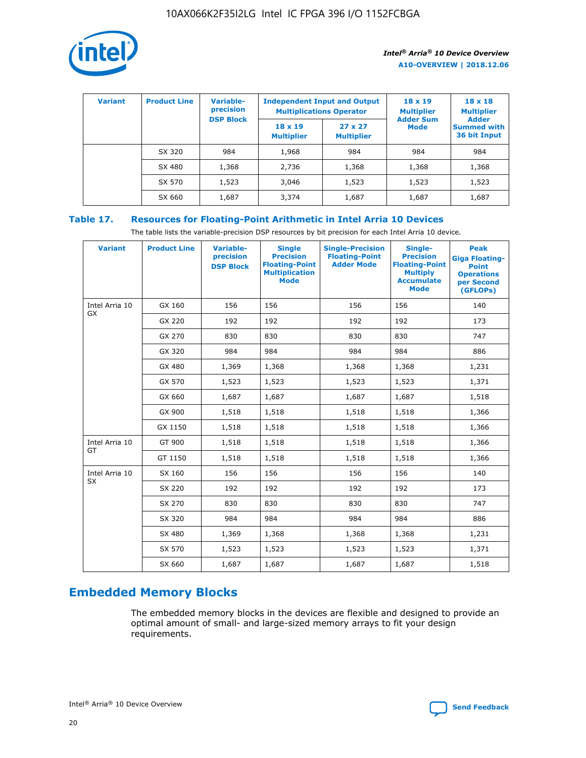| Variant | Product Line | Variable-precision DSP Block | Independent Input and Output Multiplications Operator | | 18 x 19 Multiplier Adder Sum Mode | 18 x 18 Multiplier Adder Summed with 36 bit Input |
|---|---|---|---|---|---|---|
| | | | 18 x 19 Multiplier | 27 x 27 Multiplier | | |
| | SX 320 | 984 | 1,968 | 984 | 984 | 984 |
| | SX 480 | 1,368 | 2,736 | 1,368 | 1,368 | 1,368 |
| | SX 570 | 1,523 | 3,046 | 1,523 | 1,523 | 1,523 |
| | SX 660 | 1,687 | 3,374 | 1,687 | 1,687 | 1,687 |

**Table 17. Resources for Floating-Point Arithmetic in Intel Arria 10 Devices**

The table lists the variable-precision DSP resources by bit precision for each Intel Arria 10 device.

| Variant | Product Line | Variable-precision DSP Block | Single Precision Floating-Point Multiplication Mode | Single-Precision Floating-Point Adder Mode | Single-Precision Floating-Point Multiply Accumulate Mode | Peak Giga Floating-Point Operations per Second (GFLOPs) |
|---|---|---|---|---|---|---|
| Intel Arria 10 GX | GX 160 | 156 | 156 | 156 | 156 | 140 |
| | GX 220 | 192 | 192 | 192 | 192 | 173 |
| | GX 270 | 830 | 830 | 830 | 830 | 747 |
| | GX 320 | 984 | 984 | 984 | 984 | 886 |
| | GX 480 | 1,369 | 1,368 | 1,368 | 1,368 | 1,231 |
| | GX 570 | 1,523 | 1,523 | 1,523 | 1,523 | 1,371 |
| | GX 660 | 1,687 | 1,687 | 1,687 | 1,687 | 1,518 |
| | GX 900 | 1,518 | 1,518 | 1,518 | 1,518 | 1,366 |
| | GX 1150 | 1,518 | 1,518 | 1,518 | 1,518 | 1,366 |
| Intel Arria 10 GT | GT 900 | 1,518 | 1,518 | 1,518 | 1,518 | 1,366 |
| | GT 1150 | 1,518 | 1,518 | 1,518 | 1,518 | 1,366 |
| Intel Arria 10 SX | SX 160 | 156 | 156 | 156 | 156 | 140 |
| | SX 220 | 192 | 192 | 192 | 192 | 173 |
| | SX 270 | 830 | 830 | 830 | 830 | 747 |
| | SX 320 | 984 | 984 | 984 | 984 | 886 |
| | SX 480 | 1,369 | 1,368 | 1,368 | 1,368 | 1,231 |
| | SX 570 | 1,523 | 1,523 | 1,523 | 1,523 | 1,371 |
| | SX 660 | 1,687 | 1,687 | 1,687 | 1,687 | 1,518 |

## Embedded Memory Blocks

The embedded memory blocks in the devices are flexible and designed to provide an optimal amount of small- and large-sized memory arrays to fit your design requirements.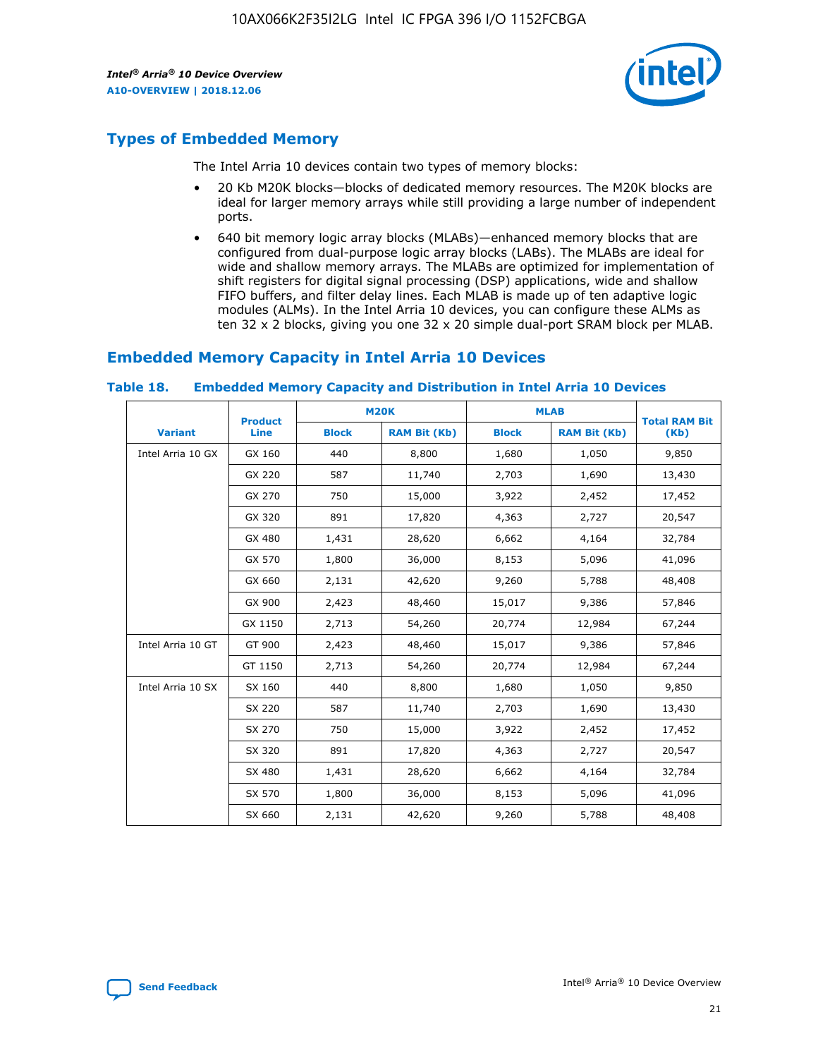## Types of Embedded Memory

The Intel Arria 10 devices contain two types of memory blocks:

- 20 Kb M20K blocks—blocks of dedicated memory resources. The M20K blocks are ideal for larger memory arrays while still providing a large number of independent ports.
- 640 bit memory logic array blocks (MLABs)—enhanced memory blocks that are configured from dual-purpose logic array blocks (LABs). The MLABs are ideal for wide and shallow memory arrays. The MLABs are optimized for implementation of shift registers for digital signal processing (DSP) applications, wide and shallow FIFO buffers, and filter delay lines. Each MLAB is made up of ten adaptive logic modules (ALMs). In the Intel Arria 10 devices, you can configure these ALMs as ten 32 x 2 blocks, giving you one 32 x 20 simple dual-port SRAM block per MLAB.

## Embedded Memory Capacity in Intel Arria 10 Devices

**Table 18. Embedded Memory Capacity and Distribution in Intel Arria 10 Devices**

| Variant | Product Line | M20K | | MLAB | | Total RAM Bit (Kb) |
|---|---|---|---|---|---|---|
| | | Block | RAM Bit (Kb) | Block | RAM Bit (Kb) | |
| Intel Arria 10 GX | GX 160 | 440 | 8,800 | 1,680 | 1,050 | 9,850 |
| | GX 220 | 587 | 11,740 | 2,703 | 1,690 | 13,430 |
| | GX 270 | 750 | 15,000 | 3,922 | 2,452 | 17,452 |
| | GX 320 | 891 | 17,820 | 4,363 | 2,727 | 20,547 |
| | GX 480 | 1,431 | 28,620 | 6,662 | 4,164 | 32,784 |
| | GX 570 | 1,800 | 36,000 | 8,153 | 5,096 | 41,096 |
| | GX 660 | 2,131 | 42,620 | 9,260 | 5,788 | 48,408 |
| | GX 900 | 2,423 | 48,460 | 15,017 | 9,386 | 57,846 |
| | GX 1150 | 2,713 | 54,260 | 20,774 | 12,984 | 67,244 |
| Intel Arria 10 GT | GT 900 | 2,423 | 48,460 | 15,017 | 9,386 | 57,846 |
| | GT 1150 | 2,713 | 54,260 | 20,774 | 12,984 | 67,244 |
| Intel Arria 10 SX | SX 160 | 440 | 8,800 | 1,680 | 1,050 | 9,850 |
| | SX 220 | 587 | 11,740 | 2,703 | 1,690 | 13,430 |
| | SX 270 | 750 | 15,000 | 3,922 | 2,452 | 17,452 |
| | SX 320 | 891 | 17,820 | 4,363 | 2,727 | 20,547 |
| | SX 480 | 1,431 | 28,620 | 6,662 | 4,164 | 32,784 |
| | SX 570 | 1,800 | 36,000 | 8,153 | 5,096 | 41,096 |
| | SX 660 | 2,131 | 42,620 | 9,260 | 5,788 | 48,408 |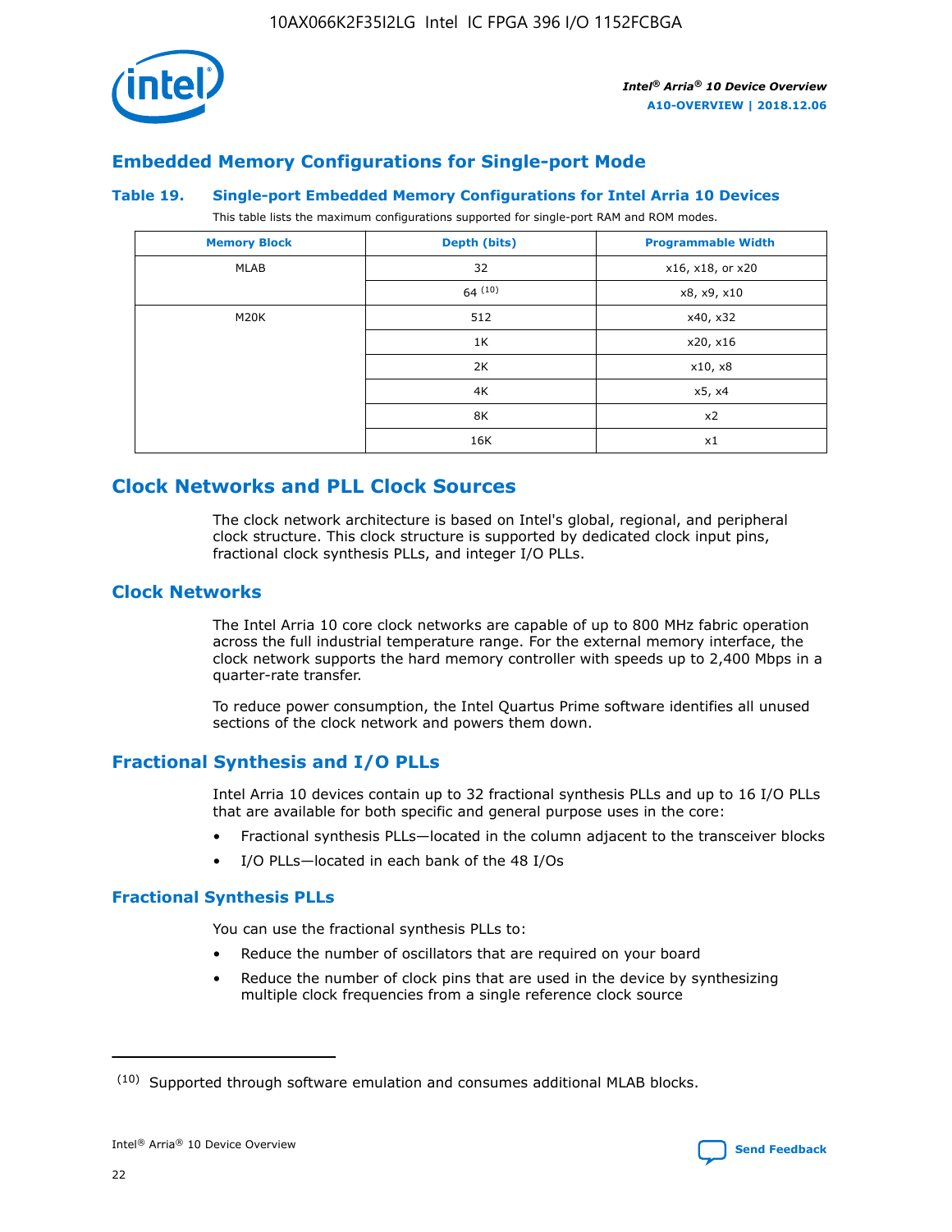## Embedded Memory Configurations for Single-port Mode

### Table 19. Single-port Embedded Memory Configurations for Intel Arria 10 Devices

This table lists the maximum configurations supported for single-port RAM and ROM modes.

| Memory Block | Depth (bits) | Programmable Width |
|---|---|---|
| MLAB | 32 | x16, x18, or x20 |
| | 64 [(10)] | x8, x9, x10 |
| M20K | 512 | x40, x32 |
| | 1K | x20, x16 |
| | 2K | x10, x8 |
| | 4K | x5, x4 |
| | 8K | x2 |
| | 16K | x1 |

# Clock Networks and PLL Clock Sources

The clock network architecture is based on Intel's global, regional, and peripheral clock structure. This clock structure is supported by dedicated clock input pins, fractional clock synthesis PLLs, and integer I/O PLLs.

## Clock Networks

The Intel Arria 10 core clock networks are capable of up to 800 MHz fabric operation across the full industrial temperature range. For the external memory interface, the clock network supports the hard memory controller with speeds up to 2,400 Mbps in a quarter-rate transfer.

To reduce power consumption, the Intel Quartus Prime software identifies all unused sections of the clock network and powers them down.

## Fractional Synthesis and I/O PLLs

Intel Arria 10 devices contain up to 32 fractional synthesis PLLs and up to 16 I/O PLLs that are available for both specific and general purpose uses in the core:

- Fractional synthesis PLLs—located in the column adjacent to the transceiver blocks
- I/O PLLs—located in each bank of the 48 I/Os

### Fractional Synthesis PLLs

You can use the fractional synthesis PLLs to:

- Reduce the number of oscillators that are required on your board
- Reduce the number of clock pins that are used in the device by synthesizing multiple clock frequencies from a single reference clock source

(10) Supported through software emulation and consumes additional MLAB blocks.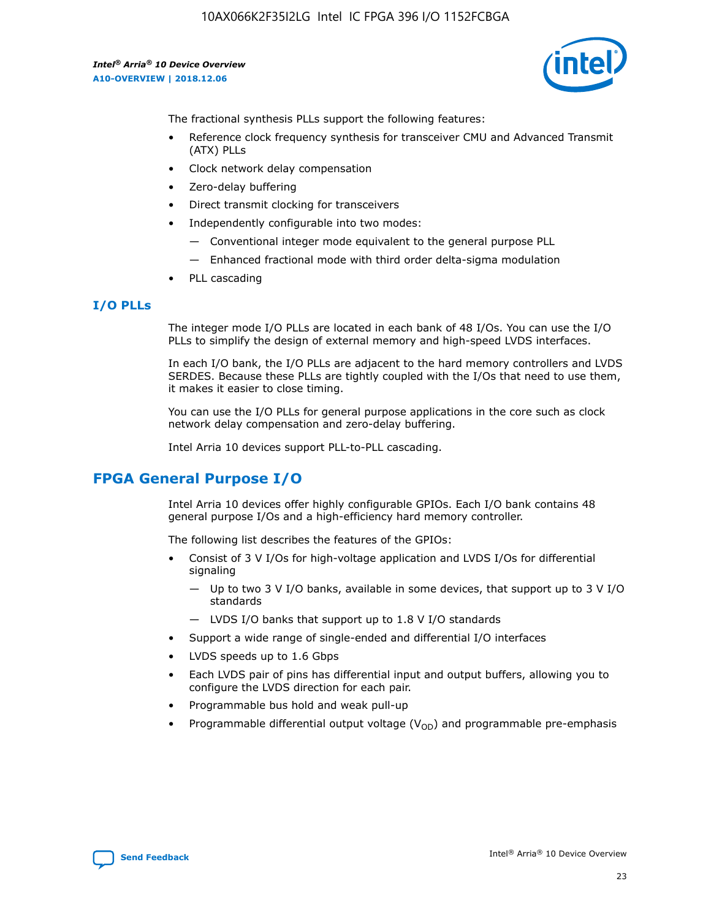The fractional synthesis PLLs support the following features:

- Reference clock frequency synthesis for transceiver CMU and Advanced Transmit (ATX) PLLs
- Clock network delay compensation
- Zero-delay buffering
- Direct transmit clocking for transceivers
- Independently configurable into two modes:
  - — Conventional integer mode equivalent to the general purpose PLL
  - — Enhanced fractional mode with third order delta-sigma modulation
- PLL cascading

### I/O PLLs

The integer mode I/O PLLs are located in each bank of 48 I/Os. You can use the I/O PLLs to simplify the design of external memory and high-speed LVDS interfaces.

In each I/O bank, the I/O PLLs are adjacent to the hard memory controllers and LVDS SERDES. Because these PLLs are tightly coupled with the I/Os that need to use them, it makes it easier to close timing.

You can use the I/O PLLs for general purpose applications in the core such as clock network delay compensation and zero-delay buffering.

Intel Arria 10 devices support PLL-to-PLL cascading.

## FPGA General Purpose I/O

Intel Arria 10 devices offer highly configurable GPIOs. Each I/O bank contains 48 general purpose I/Os and a high-efficiency hard memory controller.

The following list describes the features of the GPIOs:

- Consist of 3 V I/Os for high-voltage application and LVDS I/Os for differential signaling
  - — Up to two 3 V I/O banks, available in some devices, that support up to 3 V I/O standards
  - — LVDS I/O banks that support up to 1.8 V I/O standards
- Support a wide range of single-ended and differential I/O interfaces
- LVDS speeds up to 1.6 Gbps
- Each LVDS pair of pins has differential input and output buffers, allowing you to configure the LVDS direction for each pair.
- Programmable bus hold and weak pull-up
- Programmable differential output voltage ($V_{OD}$) and programmable pre-emphasis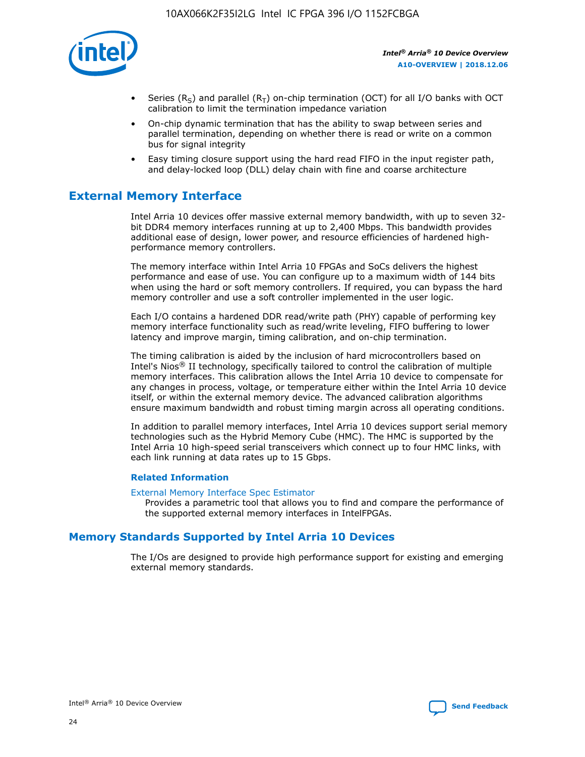- Series ($R_S$) and parallel ($R_T$) on-chip termination (OCT) for all I/O banks with OCT calibration to limit the termination impedance variation
- On-chip dynamic termination that has the ability to swap between series and parallel termination, depending on whether there is read or write on a common bus for signal integrity
- Easy timing closure support using the hard read FIFO in the input register path, and delay-locked loop (DLL) delay chain with fine and coarse architecture

## External Memory Interface

Intel Arria 10 devices offer massive external memory bandwidth, with up to seven 32-bit DDR4 memory interfaces running at up to 2,400 Mbps. This bandwidth provides additional ease of design, lower power, and resource efficiencies of hardened high-performance memory controllers.

The memory interface within Intel Arria 10 FPGAs and SoCs delivers the highest performance and ease of use. You can configure up to a maximum width of 144 bits when using the hard or soft memory controllers. If required, you can bypass the hard memory controller and use a soft controller implemented in the user logic.

Each I/O contains a hardened DDR read/write path (PHY) capable of performing key memory interface functionality such as read/write leveling, FIFO buffering to lower latency and improve margin, timing calibration, and on-chip termination.

The timing calibration is aided by the inclusion of hard microcontrollers based on Intel's Nios® II technology, specifically tailored to control the calibration of multiple memory interfaces. This calibration allows the Intel Arria 10 device to compensate for any changes in process, voltage, or temperature either within the Intel Arria 10 device itself, or within the external memory device. The advanced calibration algorithms ensure maximum bandwidth and robust timing margin across all operating conditions.

In addition to parallel memory interfaces, Intel Arria 10 devices support serial memory technologies such as the Hybrid Memory Cube (HMC). The HMC is supported by the Intel Arria 10 high-speed serial transceivers which connect up to four HMC links, with each link running at data rates up to 15 Gbps.

### Related Information

External Memory Interface Spec Estimator
Provides a parametric tool that allows you to find and compare the performance of the supported external memory interfaces in IntelFPGAs.

## Memory Standards Supported by Intel Arria 10 Devices

The I/Os are designed to provide high performance support for existing and emerging external memory standards.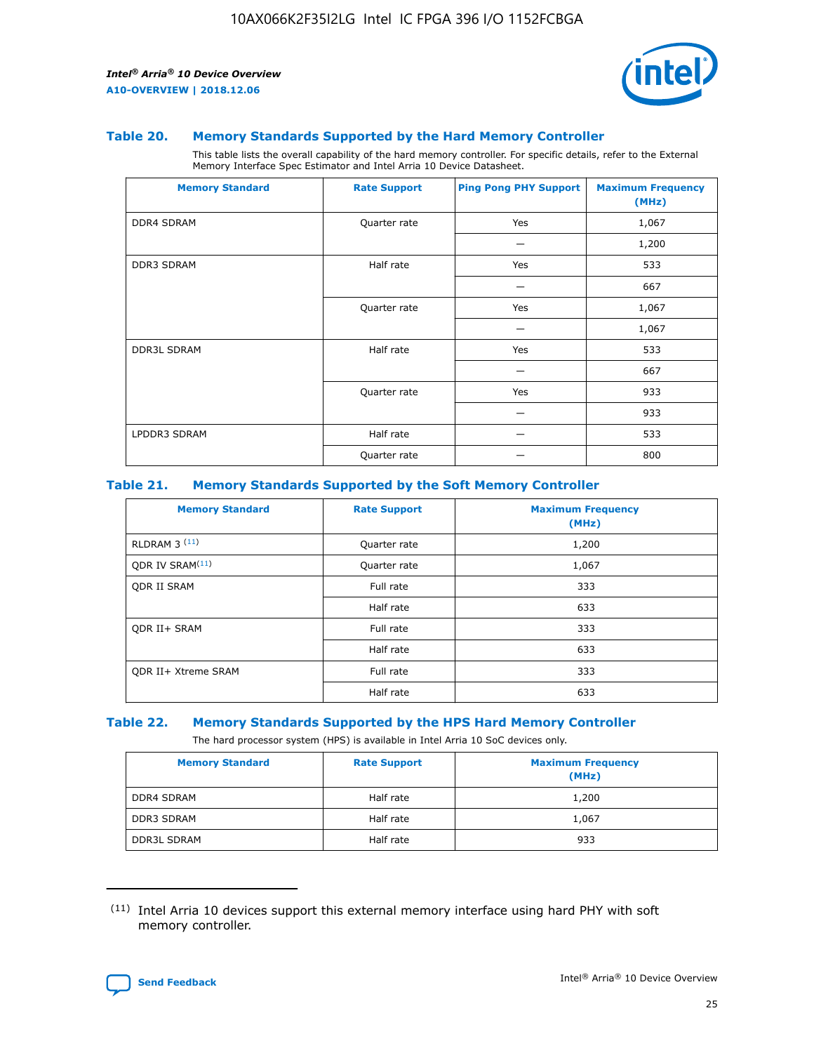### Table 20. Memory Standards Supported by the Hard Memory Controller

This table lists the overall capability of the hard memory controller. For specific details, refer to the External Memory Interface Spec Estimator and Intel Arria 10 Device Datasheet.

| Memory Standard | Rate Support | Ping Pong PHY Support | Maximum Frequency (MHz) |
|---|---|---|---|
| DDR4 SDRAM | Quarter rate | Yes | 1,067 |
| | | — | 1,200 |
| DDR3 SDRAM | Half rate | Yes | 533 |
| | | — | 667 |
| | Quarter rate | Yes | 1,067 |
| | | — | 1,067 |
| DDR3L SDRAM | Half rate | Yes | 533 |
| | | — | 667 |
| | Quarter rate | Yes | 933 |
| | | — | 933 |
| LPDDR3 SDRAM | Half rate | — | 533 |
| | Quarter rate | — | 800 |

### Table 21. Memory Standards Supported by the Soft Memory Controller

| Memory Standard | Rate Support | Maximum Frequency (MHz) |
|---|---|---|
| RLDRAM 3 [11] | Quarter rate | 1,200 |
| QDR IV SRAM[11] | Quarter rate | 1,067 |
| QDR II SRAM | Full rate | 333 |
| | Half rate | 633 |
| QDR II+ SRAM | Full rate | 333 |
| | Half rate | 633 |
| QDR II+ Xtreme SRAM | Full rate | 333 |
| | Half rate | 633 |

### Table 22. Memory Standards Supported by the HPS Hard Memory Controller

The hard processor system (HPS) is available in Intel Arria 10 SoC devices only.

| Memory Standard | Rate Support | Maximum Frequency (MHz) |
|---|---|---|
| DDR4 SDRAM | Half rate | 1,200 |
| DDR3 SDRAM | Half rate | 1,067 |
| DDR3L SDRAM | Half rate | 933 |

(11) Intel Arria 10 devices support this external memory interface using hard PHY with soft memory controller.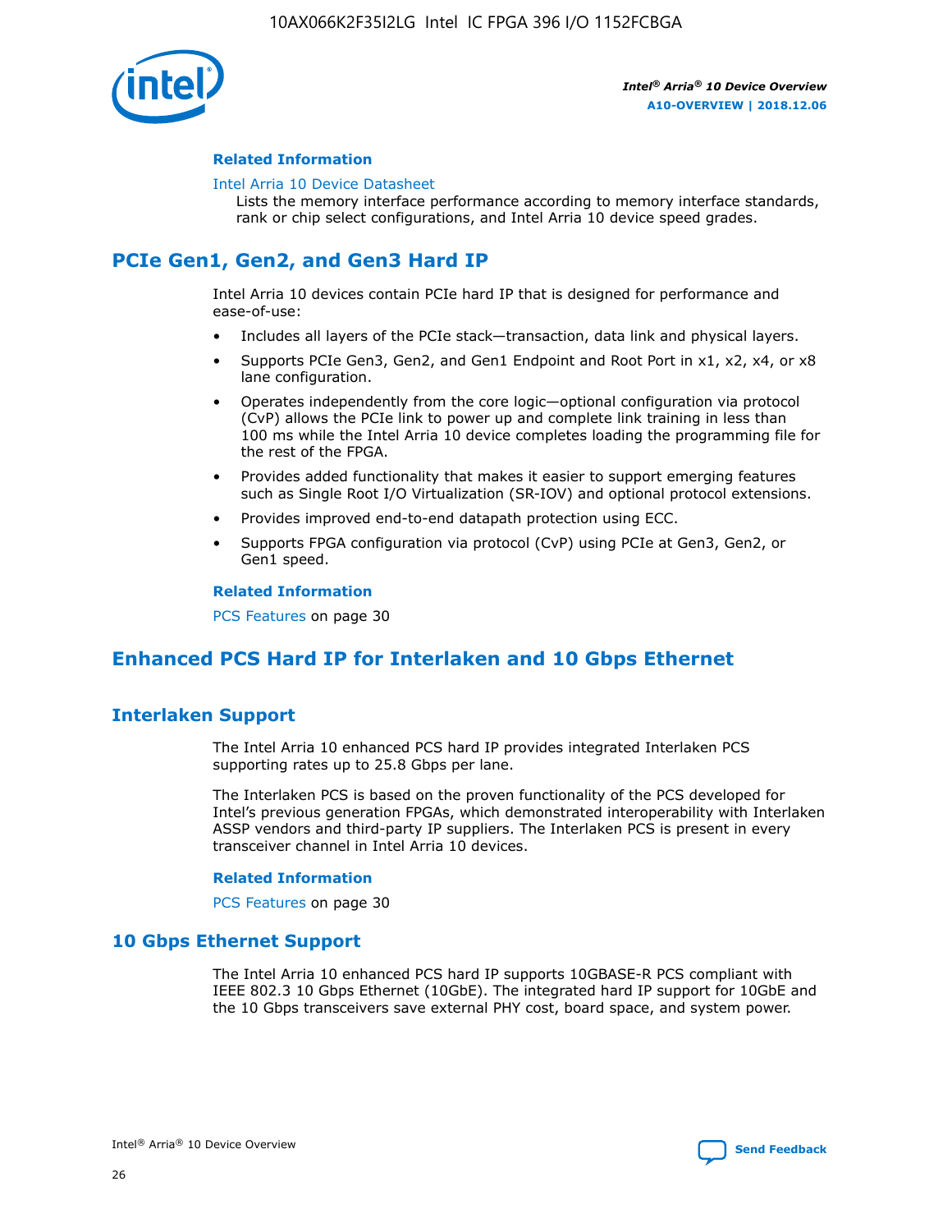### Related Information

Intel Arria 10 Device Datasheet

Lists the memory interface performance according to memory interface standards, rank or chip select configurations, and Intel Arria 10 device speed grades.

## PCIe Gen1, Gen2, and Gen3 Hard IP

Intel Arria 10 devices contain PCIe hard IP that is designed for performance and ease-of-use:

- Includes all layers of the PCIe stack—transaction, data link and physical layers.
- Supports PCIe Gen3, Gen2, and Gen1 Endpoint and Root Port in x1, x2, x4, or x8 lane configuration.
- Operates independently from the core logic—optional configuration via protocol (CvP) allows the PCIe link to power up and complete link training in less than 100 ms while the Intel Arria 10 device completes loading the programming file for the rest of the FPGA.
- Provides added functionality that makes it easier to support emerging features such as Single Root I/O Virtualization (SR-IOV) and optional protocol extensions.
- Provides improved end-to-end datapath protection using ECC.
- Supports FPGA configuration via protocol (CvP) using PCIe at Gen3, Gen2, or Gen1 speed.

### Related Information

PCS Features on page 30

## Enhanced PCS Hard IP for Interlaken and 10 Gbps Ethernet

## Interlaken Support

The Intel Arria 10 enhanced PCS hard IP provides integrated Interlaken PCS supporting rates up to 25.8 Gbps per lane.

The Interlaken PCS is based on the proven functionality of the PCS developed for Intel's previous generation FPGAs, which demonstrated interoperability with Interlaken ASSP vendors and third-party IP suppliers. The Interlaken PCS is present in every transceiver channel in Intel Arria 10 devices.

### Related Information

PCS Features on page 30

## 10 Gbps Ethernet Support

The Intel Arria 10 enhanced PCS hard IP supports 10GBASE-R PCS compliant with IEEE 802.3 10 Gbps Ethernet (10GbE). The integrated hard IP support for 10GbE and the 10 Gbps transceivers save external PHY cost, board space, and system power.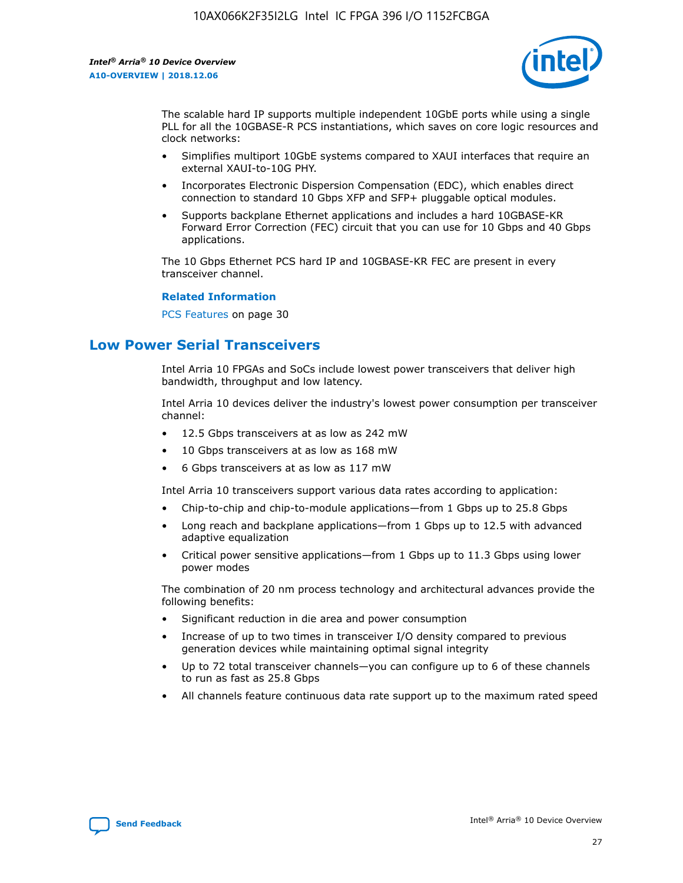The scalable hard IP supports multiple independent 10GbE ports while using a single PLL for all the 10GBASE-R PCS instantiations, which saves on core logic resources and clock networks:

- Simplifies multiport 10GbE systems compared to XAUI interfaces that require an external XAUI-to-10G PHY.
- Incorporates Electronic Dispersion Compensation (EDC), which enables direct connection to standard 10 Gbps XFP and SFP+ pluggable optical modules.
- Supports backplane Ethernet applications and includes a hard 10GBASE-KR Forward Error Correction (FEC) circuit that you can use for 10 Gbps and 40 Gbps applications.

The 10 Gbps Ethernet PCS hard IP and 10GBASE-KR FEC are present in every transceiver channel.

**Related Information**

PCS Features on page 30

## Low Power Serial Transceivers

Intel Arria 10 FPGAs and SoCs include lowest power transceivers that deliver high bandwidth, throughput and low latency.

Intel Arria 10 devices deliver the industry's lowest power consumption per transceiver channel:

- 12.5 Gbps transceivers at as low as 242 mW
- 10 Gbps transceivers at as low as 168 mW
- 6 Gbps transceivers at as low as 117 mW

Intel Arria 10 transceivers support various data rates according to application:

- Chip-to-chip and chip-to-module applications—from 1 Gbps up to 25.8 Gbps
- Long reach and backplane applications—from 1 Gbps up to 12.5 with advanced adaptive equalization
- Critical power sensitive applications—from 1 Gbps up to 11.3 Gbps using lower power modes

The combination of 20 nm process technology and architectural advances provide the following benefits:

- Significant reduction in die area and power consumption
- Increase of up to two times in transceiver I/O density compared to previous generation devices while maintaining optimal signal integrity
- Up to 72 total transceiver channels—you can configure up to 6 of these channels to run as fast as 25.8 Gbps
- All channels feature continuous data rate support up to the maximum rated speed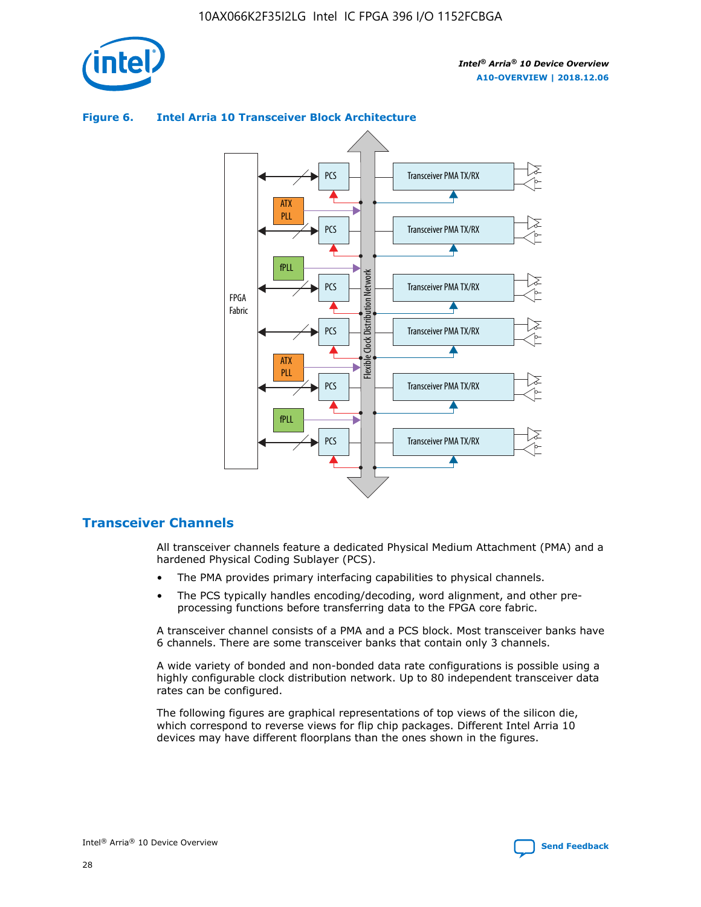**Figure 6. Intel Arria 10 Transceiver Block Architecture**

## Transceiver Channels

All transceiver channels feature a dedicated Physical Medium Attachment (PMA) and a hardened Physical Coding Sublayer (PCS).

- The PMA provides primary interfacing capabilities to physical channels.
- The PCS typically handles encoding/decoding, word alignment, and other pre-processing functions before transferring data to the FPGA core fabric.

A transceiver channel consists of a PMA and a PCS block. Most transceiver banks have 6 channels. There are some transceiver banks that contain only 3 channels.

A wide variety of bonded and non-bonded data rate configurations is possible using a highly configurable clock distribution network. Up to 80 independent transceiver data rates can be configured.

The following figures are graphical representations of top views of the silicon die, which correspond to reverse views for flip chip packages. Different Intel Arria 10 devices may have different floorplans than the ones shown in the figures.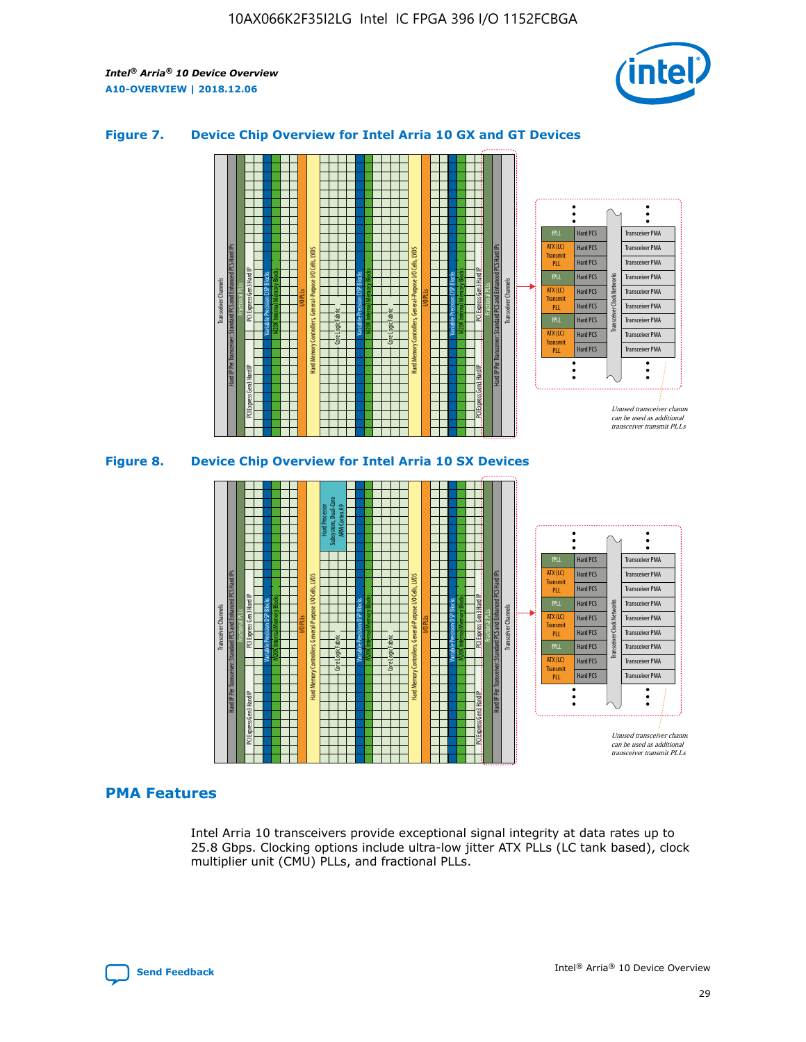## Figure 7. Device Chip Overview for Intel Arria 10 GX and GT Devices

## Figure 8. Device Chip Overview for Intel Arria 10 SX Devices

## PMA Features

Intel Arria 10 transceivers provide exceptional signal integrity at data rates up to 25.8 Gbps. Clocking options include ultra-low jitter ATX PLLs (LC tank based), clock multiplier unit (CMU) PLLs, and fractional PLLs.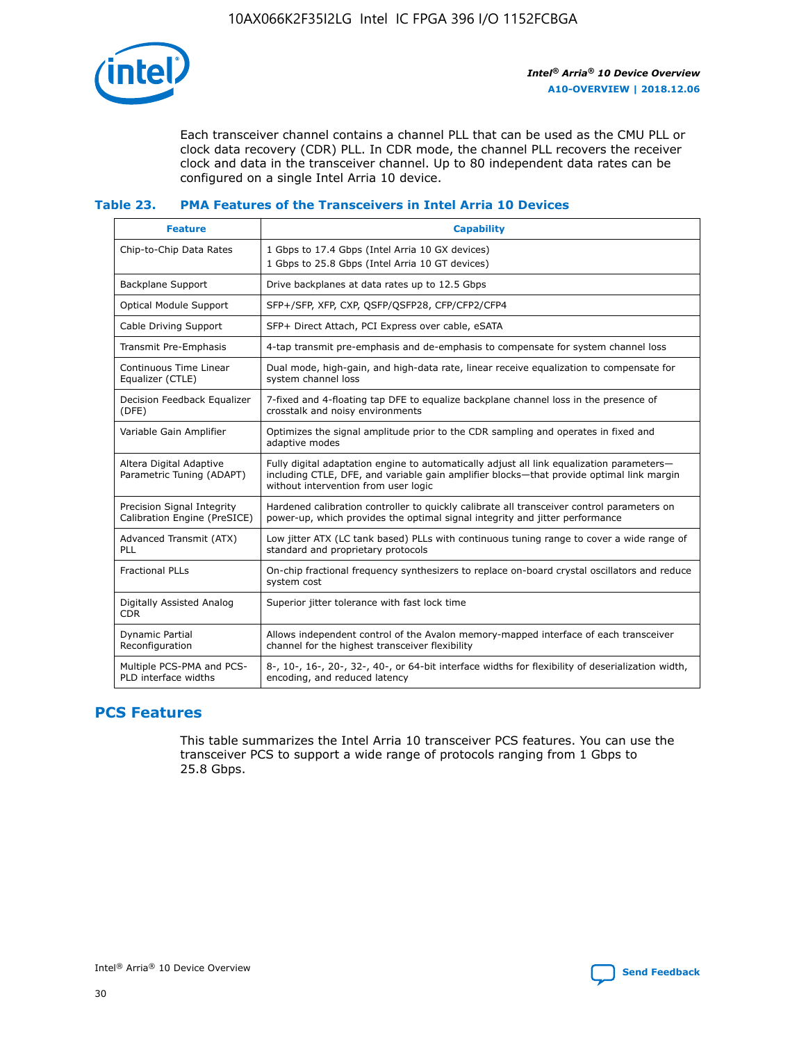Each transceiver channel contains a channel PLL that can be used as the CMU PLL or clock data recovery (CDR) PLL. In CDR mode, the channel PLL recovers the receiver clock and data in the transceiver channel. Up to 80 independent data rates can be configured on a single Intel Arria 10 device.

### Table 23. PMA Features of the Transceivers in Intel Arria 10 Devices

| Feature | Capability |
| --- | --- |
| Chip-to-Chip Data Rates | 1 Gbps to 17.4 Gbps (Intel Arria 10 GX devices)<br>1 Gbps to 25.8 Gbps (Intel Arria 10 GT devices) |
| Backplane Support | Drive backplanes at data rates up to 12.5 Gbps |
| Optical Module Support | SFP+/SFP, XFP, CXP, QSFP/QSFP28, CFP/CFP2/CFP4 |
| Cable Driving Support | SFP+ Direct Attach, PCI Express over cable, eSATA |
| Transmit Pre-Emphasis | 4-tap transmit pre-emphasis and de-emphasis to compensate for system channel loss |
| Continuous Time Linear Equalizer (CTLE) | Dual mode, high-gain, and high-data rate, linear receive equalization to compensate for system channel loss |
| Decision Feedback Equalizer (DFE) | 7-fixed and 4-floating tap DFE to equalize backplane channel loss in the presence of crosstalk and noisy environments |
| Variable Gain Amplifier | Optimizes the signal amplitude prior to the CDR sampling and operates in fixed and adaptive modes |
| Altera Digital Adaptive Parametric Tuning (ADAPT) | Fully digital adaptation engine to automatically adjust all link equalization parameters—including CTLE, DFE, and variable gain amplifier blocks—that provide optimal link margin without intervention from user logic |
| Precision Signal Integrity Calibration Engine (PreSICE) | Hardened calibration controller to quickly calibrate all transceiver control parameters on power-up, which provides the optimal signal integrity and jitter performance |
| Advanced Transmit (ATX) PLL | Low jitter ATX (LC tank based) PLLs with continuous tuning range to cover a wide range of standard and proprietary protocols |
| Fractional PLLs | On-chip fractional frequency synthesizers to replace on-board crystal oscillators and reduce system cost |
| Digitally Assisted Analog CDR | Superior jitter tolerance with fast lock time |
| Dynamic Partial Reconfiguration | Allows independent control of the Avalon memory-mapped interface of each transceiver channel for the highest transceiver flexibility |
| Multiple PCS-PMA and PCS-PLD interface widths | 8-, 10-, 16-, 20-, 32-, 40-, or 64-bit interface widths for flexibility of deserialization width, encoding, and reduced latency |

## PCS Features

This table summarizes the Intel Arria 10 transceiver PCS features. You can use the transceiver PCS to support a wide range of protocols ranging from 1 Gbps to 25.8 Gbps.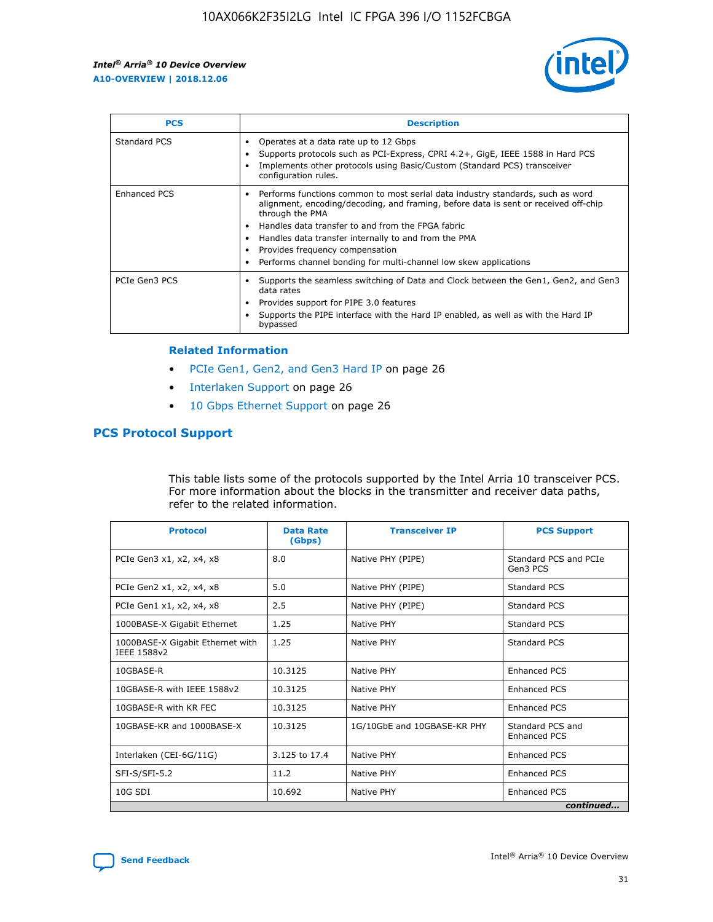| PCS | Description |
| --- | --- |
| Standard PCS | • Operates at a data rate up to 12 Gbps<br>• Supports protocols such as PCI-Express, CPRI 4.2+, GigE, IEEE 1588 in Hard PCS<br>• Implements other protocols using Basic/Custom (Standard PCS) transceiver configuration rules. |
| Enhanced PCS | • Performs functions common to most serial data industry standards, such as word alignment, encoding/decoding, and framing, before data is sent or received off-chip through the PMA<br>• Handles data transfer to and from the FPGA fabric<br>• Handles data transfer internally to and from the PMA<br>• Provides frequency compensation<br>• Performs channel bonding for multi-channel low skew applications |
| PCIe Gen3 PCS | • Supports the seamless switching of Data and Clock between the Gen1, Gen2, and Gen3 data rates<br>• Provides support for PIPE 3.0 features<br>• Supports the PIPE interface with the Hard IP enabled, as well as with the Hard IP bypassed |

### Related Information

- PCIe Gen1, Gen2, and Gen3 Hard IP on page 26
- Interlaken Support on page 26
- 10 Gbps Ethernet Support on page 26

## PCS Protocol Support

This table lists some of the protocols supported by the Intel Arria 10 transceiver PCS. For more information about the blocks in the transmitter and receiver data paths, refer to the related information.

| Protocol | Data Rate (Gbps) | Transceiver IP | PCS Support |
| --- | --- | --- | --- |
| PCIe Gen3 x1, x2, x4, x8 | 8.0 | Native PHY (PIPE) | Standard PCS and PCIe Gen3 PCS |
| PCIe Gen2 x1, x2, x4, x8 | 5.0 | Native PHY (PIPE) | Standard PCS |
| PCIe Gen1 x1, x2, x4, x8 | 2.5 | Native PHY (PIPE) | Standard PCS |
| 1000BASE-X Gigabit Ethernet | 1.25 | Native PHY | Standard PCS |
| 1000BASE-X Gigabit Ethernet with IEEE 1588v2 | 1.25 | Native PHY | Standard PCS |
| 10GBASE-R | 10.3125 | Native PHY | Enhanced PCS |
| 10GBASE-R with IEEE 1588v2 | 10.3125 | Native PHY | Enhanced PCS |
| 10GBASE-R with KR FEC | 10.3125 | Native PHY | Enhanced PCS |
| 10GBASE-KR and 1000BASE-X | 10.3125 | 1G/10GbE and 10GBASE-KR PHY | Standard PCS and Enhanced PCS |
| Interlaken (CEI-6G/11G) | 3.125 to 17.4 | Native PHY | Enhanced PCS |
| SFI-S/SFI-5.2 | 11.2 | Native PHY | Enhanced PCS |
| 10G SDI | 10.692 | Native PHY | Enhanced PCS |

*continued...*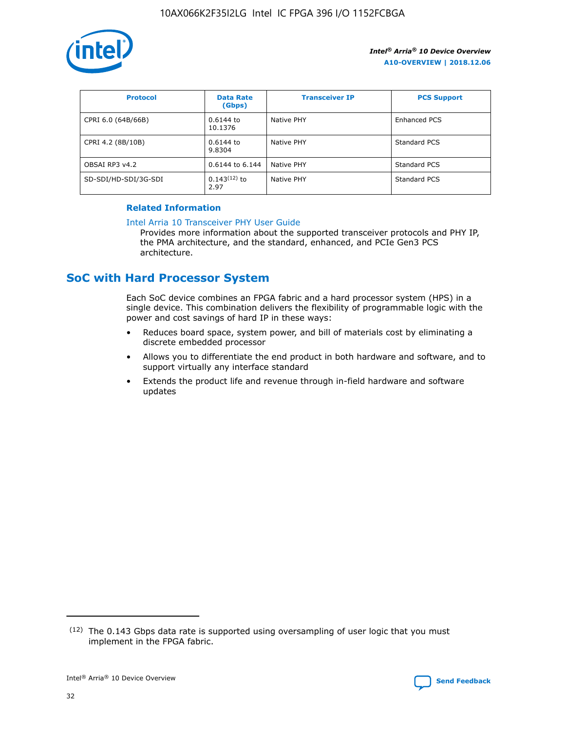| Protocol | Data Rate (Gbps) | Transceiver IP | PCS Support |
| --- | --- | --- | --- |
| CPRI 6.0 (64B/66B) | 0.6144 to 10.1376 | Native PHY | Enhanced PCS |
| CPRI 4.2 (8B/10B) | 0.6144 to 9.8304 | Native PHY | Standard PCS |
| OBSAI RP3 v4.2 | 0.6144 to 6.144 | Native PHY | Standard PCS |
| SD-SDI/HD-SDI/3G-SDI | 0.143[12] to 2.97 | Native PHY | Standard PCS |

**Related Information**

Intel Arria 10 Transceiver PHY User Guide

Provides more information about the supported transceiver protocols and PHY IP, the PMA architecture, and the standard, enhanced, and PCIe Gen3 PCS architecture.

## SoC with Hard Processor System

Each SoC device combines an FPGA fabric and a hard processor system (HPS) in a single device. This combination delivers the flexibility of programmable logic with the power and cost savings of hard IP in these ways:

- Reduces board space, system power, and bill of materials cost by eliminating a discrete embedded processor
- Allows you to differentiate the end product in both hardware and software, and to support virtually any interface standard
- Extends the product life and revenue through in-field hardware and software updates

[12] The 0.143 Gbps data rate is supported using oversampling of user logic that you must implement in the FPGA fabric.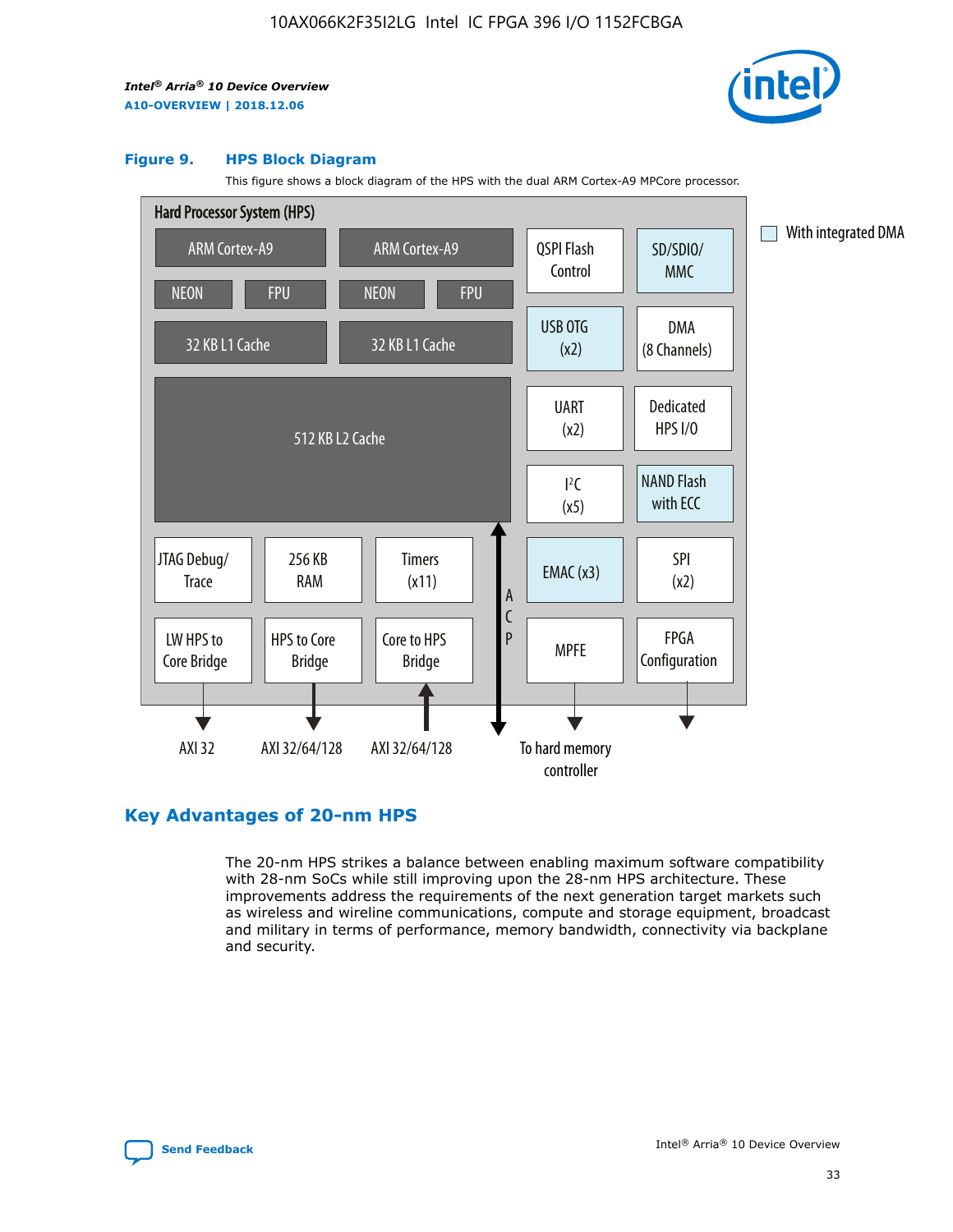**Figure 9. HPS Block Diagram**

This figure shows a block diagram of the HPS with the dual ARM Cortex-A9 MPCore processor.

Hard Processor System (HPS)

ARM Cortex-A9 | ARM Cortex-A9 | QSPI Flash Control | SD/SDIO/MMC

NEON | FPU | NEON | FPU

32 KB L1 Cache | 32 KB L1 Cache | USB OTG (x2) | DMA (8 Channels)

512 KB L2 Cache | UART (x2) | Dedicated HPS I/O | I²C (x5) | NAND Flash with ECC

JTAG Debug/Trace | 256 KB RAM | Timers (x11) | ACP | EMAC (x3) | SPI (x2)

LW HPS to Core Bridge | HPS to Core Bridge | Core to HPS Bridge | MPFE | FPGA Configuration

AXI 32 | AXI 32/64/128 | AXI 32/64/128 | To hard memory controller

With integrated DMA

## Key Advantages of 20-nm HPS

The 20-nm HPS strikes a balance between enabling maximum software compatibility with 28-nm SoCs while still improving upon the 28-nm HPS architecture. These improvements address the requirements of the next generation target markets such as wireless and wireline communications, compute and storage equipment, broadcast and military in terms of performance, memory bandwidth, connectivity via backplane and security.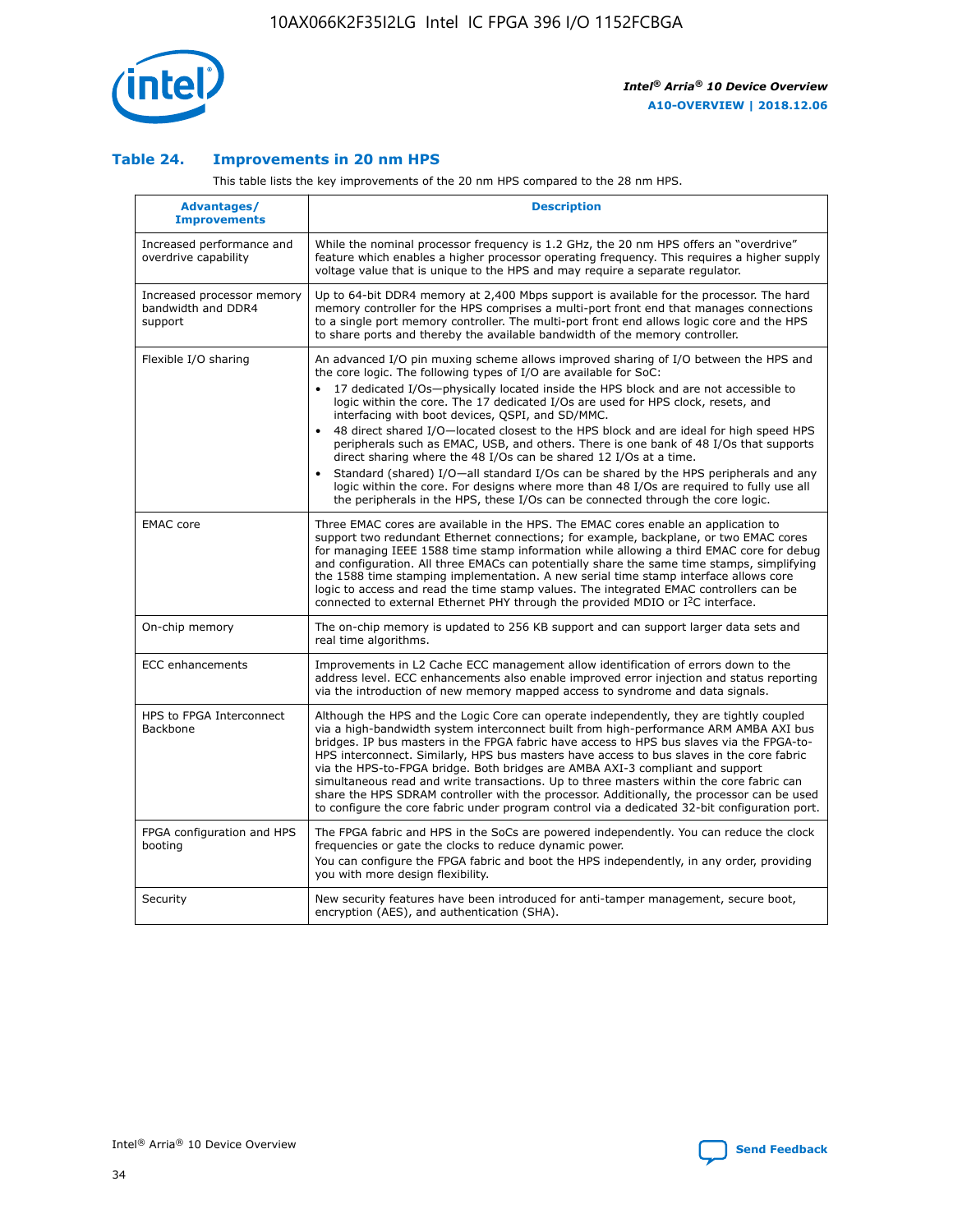## Table 24. Improvements in 20 nm HPS

This table lists the key improvements of the 20 nm HPS compared to the 28 nm HPS.

| Advantages/ Improvements | Description |
|---|---|
| Increased performance and overdrive capability | While the nominal processor frequency is 1.2 GHz, the 20 nm HPS offers an "overdrive" feature which enables a higher processor operating frequency. This requires a higher supply voltage value that is unique to the HPS and may require a separate regulator. |
| Increased processor memory bandwidth and DDR4 support | Up to 64-bit DDR4 memory at 2,400 Mbps support is available for the processor. The hard memory controller for the HPS comprises a multi-port front end that manages connections to a single port memory controller. The multi-port front end allows logic core and the HPS to share ports and thereby the available bandwidth of the memory controller. |
| Flexible I/O sharing | An advanced I/O pin muxing scheme allows improved sharing of I/O between the HPS and the core logic. The following types of I/O are available for SoC: • 17 dedicated I/Os—physically located inside the HPS block and are not accessible to logic within the core. The 17 dedicated I/Os are used for HPS clock, resets, and interfacing with boot devices, QSPI, and SD/MMC. • 48 direct shared I/O—located closest to the HPS block and are ideal for high speed HPS peripherals such as EMAC, USB, and others. There is one bank of 48 I/Os that supports direct sharing where the 48 I/Os can be shared 12 I/Os at a time. • Standard (shared) I/O—all standard I/Os can be shared by the HPS peripherals and any logic within the core. For designs where more than 48 I/Os are required to fully use all the peripherals in the HPS, these I/Os can be connected through the core logic. |
| EMAC core | Three EMAC cores are available in the HPS. The EMAC cores enable an application to support two redundant Ethernet connections; for example, backplane, or two EMAC cores for managing IEEE 1588 time stamp information while allowing a third EMAC core for debug and configuration. All three EMACs can potentially share the same time stamps, simplifying the 1588 time stamping implementation. A new serial time stamp interface allows core logic to access and read the time stamp values. The integrated EMAC controllers can be connected to external Ethernet PHY through the provided MDIO or I²C interface. |
| On-chip memory | The on-chip memory is updated to 256 KB support and can support larger data sets and real time algorithms. |
| ECC enhancements | Improvements in L2 Cache ECC management allow identification of errors down to the address level. ECC enhancements also enable improved error injection and status reporting via the introduction of new memory mapped access to syndrome and data signals. |
| HPS to FPGA Interconnect Backbone | Although the HPS and the Logic Core can operate independently, they are tightly coupled via a high-bandwidth system interconnect built from high-performance ARM AMBA AXI bus bridges. IP bus masters in the FPGA fabric have access to HPS bus slaves via the FPGA-to-HPS interconnect. Similarly, HPS bus masters have access to bus slaves in the core fabric via the HPS-to-FPGA bridge. Both bridges are AMBA AXI-3 compliant and support simultaneous read and write transactions. Up to three masters within the core fabric can share the HPS SDRAM controller with the processor. Additionally, the processor can be used to configure the core fabric under program control via a dedicated 32-bit configuration port. |
| FPGA configuration and HPS booting | The FPGA fabric and HPS in the SoCs are powered independently. You can reduce the clock frequencies or gate the clocks to reduce dynamic power. You can configure the FPGA fabric and boot the HPS independently, in any order, providing you with more design flexibility. |
| Security | New security features have been introduced for anti-tamper management, secure boot, encryption (AES), and authentication (SHA). |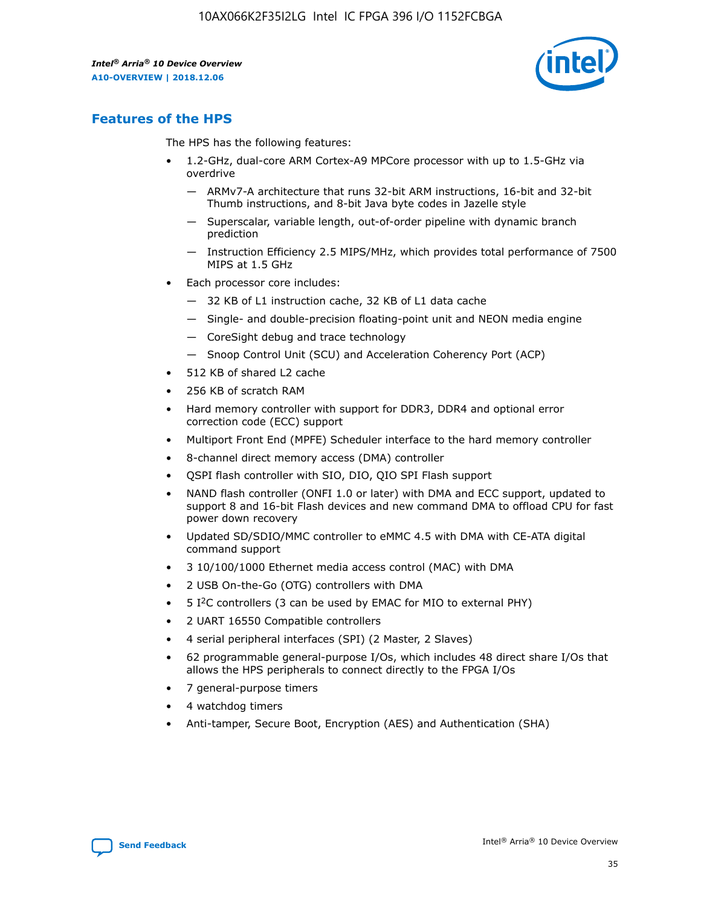## Features of the HPS

The HPS has the following features:

- 1.2-GHz, dual-core ARM Cortex-A9 MPCore processor with up to 1.5-GHz via overdrive
  - — ARMv7-A architecture that runs 32-bit ARM instructions, 16-bit and 32-bit Thumb instructions, and 8-bit Java byte codes in Jazelle style
  - — Superscalar, variable length, out-of-order pipeline with dynamic branch prediction
  - — Instruction Efficiency 2.5 MIPS/MHz, which provides total performance of 7500 MIPS at 1.5 GHz
- Each processor core includes:
  - — 32 KB of L1 instruction cache, 32 KB of L1 data cache
  - — Single- and double-precision floating-point unit and NEON media engine
  - — CoreSight debug and trace technology
  - — Snoop Control Unit (SCU) and Acceleration Coherency Port (ACP)
- 512 KB of shared L2 cache
- 256 KB of scratch RAM
- Hard memory controller with support for DDR3, DDR4 and optional error correction code (ECC) support
- Multiport Front End (MPFE) Scheduler interface to the hard memory controller
- 8-channel direct memory access (DMA) controller
- QSPI flash controller with SIO, DIO, QIO SPI Flash support
- NAND flash controller (ONFI 1.0 or later) with DMA and ECC support, updated to support 8 and 16-bit Flash devices and new command DMA to offload CPU for fast power down recovery
- Updated SD/SDIO/MMC controller to eMMC 4.5 with DMA with CE-ATA digital command support
- 3 10/100/1000 Ethernet media access control (MAC) with DMA
- 2 USB On-the-Go (OTG) controllers with DMA
- 5 I²C controllers (3 can be used by EMAC for MIO to external PHY)
- 2 UART 16550 Compatible controllers
- 4 serial peripheral interfaces (SPI) (2 Master, 2 Slaves)
- 62 programmable general-purpose I/Os, which includes 48 direct share I/Os that allows the HPS peripherals to connect directly to the FPGA I/Os
- 7 general-purpose timers
- 4 watchdog timers
- Anti-tamper, Secure Boot, Encryption (AES) and Authentication (SHA)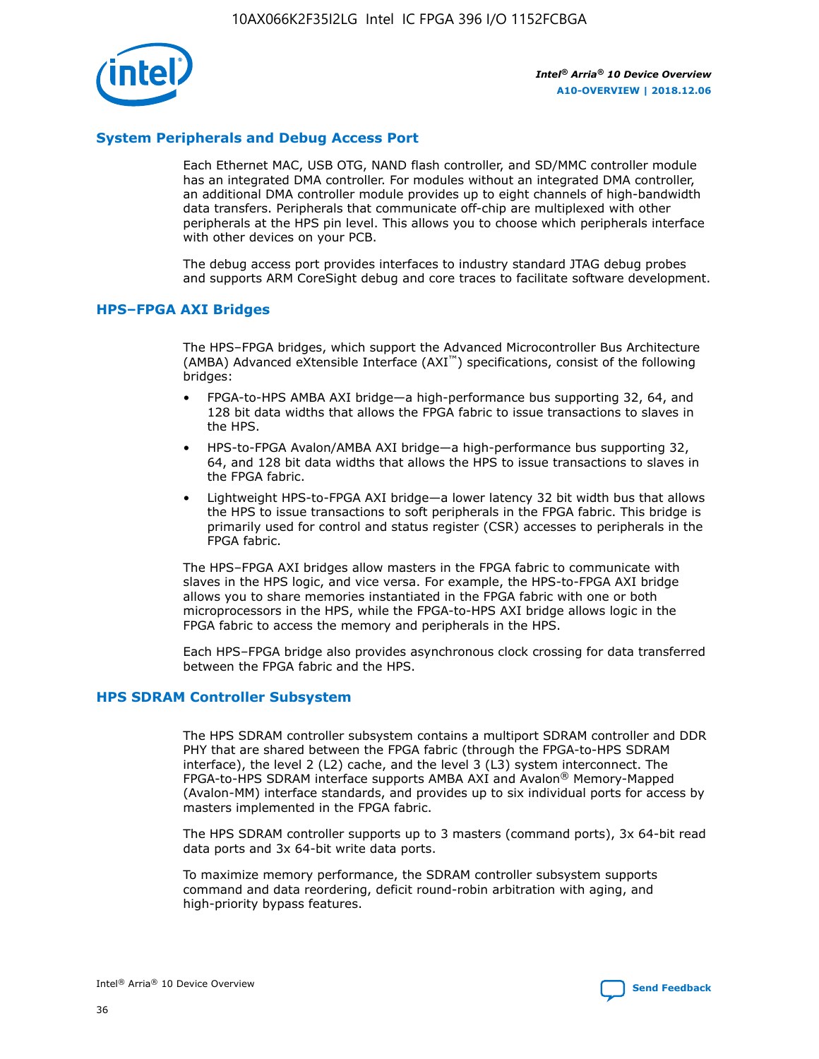## System Peripherals and Debug Access Port

Each Ethernet MAC, USB OTG, NAND flash controller, and SD/MMC controller module has an integrated DMA controller. For modules without an integrated DMA controller, an additional DMA controller module provides up to eight channels of high-bandwidth data transfers. Peripherals that communicate off-chip are multiplexed with other peripherals at the HPS pin level. This allows you to choose which peripherals interface with other devices on your PCB.

The debug access port provides interfaces to industry standard JTAG debug probes and supports ARM CoreSight debug and core traces to facilitate software development.

## HPS–FPGA AXI Bridges

The HPS–FPGA bridges, which support the Advanced Microcontroller Bus Architecture (AMBA) Advanced eXtensible Interface (AXI™) specifications, consist of the following bridges:

- FPGA-to-HPS AMBA AXI bridge—a high-performance bus supporting 32, 64, and 128 bit data widths that allows the FPGA fabric to issue transactions to slaves in the HPS.
- HPS-to-FPGA Avalon/AMBA AXI bridge—a high-performance bus supporting 32, 64, and 128 bit data widths that allows the HPS to issue transactions to slaves in the FPGA fabric.
- Lightweight HPS-to-FPGA AXI bridge—a lower latency 32 bit width bus that allows the HPS to issue transactions to soft peripherals in the FPGA fabric. This bridge is primarily used for control and status register (CSR) accesses to peripherals in the FPGA fabric.

The HPS–FPGA AXI bridges allow masters in the FPGA fabric to communicate with slaves in the HPS logic, and vice versa. For example, the HPS-to-FPGA AXI bridge allows you to share memories instantiated in the FPGA fabric with one or both microprocessors in the HPS, while the FPGA-to-HPS AXI bridge allows logic in the FPGA fabric to access the memory and peripherals in the HPS.

Each HPS–FPGA bridge also provides asynchronous clock crossing for data transferred between the FPGA fabric and the HPS.

## HPS SDRAM Controller Subsystem

The HPS SDRAM controller subsystem contains a multiport SDRAM controller and DDR PHY that are shared between the FPGA fabric (through the FPGA-to-HPS SDRAM interface), the level 2 (L2) cache, and the level 3 (L3) system interconnect. The FPGA-to-HPS SDRAM interface supports AMBA AXI and Avalon® Memory-Mapped (Avalon-MM) interface standards, and provides up to six individual ports for access by masters implemented in the FPGA fabric.

The HPS SDRAM controller supports up to 3 masters (command ports), 3x 64-bit read data ports and 3x 64-bit write data ports.

To maximize memory performance, the SDRAM controller subsystem supports command and data reordering, deficit round-robin arbitration with aging, and high-priority bypass features.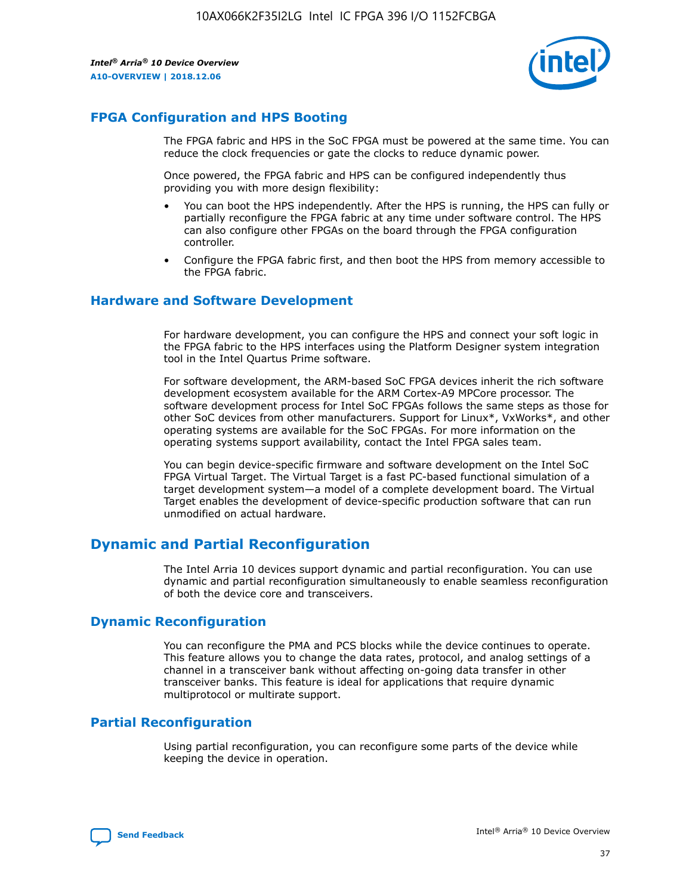## FPGA Configuration and HPS Booting

The FPGA fabric and HPS in the SoC FPGA must be powered at the same time. You can reduce the clock frequencies or gate the clocks to reduce dynamic power.

Once powered, the FPGA fabric and HPS can be configured independently thus providing you with more design flexibility:

- You can boot the HPS independently. After the HPS is running, the HPS can fully or partially reconfigure the FPGA fabric at any time under software control. The HPS can also configure other FPGAs on the board through the FPGA configuration controller.
- Configure the FPGA fabric first, and then boot the HPS from memory accessible to the FPGA fabric.

## Hardware and Software Development

For hardware development, you can configure the HPS and connect your soft logic in the FPGA fabric to the HPS interfaces using the Platform Designer system integration tool in the Intel Quartus Prime software.

For software development, the ARM-based SoC FPGA devices inherit the rich software development ecosystem available for the ARM Cortex-A9 MPCore processor. The software development process for Intel SoC FPGAs follows the same steps as those for other SoC devices from other manufacturers. Support for Linux*, VxWorks*, and other operating systems are available for the SoC FPGAs. For more information on the operating systems support availability, contact the Intel FPGA sales team.

You can begin device-specific firmware and software development on the Intel SoC FPGA Virtual Target. The Virtual Target is a fast PC-based functional simulation of a target development system—a model of a complete development board. The Virtual Target enables the development of device-specific production software that can run unmodified on actual hardware.

# Dynamic and Partial Reconfiguration

The Intel Arria 10 devices support dynamic and partial reconfiguration. You can use dynamic and partial reconfiguration simultaneously to enable seamless reconfiguration of both the device core and transceivers.

## Dynamic Reconfiguration

You can reconfigure the PMA and PCS blocks while the device continues to operate. This feature allows you to change the data rates, protocol, and analog settings of a channel in a transceiver bank without affecting on-going data transfer in other transceiver banks. This feature is ideal for applications that require dynamic multiprotocol or multirate support.

## Partial Reconfiguration

Using partial reconfiguration, you can reconfigure some parts of the device while keeping the device in operation.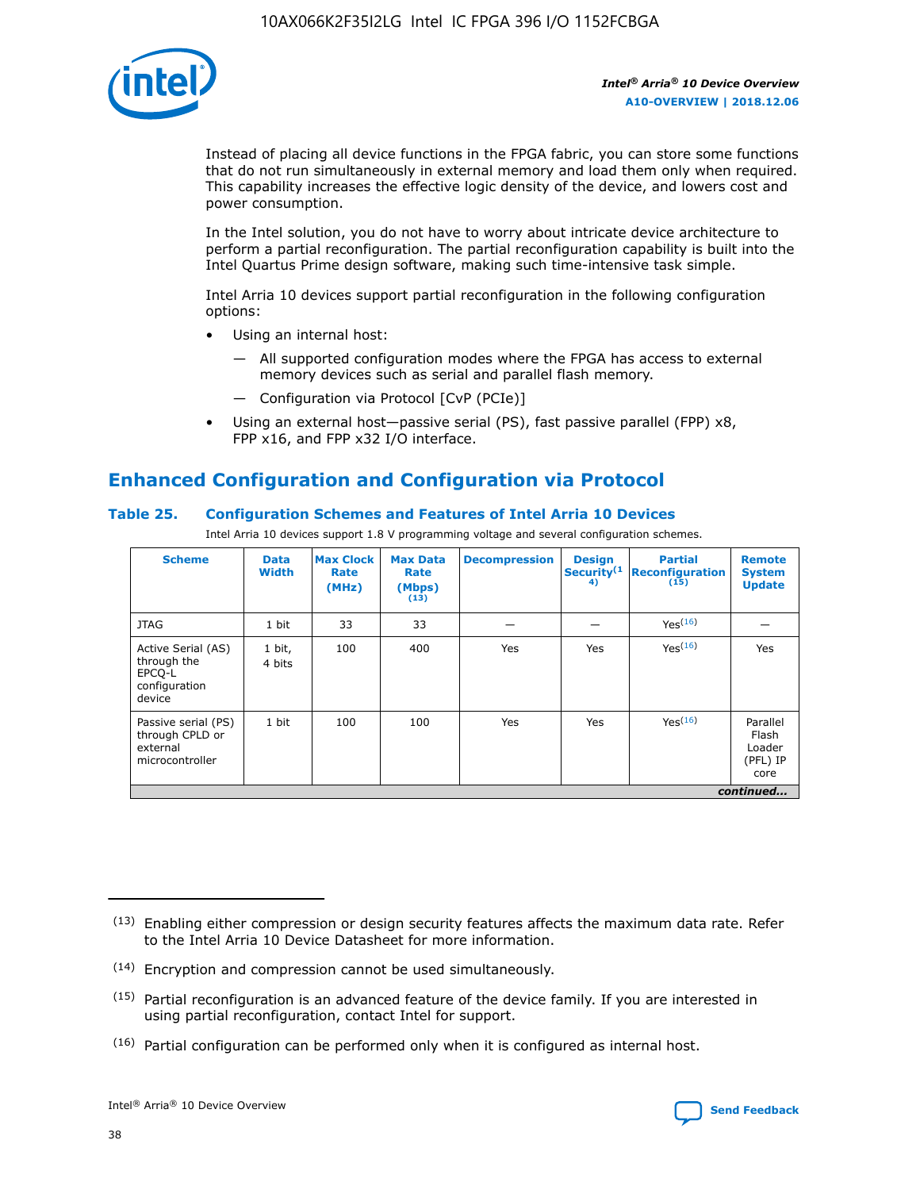Instead of placing all device functions in the FPGA fabric, you can store some functions that do not run simultaneously in external memory and load them only when required. This capability increases the effective logic density of the device, and lowers cost and power consumption.

In the Intel solution, you do not have to worry about intricate device architecture to perform a partial reconfiguration. The partial reconfiguration capability is built into the Intel Quartus Prime design software, making such time-intensive task simple.

Intel Arria 10 devices support partial reconfiguration in the following configuration options:

- Using an internal host:
  - — All supported configuration modes where the FPGA has access to external memory devices such as serial and parallel flash memory.
  - — Configuration via Protocol [CvP (PCIe)]
- Using an external host—passive serial (PS), fast passive parallel (FPP) x8, FPP x16, and FPP x32 I/O interface.

## Enhanced Configuration and Configuration via Protocol

### Table 25. Configuration Schemes and Features of Intel Arria 10 Devices

Intel Arria 10 devices support 1.8 V programming voltage and several configuration schemes.

| Scheme | Data Width | Max Clock Rate (MHz) | Max Data Rate (Mbps) (13) | Decompression | Design Security(14) | Partial Reconfiguration (15) | Remote System Update |
|---|---|---|---|---|---|---|---|
| JTAG | 1 bit | 33 | 33 | — | — | Yes(16) | — |
| Active Serial (AS) through the EPCQ-L configuration device | 1 bit, 4 bits | 100 | 400 | Yes | Yes | Yes(16) | Yes |
| Passive serial (PS) through CPLD or external microcontroller | 1 bit | 100 | 100 | Yes | Yes | Yes(16) | Parallel Flash Loader (PFL) IP core |

*continued...*

(13) Enabling either compression or design security features affects the maximum data rate. Refer to the Intel Arria 10 Device Datasheet for more information.

(14) Encryption and compression cannot be used simultaneously.

(15) Partial reconfiguration is an advanced feature of the device family. If you are interested in using partial reconfiguration, contact Intel for support.

(16) Partial configuration can be performed only when it is configured as internal host.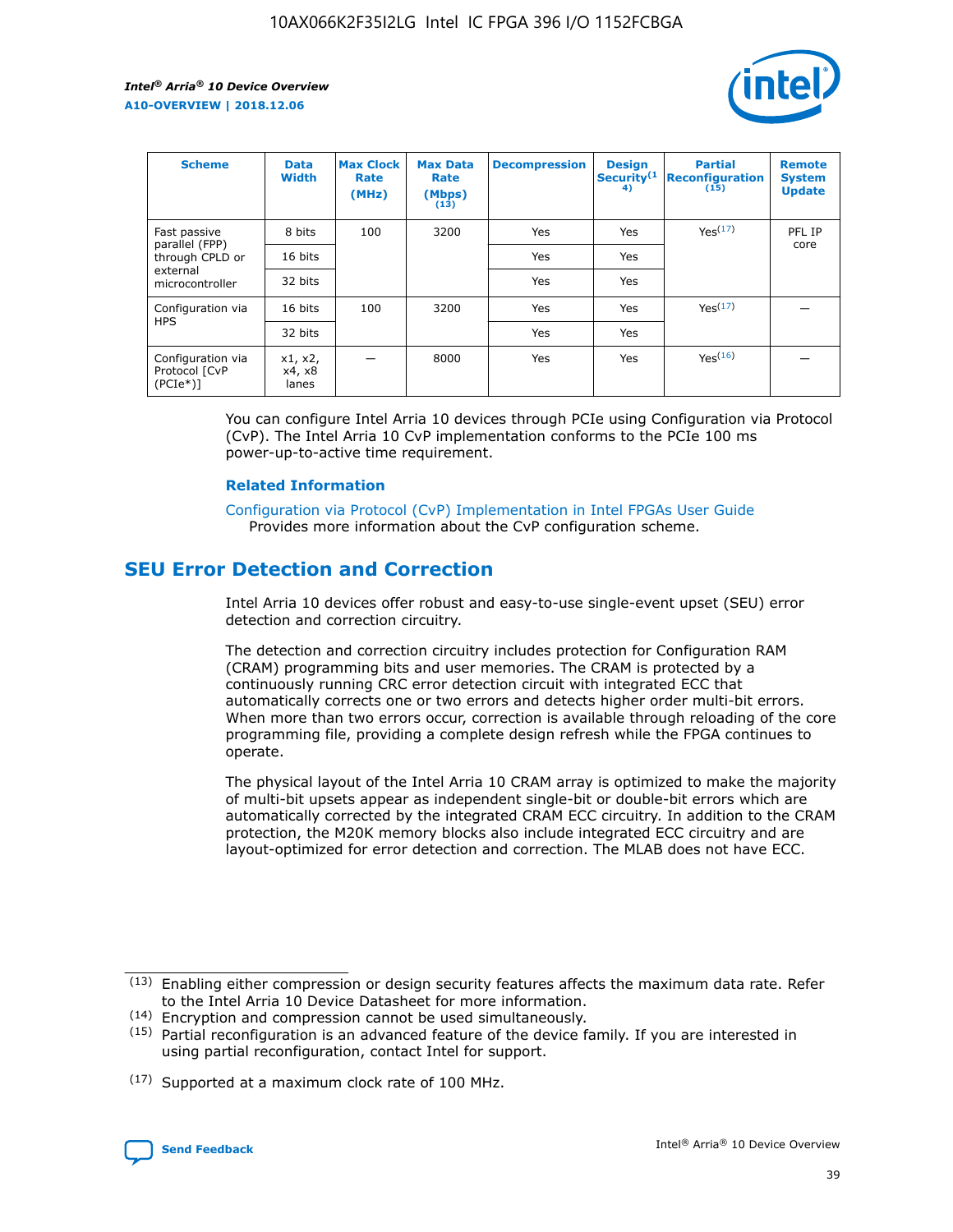| Scheme | Data Width | Max Clock Rate (MHz) | Max Data Rate (Mbps) (13) | Decompression | Design Security(14) | Partial Reconfiguration (15) | Remote System Update |
| --- | --- | --- | --- | --- | --- | --- | --- |
| Fast passive parallel (FPP) through CPLD or external microcontroller | 8 bits | 100 | 3200 | Yes | Yes | Yes(17) | PFL IP core |
| | 16 bits | | | Yes | Yes | | |
| | 32 bits | | | Yes | Yes | | |
| Configuration via HPS | 16 bits | 100 | 3200 | Yes | Yes | Yes(17) | — |
| | 32 bits | | | Yes | Yes | | |
| Configuration via Protocol [CvP (PCIe*)] | x1, x2, x4, x8 lanes | — | 8000 | Yes | Yes | Yes(16) | — |

You can configure Intel Arria 10 devices through PCIe using Configuration via Protocol (CvP). The Intel Arria 10 CvP implementation conforms to the PCIe 100 ms power-up-to-active time requirement.

**Related Information**

Configuration via Protocol (CvP) Implementation in Intel FPGAs User Guide
Provides more information about the CvP configuration scheme.

## SEU Error Detection and Correction

Intel Arria 10 devices offer robust and easy-to-use single-event upset (SEU) error detection and correction circuitry.

The detection and correction circuitry includes protection for Configuration RAM (CRAM) programming bits and user memories. The CRAM is protected by a continuously running CRC error detection circuit with integrated ECC that automatically corrects one or two errors and detects higher order multi-bit errors. When more than two errors occur, correction is available through reloading of the core programming file, providing a complete design refresh while the FPGA continues to operate.

The physical layout of the Intel Arria 10 CRAM array is optimized to make the majority of multi-bit upsets appear as independent single-bit or double-bit errors which are automatically corrected by the integrated CRAM ECC circuitry. In addition to the CRAM protection, the M20K memory blocks also include integrated ECC circuitry and are layout-optimized for error detection and correction. The MLAB does not have ECC.

(13) Enabling either compression or design security features affects the maximum data rate. Refer to the Intel Arria 10 Device Datasheet for more information.

(14) Encryption and compression cannot be used simultaneously.

(15) Partial reconfiguration is an advanced feature of the device family. If you are interested in using partial reconfiguration, contact Intel for support.

(17) Supported at a maximum clock rate of 100 MHz.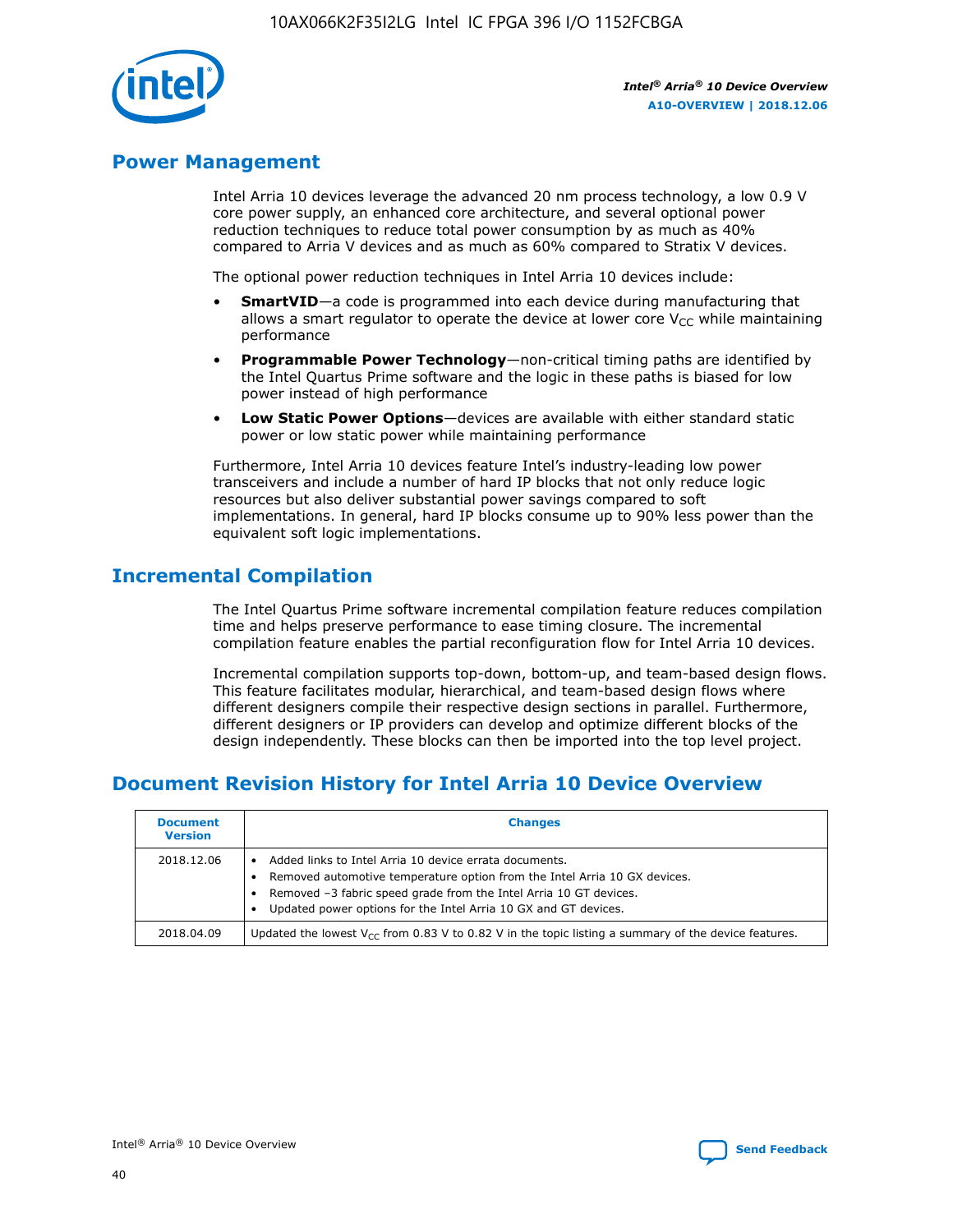## Power Management

Intel Arria 10 devices leverage the advanced 20 nm process technology, a low 0.9 V core power supply, an enhanced core architecture, and several optional power reduction techniques to reduce total power consumption by as much as 40% compared to Arria V devices and as much as 60% compared to Stratix V devices.

The optional power reduction techniques in Intel Arria 10 devices include:

- **SmartVID**—a code is programmed into each device during manufacturing that allows a smart regulator to operate the device at lower core $V_{CC}$ while maintaining performance
- **Programmable Power Technology**—non-critical timing paths are identified by the Intel Quartus Prime software and the logic in these paths is biased for low power instead of high performance
- **Low Static Power Options**—devices are available with either standard static power or low static power while maintaining performance

Furthermore, Intel Arria 10 devices feature Intel's industry-leading low power transceivers and include a number of hard IP blocks that not only reduce logic resources but also deliver substantial power savings compared to soft implementations. In general, hard IP blocks consume up to 90% less power than the equivalent soft logic implementations.

## Incremental Compilation

The Intel Quartus Prime software incremental compilation feature reduces compilation time and helps preserve performance to ease timing closure. The incremental compilation feature enables the partial reconfiguration flow for Intel Arria 10 devices.

Incremental compilation supports top-down, bottom-up, and team-based design flows. This feature facilitates modular, hierarchical, and team-based design flows where different designers compile their respective design sections in parallel. Furthermore, different designers or IP providers can develop and optimize different blocks of the design independently. These blocks can then be imported into the top level project.

## Document Revision History for Intel Arria 10 Device Overview

| Document Version | Changes |
| --- | --- |
| 2018.12.06 | • Added links to Intel Arria 10 device errata documents.<br>• Removed automotive temperature option from the Intel Arria 10 GX devices.<br>• Removed –3 fabric speed grade from the Intel Arria 10 GT devices.<br>• Updated power options for the Intel Arria 10 GX and GT devices. |
| 2018.04.09 | Updated the lowest $V_{CC}$ from 0.83 V to 0.82 V in the topic listing a summary of the device features. |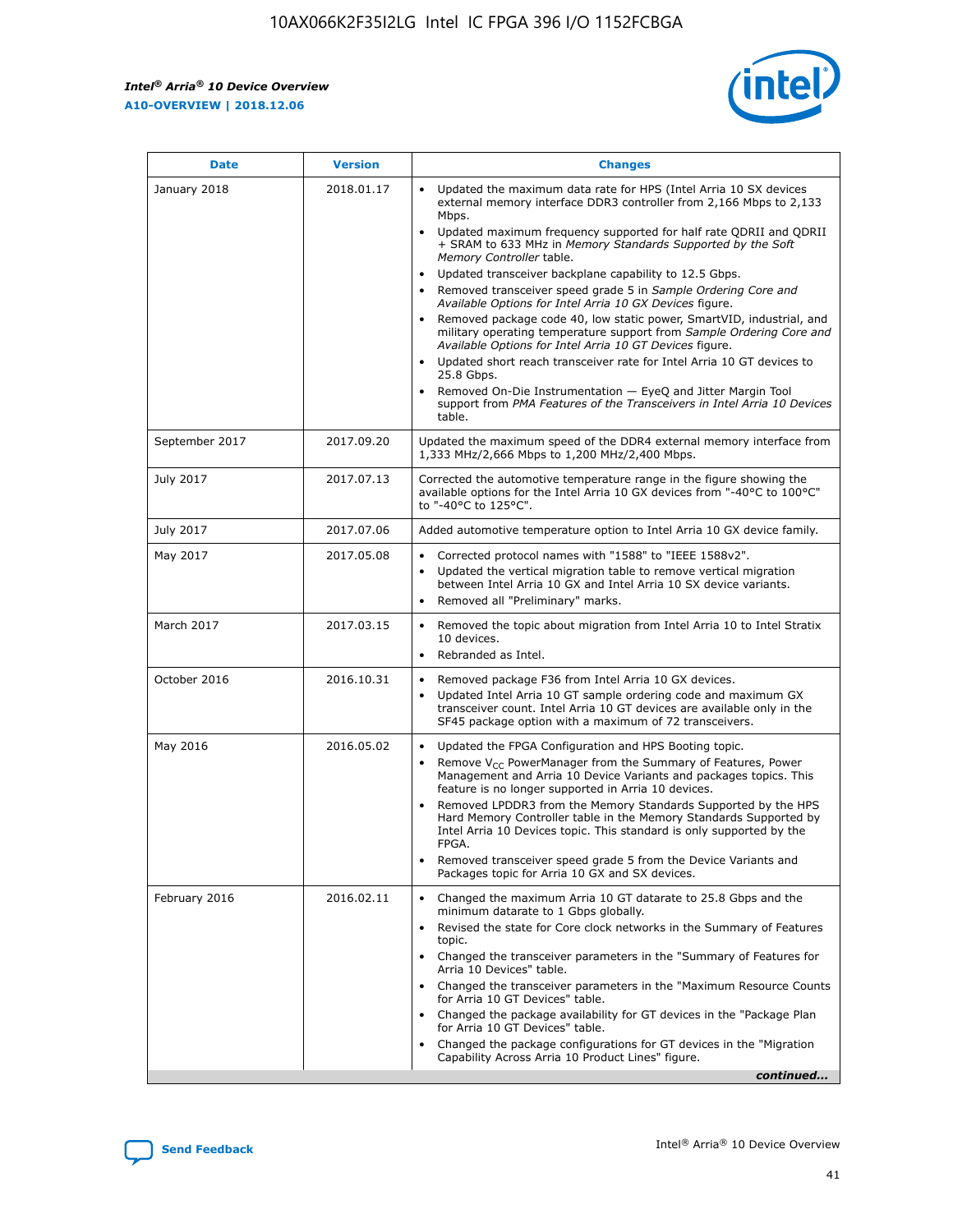| Date | Version | Changes |
| --- | --- | --- |
| January 2018 | 2018.01.17 | • Updated the maximum data rate for HPS (Intel Arria 10 SX devices external memory interface DDR3 controller from 2,166 Mbps to 2,133 Mbps.<br>• Updated maximum frequency supported for half rate QDRII and QDRII + SRAM to 633 MHz in *Memory Standards Supported by the Soft Memory Controller* table.<br>• Updated transceiver backplane capability to 12.5 Gbps.<br>• Removed transceiver speed grade 5 in *Sample Ordering Core and Available Options for Intel Arria 10 GX Devices* figure.<br>• Removed package code 40, low static power, SmartVID, industrial, and military operating temperature support from *Sample Ordering Core and Available Options for Intel Arria 10 GT Devices* figure.<br>• Updated short reach transceiver rate for Intel Arria 10 GT devices to 25.8 Gbps.<br>• Removed On-Die Instrumentation — EyeQ and Jitter Margin Tool support from *PMA Features of the Transceivers in Intel Arria 10 Devices* table. |
| September 2017 | 2017.09.20 | Updated the maximum speed of the DDR4 external memory interface from 1,333 MHz/2,666 Mbps to 1,200 MHz/2,400 Mbps. |
| July 2017 | 2017.07.13 | Corrected the automotive temperature range in the figure showing the available options for the Intel Arria 10 GX devices from "-40°C to 100°C" to "-40°C to 125°C". |
| July 2017 | 2017.07.06 | Added automotive temperature option to Intel Arria 10 GX device family. |
| May 2017 | 2017.05.08 | • Corrected protocol names with "1588" to "IEEE 1588v2".<br>• Updated the vertical migration table to remove vertical migration between Intel Arria 10 GX and Intel Arria 10 SX device variants.<br>• Removed all "Preliminary" marks. |
| March 2017 | 2017.03.15 | • Removed the topic about migration from Intel Arria 10 to Intel Stratix 10 devices.<br>• Rebranded as Intel. |
| October 2016 | 2016.10.31 | • Removed package F36 from Intel Arria 10 GX devices.<br>• Updated Intel Arria 10 GT sample ordering code and maximum GX transceiver count. Intel Arria 10 GT devices are available only in the SF45 package option with a maximum of 72 transceivers. |
| May 2016 | 2016.05.02 | • Updated the FPGA Configuration and HPS Booting topic.<br>• Remove $V_{CC}$ PowerManager from the Summary of Features, Power Management and Arria 10 Device Variants and packages topics. This feature is no longer supported in Arria 10 devices.<br>• Removed LPDDR3 from the Memory Standards Supported by the HPS Hard Memory Controller table in the Memory Standards Supported by Intel Arria 10 Devices topic. This standard is only supported by the FPGA.<br>• Removed transceiver speed grade 5 from the Device Variants and Packages topic for Arria 10 GX and SX devices. |
| February 2016 | 2016.02.11 | • Changed the maximum Arria 10 GT datarate to 25.8 Gbps and the minimum datarate to 1 Gbps globally.<br>• Revised the state for Core clock networks in the Summary of Features topic.<br>• Changed the transceiver parameters in the "Summary of Features for Arria 10 Devices" table.<br>• Changed the transceiver parameters in the "Maximum Resource Counts for Arria 10 GT Devices" table.<br>• Changed the package availability for GT devices in the "Package Plan for Arria 10 GT Devices" table.<br>• Changed the package configurations for GT devices in the "Migration Capability Across Arria 10 Product Lines" figure. |

*continued...*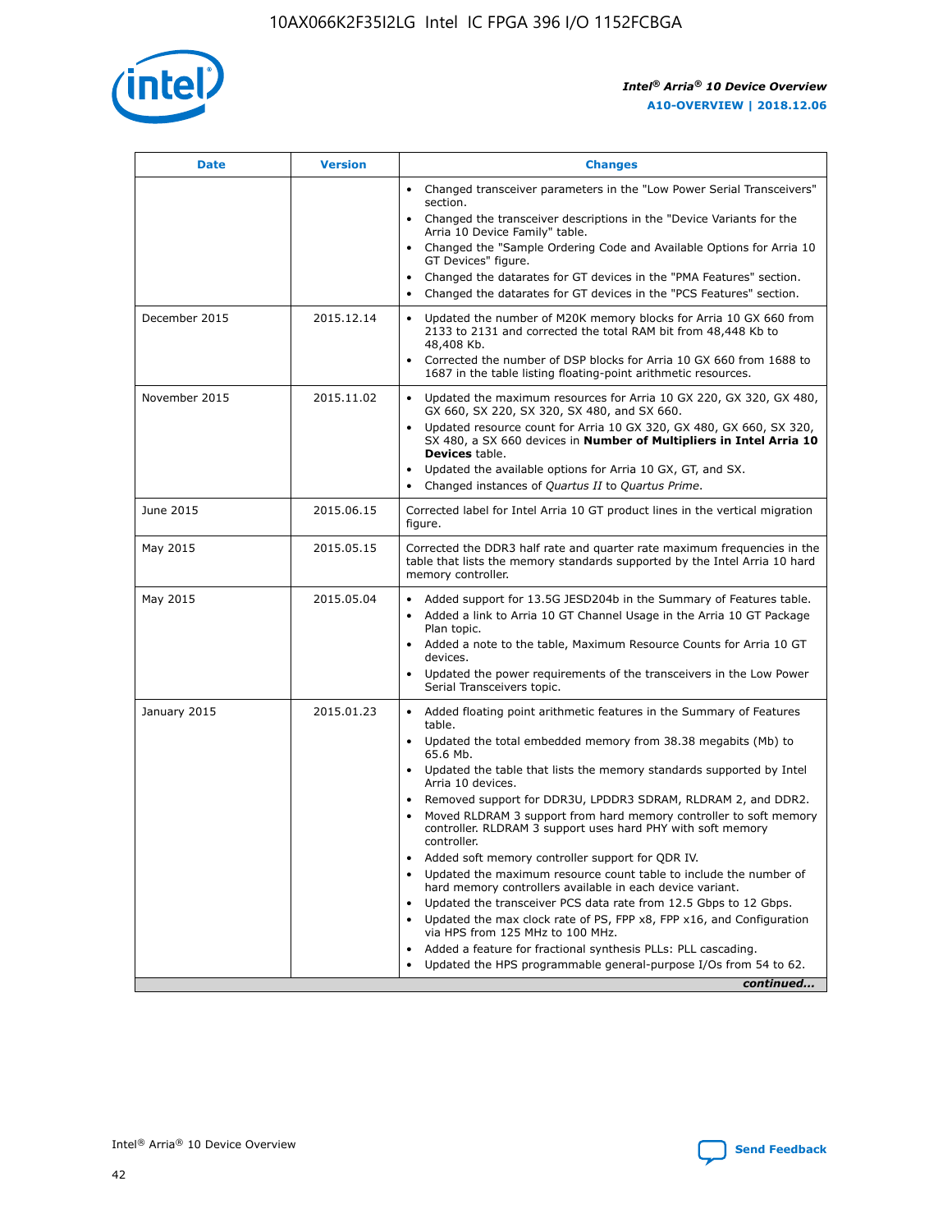| Date | Version | Changes |
| --- | --- | --- |
| | | • Changed transceiver parameters in the "Low Power Serial Transceivers" section.<br>• Changed the transceiver descriptions in the "Device Variants for the Arria 10 Device Family" table.<br>• Changed the "Sample Ordering Code and Available Options for Arria 10 GT Devices" figure.<br>• Changed the datarates for GT devices in the "PMA Features" section.<br>• Changed the datarates for GT devices in the "PCS Features" section. |
| December 2015 | 2015.12.14 | • Updated the number of M20K memory blocks for Arria 10 GX 660 from 2133 to 2131 and corrected the total RAM bit from 48,448 Kb to 48,408 Kb.<br>• Corrected the number of DSP blocks for Arria 10 GX 660 from 1688 to 1687 in the table listing floating-point arithmetic resources. |
| November 2015 | 2015.11.02 | • Updated the maximum resources for Arria 10 GX 220, GX 320, GX 480, GX 660, SX 220, SX 320, SX 480, and SX 660.<br>• Updated resource count for Arria 10 GX 320, GX 480, GX 660, SX 320, SX 480, a SX 660 devices in **Number of Multipliers in Intel Arria 10 Devices** table.<br>• Updated the available options for Arria 10 GX, GT, and SX.<br>• Changed instances of *Quartus II* to *Quartus Prime*. |
| June 2015 | 2015.06.15 | Corrected label for Intel Arria 10 GT product lines in the vertical migration figure. |
| May 2015 | 2015.05.15 | Corrected the DDR3 half rate and quarter rate maximum frequencies in the table that lists the memory standards supported by the Intel Arria 10 hard memory controller. |
| May 2015 | 2015.05.04 | • Added support for 13.5G JESD204b in the Summary of Features table.<br>• Added a link to Arria 10 GT Channel Usage in the Arria 10 GT Package Plan topic.<br>• Added a note to the table, Maximum Resource Counts for Arria 10 GT devices.<br>• Updated the power requirements of the transceivers in the Low Power Serial Transceivers topic. |
| January 2015 | 2015.01.23 | • Added floating point arithmetic features in the Summary of Features table.<br>• Updated the total embedded memory from 38.38 megabits (Mb) to 65.6 Mb.<br>• Updated the table that lists the memory standards supported by Intel Arria 10 devices.<br>• Removed support for DDR3U, LPDDR3 SDRAM, RLDRAM 2, and DDR2.<br>• Moved RLDRAM 3 support from hard memory controller to soft memory controller. RLDRAM 3 support uses hard PHY with soft memory controller.<br>• Added soft memory controller support for QDR IV.<br>• Updated the maximum resource count table to include the number of hard memory controllers available in each device variant.<br>• Updated the transceiver PCS data rate from 12.5 Gbps to 12 Gbps.<br>• Updated the max clock rate of PS, FPP x8, FPP x16, and Configuration via HPS from 125 MHz to 100 MHz.<br>• Added a feature for fractional synthesis PLLs: PLL cascading.<br>• Updated the HPS programmable general-purpose I/Os from 54 to 62. |

*continued...*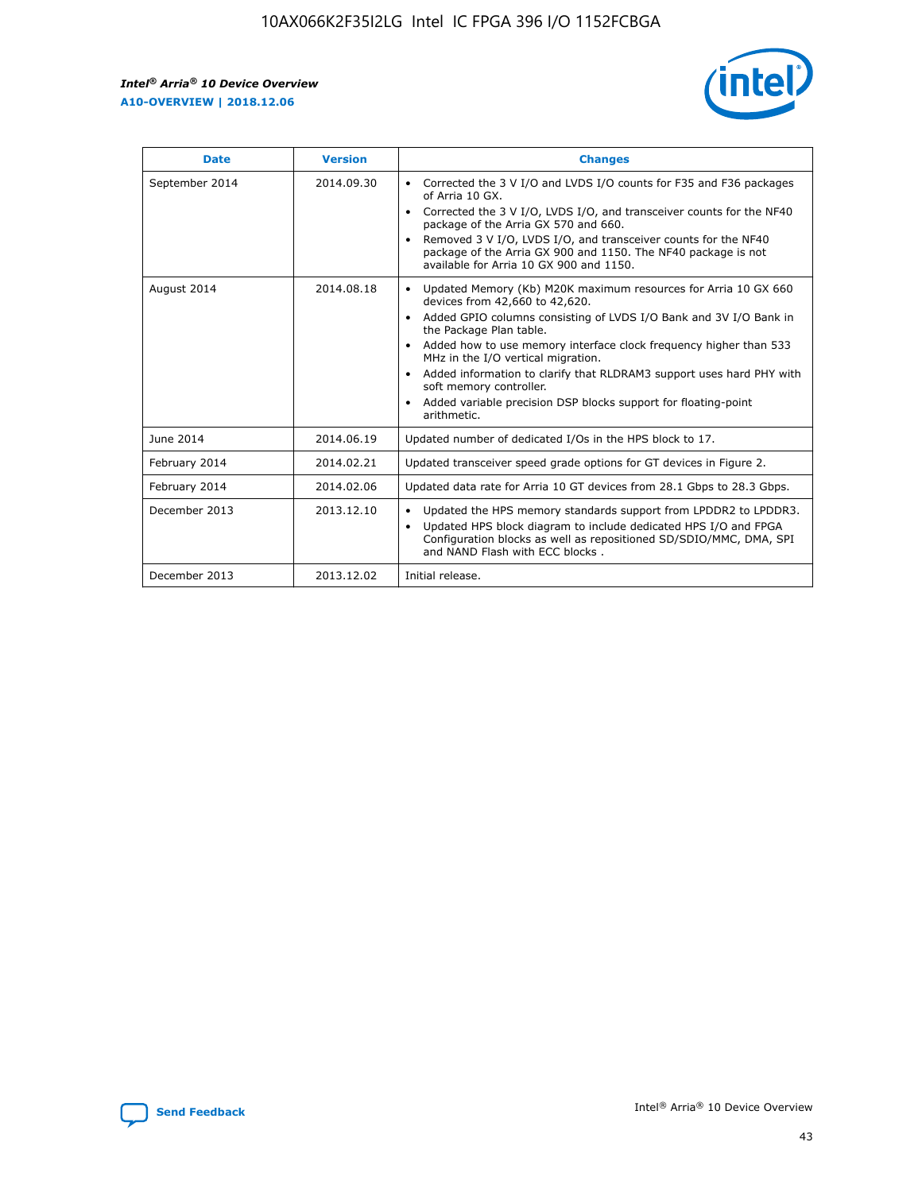| Date | Version | Changes |
| --- | --- | --- |
| September 2014 | 2014.09.30 | • Corrected the 3 V I/O and LVDS I/O counts for F35 and F36 packages of Arria 10 GX. • Corrected the 3 V I/O, LVDS I/O, and transceiver counts for the NF40 package of the Arria GX 570 and 660. • Removed 3 V I/O, LVDS I/O, and transceiver counts for the NF40 package of the Arria GX 900 and 1150. The NF40 package is not available for Arria 10 GX 900 and 1150. |
| August 2014 | 2014.08.18 | • Updated Memory (Kb) M20K maximum resources for Arria 10 GX 660 devices from 42,660 to 42,620. • Added GPIO columns consisting of LVDS I/O Bank and 3V I/O Bank in the Package Plan table. • Added how to use memory interface clock frequency higher than 533 MHz in the I/O vertical migration. • Added information to clarify that RLDRAM3 support uses hard PHY with soft memory controller. • Added variable precision DSP blocks support for floating-point arithmetic. |
| June 2014 | 2014.06.19 | Updated number of dedicated I/Os in the HPS block to 17. |
| February 2014 | 2014.02.21 | Updated transceiver speed grade options for GT devices in Figure 2. |
| February 2014 | 2014.02.06 | Updated data rate for Arria 10 GT devices from 28.1 Gbps to 28.3 Gbps. |
| December 2013 | 2013.12.10 | • Updated the HPS memory standards support from LPDDR2 to LPDDR3. • Updated HPS block diagram to include dedicated HPS I/O and FPGA Configuration blocks as well as repositioned SD/SDIO/MMC, DMA, SPI and NAND Flash with ECC blocks . |
| December 2013 | 2013.12.02 | Initial release. |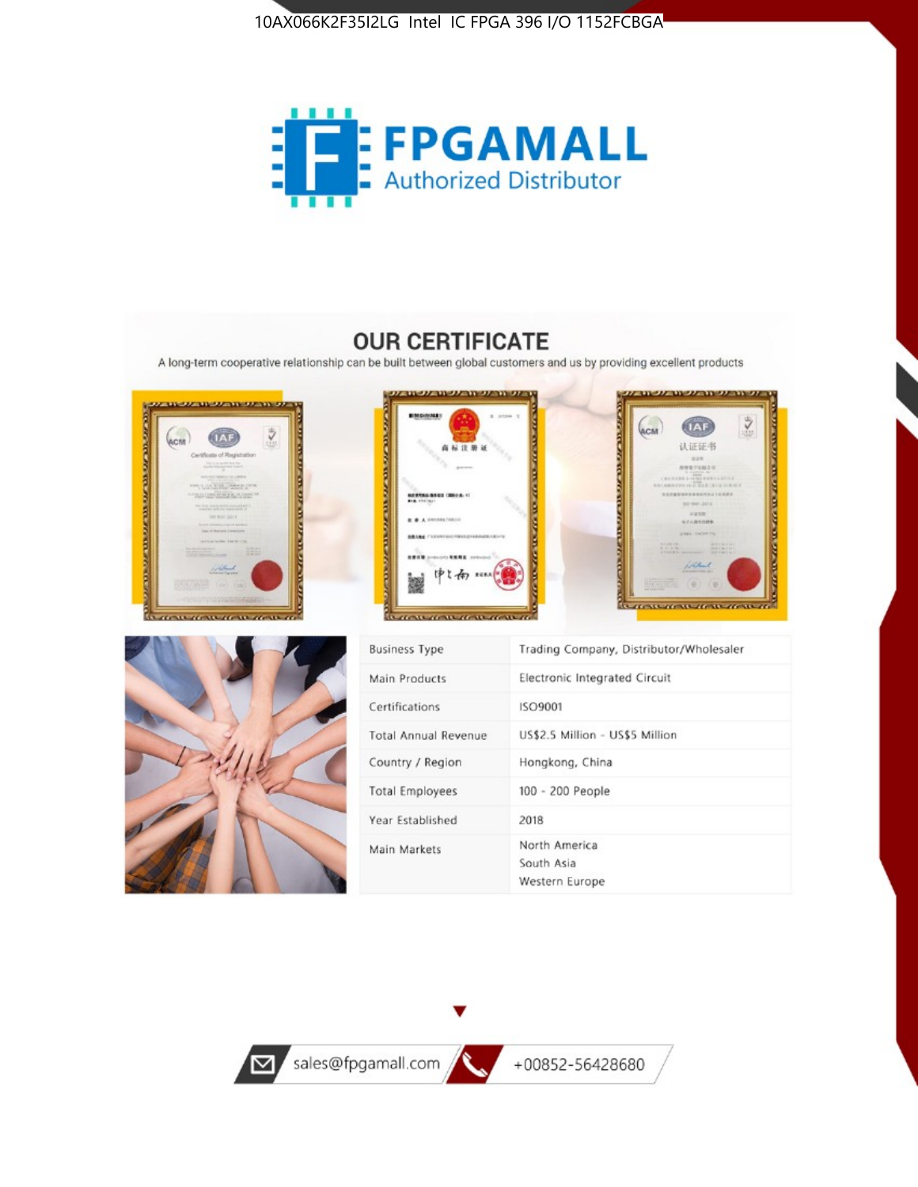FPGAMALL
Authorized Distributor

## OUR CERTIFICATE

A long-term cooperative relationship can be built between global customers and us by providing excellent products

| | |
|---|---|
| Business Type | Trading Company, Distributor/Wholesaler |
| Main Products | Electronic Integrated Circuit |
| Certifications | ISO9001 |
| Total Annual Revenue | US$2.5 Million - US$5 Million |
| Country / Region | Hongkong, China |
| Total Employees | 100 - 200 People |
| Year Established | 2018 |
| Main Markets | North America<br>South Asia<br>Western Europe |

sales@fpgamall.com

+00852-56428680